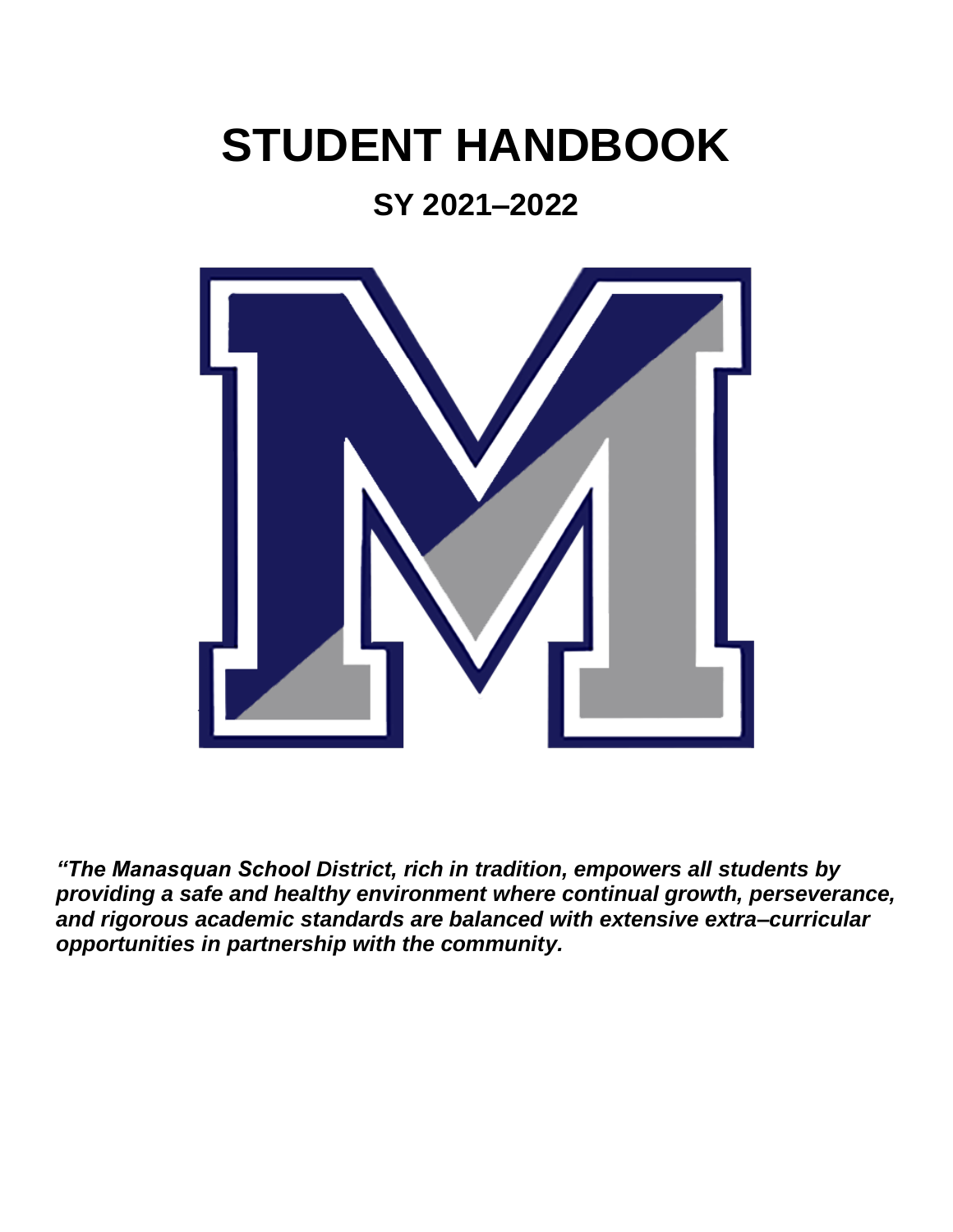# STUDENT HANDBOOK

## SY 2021–2022

***"The Manasquan School District, rich in tradition, empowers all students by providing a safe and healthy environment where continual growth, perseverance, and rigorous academic standards are balanced with extensive extra–curricular opportunities in partnership with the community.***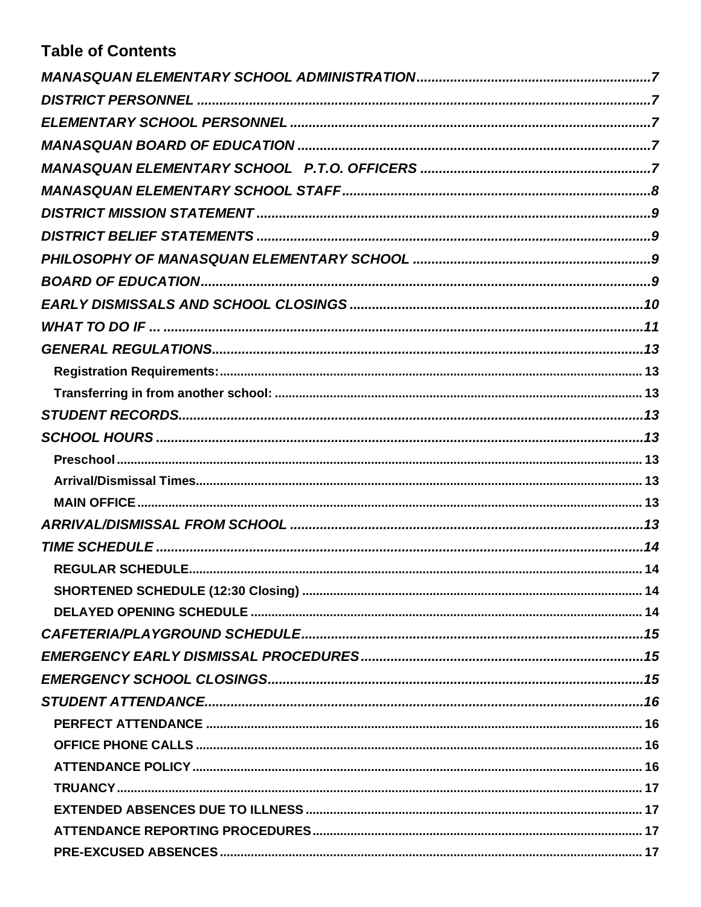## Table of Contents

*MANASQUAN ELEMENTARY SCHOOL ADMINISTRATION* .......... 7
*DISTRICT PERSONNEL* .......... 7
*ELEMENTARY SCHOOL PERSONNEL* .......... 7
*MANASQUAN BOARD OF EDUCATION* .......... 7
*MANASQUAN ELEMENTARY SCHOOL P.T.O. OFFICERS* .......... 7
*MANASQUAN ELEMENTARY SCHOOL STAFF* .......... 8
*DISTRICT MISSION STATEMENT* .......... 9
*DISTRICT BELIEF STATEMENTS* .......... 9
*PHILOSOPHY OF MANASQUAN ELEMENTARY SCHOOL* .......... 9
*BOARD OF EDUCATION* .......... 9
*EARLY DISMISSALS AND SCHOOL CLOSINGS* .......... 10
*WHAT TO DO IF ...* .......... 11
*GENERAL REGULATIONS* .......... 13
- Registration Requirements: .......... 13
- Transferring in from another school: .......... 13

*STUDENT RECORDS* .......... 13
*SCHOOL HOURS* .......... 13
- Preschool .......... 13
- Arrival/Dismissal Times .......... 13
- MAIN OFFICE .......... 13

*ARRIVAL/DISMISSAL FROM SCHOOL* .......... 13
*TIME SCHEDULE* .......... 14
- REGULAR SCHEDULE .......... 14
- SHORTENED SCHEDULE (12:30 Closing) .......... 14
- DELAYED OPENING SCHEDULE .......... 14

*CAFETERIA/PLAYGROUND SCHEDULE* .......... 15
*EMERGENCY EARLY DISMISSAL PROCEDURES* .......... 15
*EMERGENCY SCHOOL CLOSINGS* .......... 15
*STUDENT ATTENDANCE* .......... 16
- PERFECT ATTENDANCE .......... 16
- OFFICE PHONE CALLS .......... 16
- ATTENDANCE POLICY .......... 16
- TRUANCY .......... 17
- EXTENDED ABSENCES DUE TO ILLNESS .......... 17
- ATTENDANCE REPORTING PROCEDURES .......... 17
- PRE-EXCUSED ABSENCES .......... 17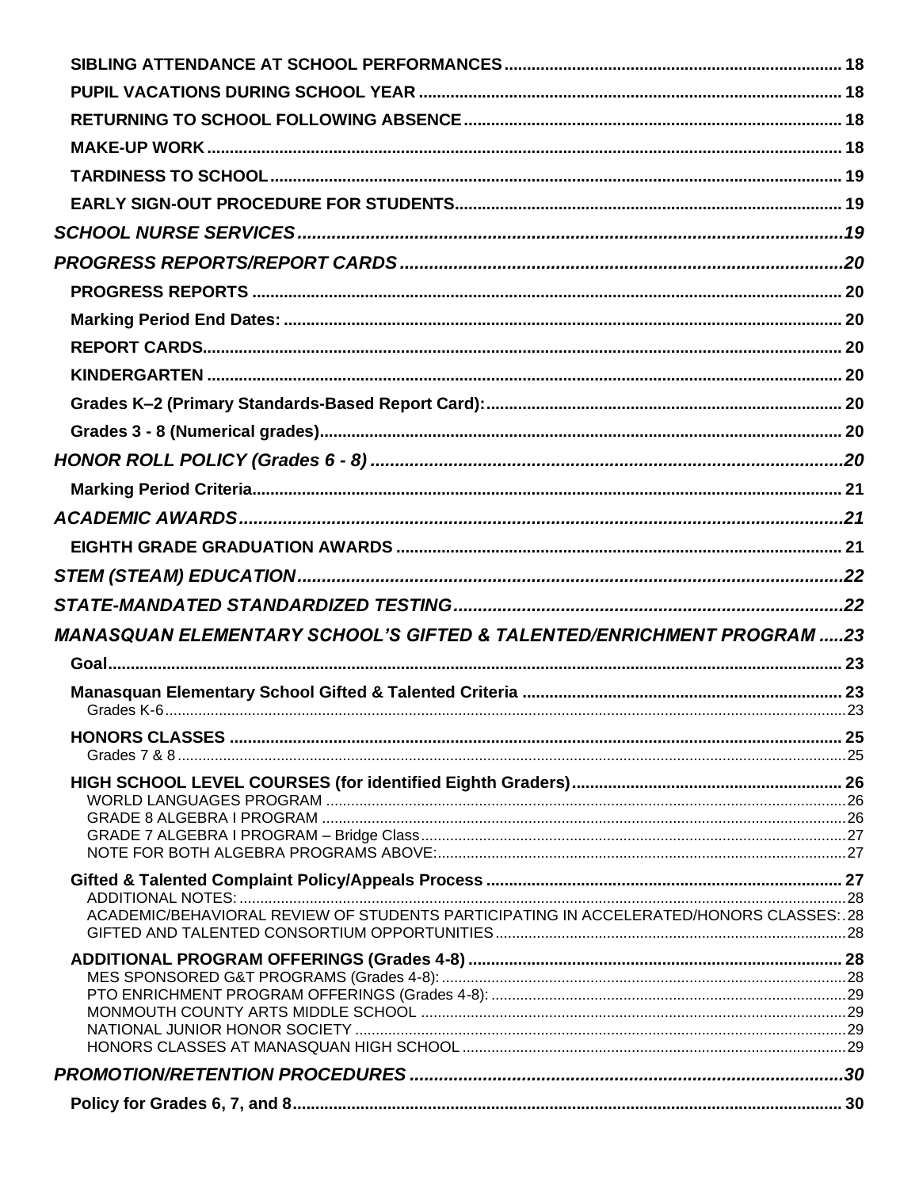- **SIBLING ATTENDANCE AT SCHOOL PERFORMANCES** ........ 18
- **PUPIL VACATIONS DURING SCHOOL YEAR** ........ 18
- **RETURNING TO SCHOOL FOLLOWING ABSENCE** ........ 18
- **MAKE-UP WORK** ........ 18
- **TARDINESS TO SCHOOL** ........ 19
- **EARLY SIGN-OUT PROCEDURE FOR STUDENTS** ........ 19

***SCHOOL NURSE SERVICES*** ........ *19*

***PROGRESS REPORTS/REPORT CARDS*** ........ *20*

- **PROGRESS REPORTS** ........ 20
- **Marking Period End Dates:** ........ 20
- **REPORT CARDS** ........ 20
- **KINDERGARTEN** ........ 20
- **Grades K–2 (Primary Standards-Based Report Card):** ........ 20
- **Grades 3 - 8 (Numerical grades)** ........ 20

***HONOR ROLL POLICY (Grades 6 - 8)*** ........ *20*

- **Marking Period Criteria** ........ 21

***ACADEMIC AWARDS*** ........ *21*

- **EIGHTH GRADE GRADUATION AWARDS** ........ 21

***STEM (STEAM) EDUCATION*** ........ *22*

***STATE-MANDATED STANDARDIZED TESTING*** ........ *22*

***MANASQUAN ELEMENTARY SCHOOL'S GIFTED & TALENTED/ENRICHMENT PROGRAM*** ........ *23*

- **Goal** ........ 23
- **Manasquan Elementary School Gifted & Talented Criteria** ........ 23
  - Grades K-6 ........ 23
- **HONORS CLASSES** ........ 25
  - Grades 7 & 8 ........ 25
- **HIGH SCHOOL LEVEL COURSES (for identified Eighth Graders)** ........ 26
  - WORLD LANGUAGES PROGRAM ........ 26
  - GRADE 8 ALGEBRA I PROGRAM ........ 26
  - GRADE 7 ALGEBRA I PROGRAM – Bridge Class ........ 27
  - NOTE FOR BOTH ALGEBRA PROGRAMS ABOVE: ........ 27
- **Gifted & Talented Complaint Policy/Appeals Process** ........ 27
  - ADDITIONAL NOTES: ........ 28
  - ACADEMIC/BEHAVIORAL REVIEW OF STUDENTS PARTICIPATING IN ACCELERATED/HONORS CLASSES: ........ 28
  - GIFTED AND TALENTED CONSORTIUM OPPORTUNITIES ........ 28
- **ADDITIONAL PROGRAM OFFERINGS (Grades 4-8)** ........ 28
  - MES SPONSORED G&T PROGRAMS (Grades 4-8): ........ 28
  - PTO ENRICHMENT PROGRAM OFFERINGS (Grades 4-8): ........ 29
  - MONMOUTH COUNTY ARTS MIDDLE SCHOOL ........ 29
  - NATIONAL JUNIOR HONOR SOCIETY ........ 29
  - HONORS CLASSES AT MANASQUAN HIGH SCHOOL ........ 29

***PROMOTION/RETENTION PROCEDURES*** ........ *30*

- **Policy for Grades 6, 7, and 8** ........ 30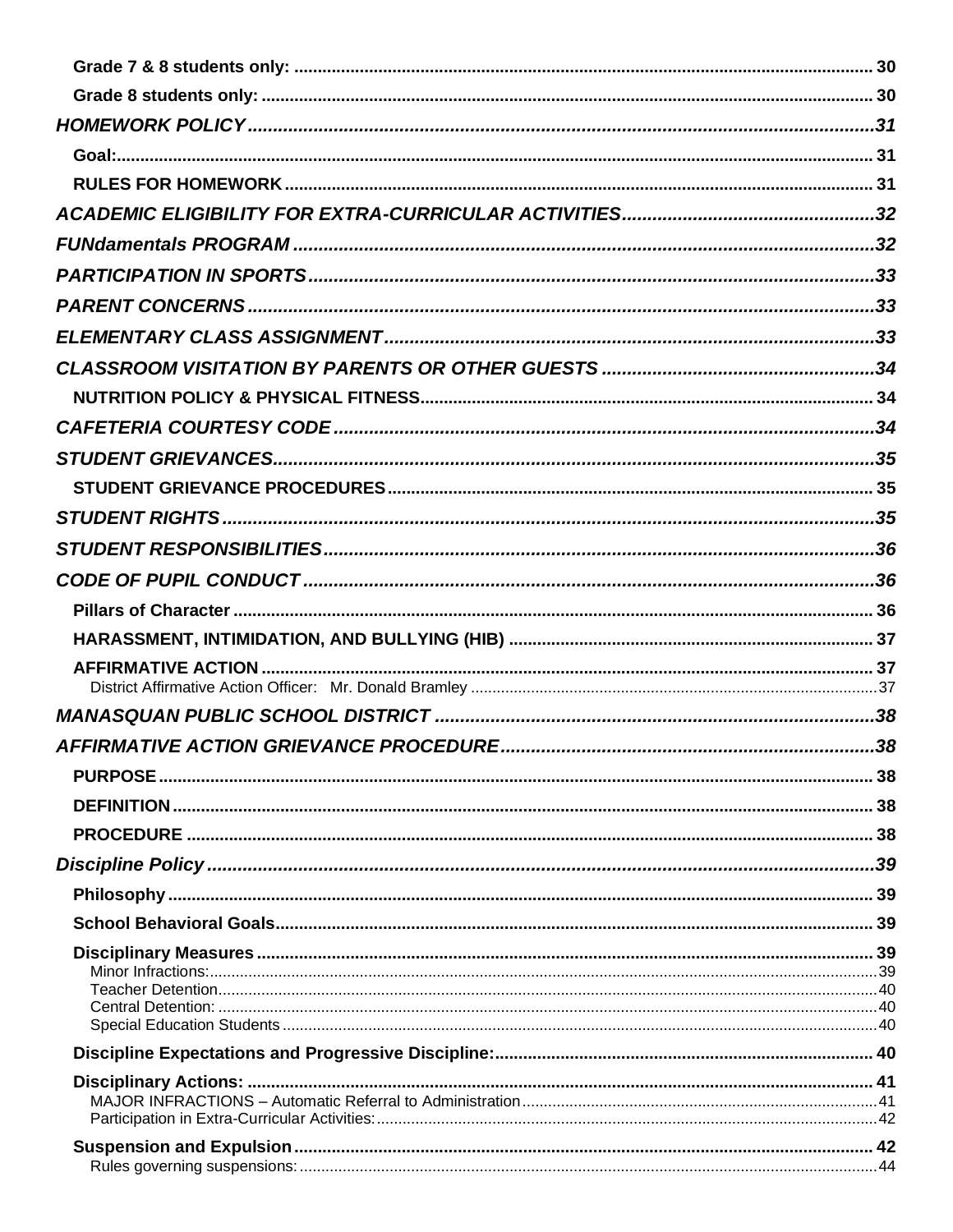Grade 7 & 8 students only: .......... 30
Grade 8 students only: .......... 30
*HOMEWORK POLICY* .......... *31*
Goal: .......... 31
RULES FOR HOMEWORK .......... 31
*ACADEMIC ELIGIBILITY FOR EXTRA-CURRICULAR ACTIVITIES* .......... *32*
*FUNdamentals PROGRAM* .......... *32*
*PARTICIPATION IN SPORTS* .......... *33*
*PARENT CONCERNS* .......... *33*
*ELEMENTARY CLASS ASSIGNMENT* .......... *33*
*CLASSROOM VISITATION BY PARENTS OR OTHER GUESTS* .......... *34*
NUTRITION POLICY & PHYSICAL FITNESS .......... 34
*CAFETERIA COURTESY CODE* .......... *34*
*STUDENT GRIEVANCES* .......... *35*
STUDENT GRIEVANCE PROCEDURES .......... 35
*STUDENT RIGHTS* .......... *35*
*STUDENT RESPONSIBILITIES* .......... *36*
*CODE OF PUPIL CONDUCT* .......... *36*
Pillars of Character .......... 36
HARASSMENT, INTIMIDATION, AND BULLYING (HIB) .......... 37
AFFIRMATIVE ACTION .......... 37
District Affirmative Action Officer: Mr. Donald Bramley .......... 37
*MANASQUAN PUBLIC SCHOOL DISTRICT* .......... *38*
*AFFIRMATIVE ACTION GRIEVANCE PROCEDURE* .......... *38*
PURPOSE .......... 38
DEFINITION .......... 38
PROCEDURE .......... 38
*Discipline Policy* .......... *39*
Philosophy .......... 39
School Behavioral Goals .......... 39
Disciplinary Measures .......... 39
Minor Infractions: .......... 39
Teacher Detention .......... 40
Central Detention: .......... 40
Special Education Students .......... 40
Discipline Expectations and Progressive Discipline: .......... 40
Disciplinary Actions: .......... 41
MAJOR INFRACTIONS – Automatic Referral to Administration .......... 41
Participation in Extra-Curricular Activities: .......... 42
Suspension and Expulsion .......... 42
Rules governing suspensions: .......... 44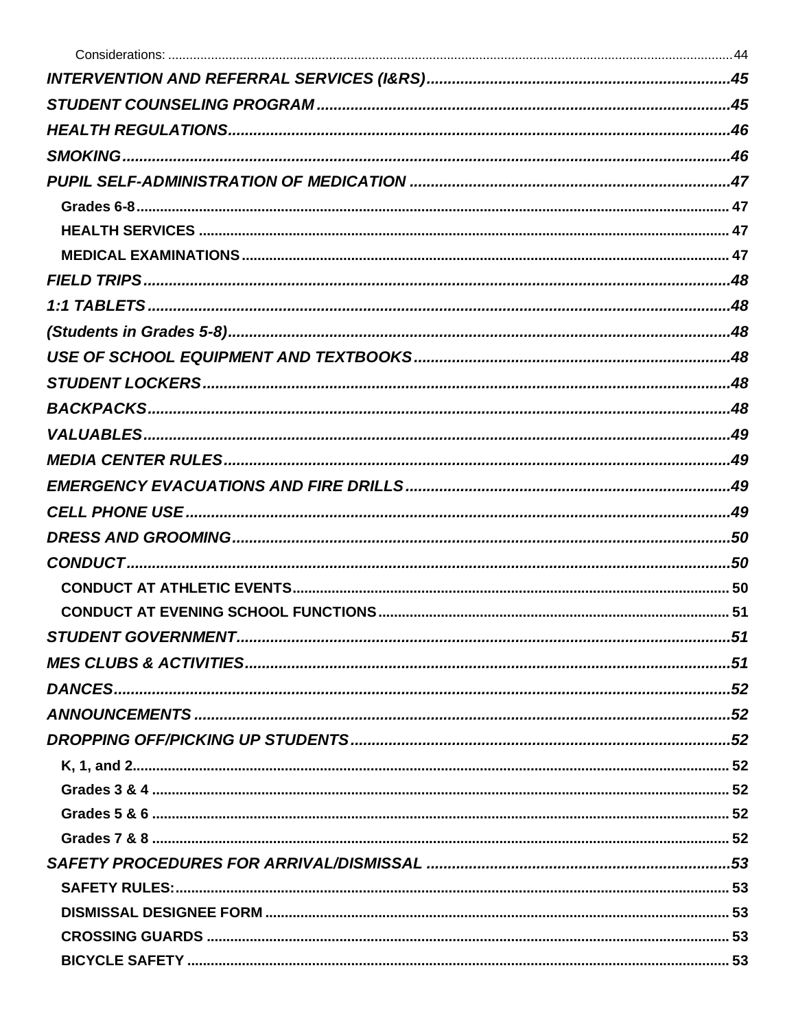Considerations: ............................................................................................................................................................44

***INTERVENTION AND REFERRAL SERVICES (I&RS)*** ........................................................................45

***STUDENT COUNSELING PROGRAM*** ..................................................................................................45

***HEALTH REGULATIONS*** .......................................................................................................................46

***SMOKING*** ..................................................................................................................................................46

***PUPIL SELF-ADMINISTRATION OF MEDICATION*** ...........................................................................47

**Grades 6-8** ....................................................................................................................................................47

**HEALTH SERVICES** ...................................................................................................................................47

**MEDICAL EXAMINATIONS** ........................................................................................................................47

***FIELD TRIPS*** ............................................................................................................................................48

***1:1 TABLETS*** ...........................................................................................................................................48

***(Students in Grades 5-8)*** ........................................................................................................................48

***USE OF SCHOOL EQUIPMENT AND TEXTBOOKS*** ..........................................................................48

***STUDENT LOCKERS*** ..............................................................................................................................48

***BACKPACKS*** ............................................................................................................................................48

***VALUABLES*** ............................................................................................................................................49

***MEDIA CENTER RULES*** ........................................................................................................................49

***EMERGENCY EVACUATIONS AND FIRE DRILLS*** ............................................................................49

***CELL PHONE USE*** ..................................................................................................................................49

***DRESS AND GROOMING*** ......................................................................................................................50

***CONDUCT*** ................................................................................................................................................50

**CONDUCT AT ATHLETIC EVENTS** ...........................................................................................................50

**CONDUCT AT EVENING SCHOOL FUNCTIONS** .....................................................................................51

***STUDENT GOVERNMENT*** ......................................................................................................................51

***MES CLUBS & ACTIVITIES*** ...................................................................................................................51

***DANCES*** ....................................................................................................................................................52

***ANNOUNCEMENTS*** .................................................................................................................................52

***DROPPING OFF/PICKING UP STUDENTS*** .........................................................................................52

**K, 1, and 2** .....................................................................................................................................................52

**Grades 3 & 4** .................................................................................................................................................52

**Grades 5 & 6** .................................................................................................................................................52

**Grades 7 & 8** .................................................................................................................................................52

***SAFETY PROCEDURES FOR ARRIVAL/DISMISSAL*** .......................................................................53

**SAFETY RULES:** ..........................................................................................................................................53

**DISMISSAL DESIGNEE FORM** ...................................................................................................................53

**CROSSING GUARDS** ...................................................................................................................................53

**BICYCLE SAFETY** ........................................................................................................................................53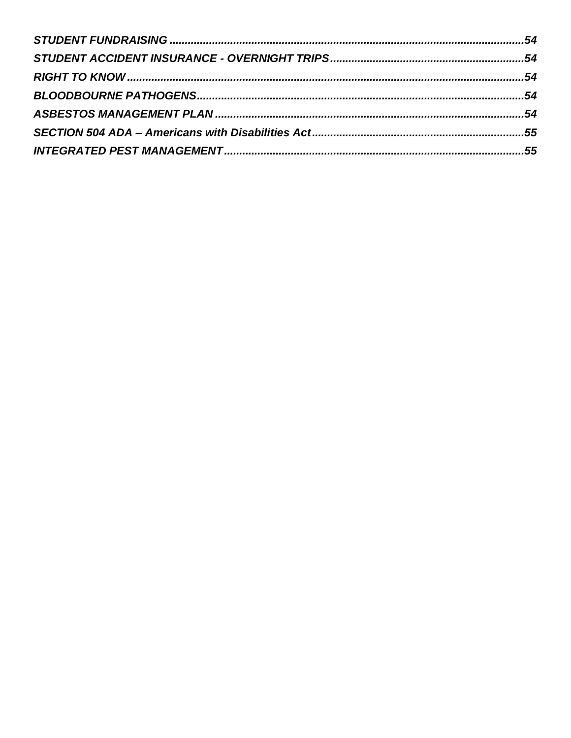***STUDENT FUNDRAISING*** ......................................................................................................... ***54***
***STUDENT ACCIDENT INSURANCE - OVERNIGHT TRIPS*** ................................................................ ***54***
***RIGHT TO KNOW*** ................................................................................................................ ***54***
***BLOODBOURNE PATHOGENS*** ................................................................................................. ***54***
***ASBESTOS MANAGEMENT PLAN*** ............................................................................................. ***54***
***SECTION 504 ADA – Americans with Disabilities Act*** .................................................................. ***55***
***INTEGRATED PEST MANAGEMENT*** .......................................................................................... ***55***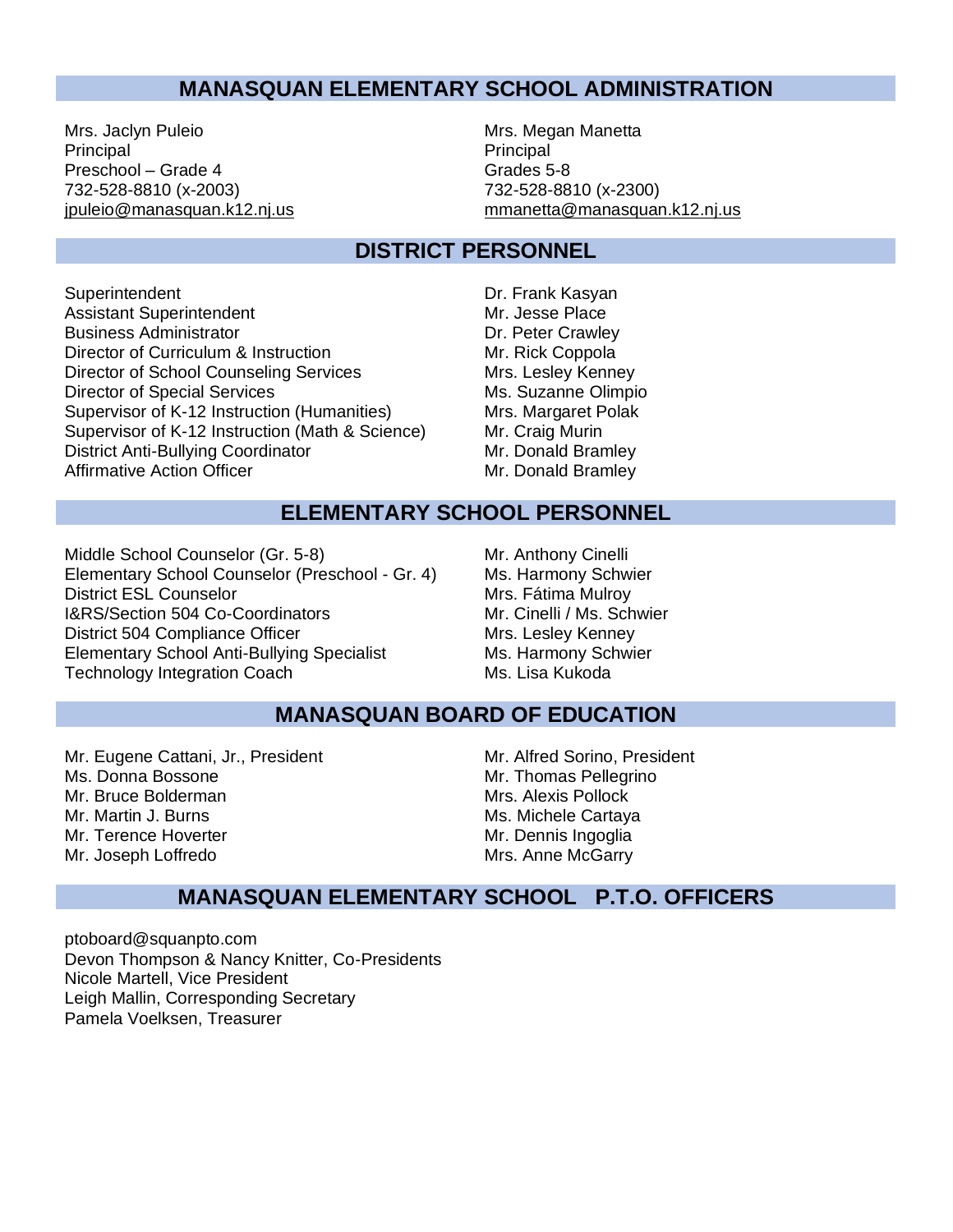## MANASQUAN ELEMENTARY SCHOOL ADMINISTRATION

Mrs. Jaclyn Puleio
Principal
Preschool – Grade 4
732-528-8810 (x-2003)
jpuleio@manasquan.k12.nj.us

Mrs. Megan Manetta
Principal
Grades 5-8
732-528-8810 (x-2300)
mmanetta@manasquan.k12.nj.us

## DISTRICT PERSONNEL

| | |
|---|---|
| Superintendent | Dr. Frank Kasyan |
| Assistant Superintendent | Mr. Jesse Place |
| Business Administrator | Dr. Peter Crawley |
| Director of Curriculum & Instruction | Mr. Rick Coppola |
| Director of School Counseling Services | Mrs. Lesley Kenney |
| Director of Special Services | Ms. Suzanne Olimpio |
| Supervisor of K-12 Instruction (Humanities) | Mrs. Margaret Polak |
| Supervisor of K-12 Instruction (Math & Science) | Mr. Craig Murin |
| District Anti-Bullying Coordinator | Mr. Donald Bramley |
| Affirmative Action Officer | Mr. Donald Bramley |

## ELEMENTARY SCHOOL PERSONNEL

| | |
|---|---|
| Middle School Counselor (Gr. 5-8) | Mr. Anthony Cinelli |
| Elementary School Counselor (Preschool - Gr. 4) | Ms. Harmony Schwier |
| District ESL Counselor | Mrs. Fátima Mulroy |
| I&RS/Section 504 Co-Coordinators | Mr. Cinelli / Ms. Schwier |
| District 504 Compliance Officer | Mrs. Lesley Kenney |
| Elementary School Anti-Bullying Specialist | Ms. Harmony Schwier |
| Technology Integration Coach | Ms. Lisa Kukoda |

## MANASQUAN BOARD OF EDUCATION

Mr. Eugene Cattani, Jr., President
Ms. Donna Bossone
Mr. Bruce Bolderman
Mr. Martin J. Burns
Mr. Terence Hoverter
Mr. Joseph Loffredo

Mr. Alfred Sorino, President
Mr. Thomas Pellegrino
Mrs. Alexis Pollock
Ms. Michele Cartaya
Mr. Dennis Ingoglia
Mrs. Anne McGarry

## MANASQUAN ELEMENTARY SCHOOL P.T.O. OFFICERS

ptoboard@squanpto.com
Devon Thompson & Nancy Knitter, Co-Presidents
Nicole Martell, Vice President
Leigh Mallin, Corresponding Secretary
Pamela Voelksen, Treasurer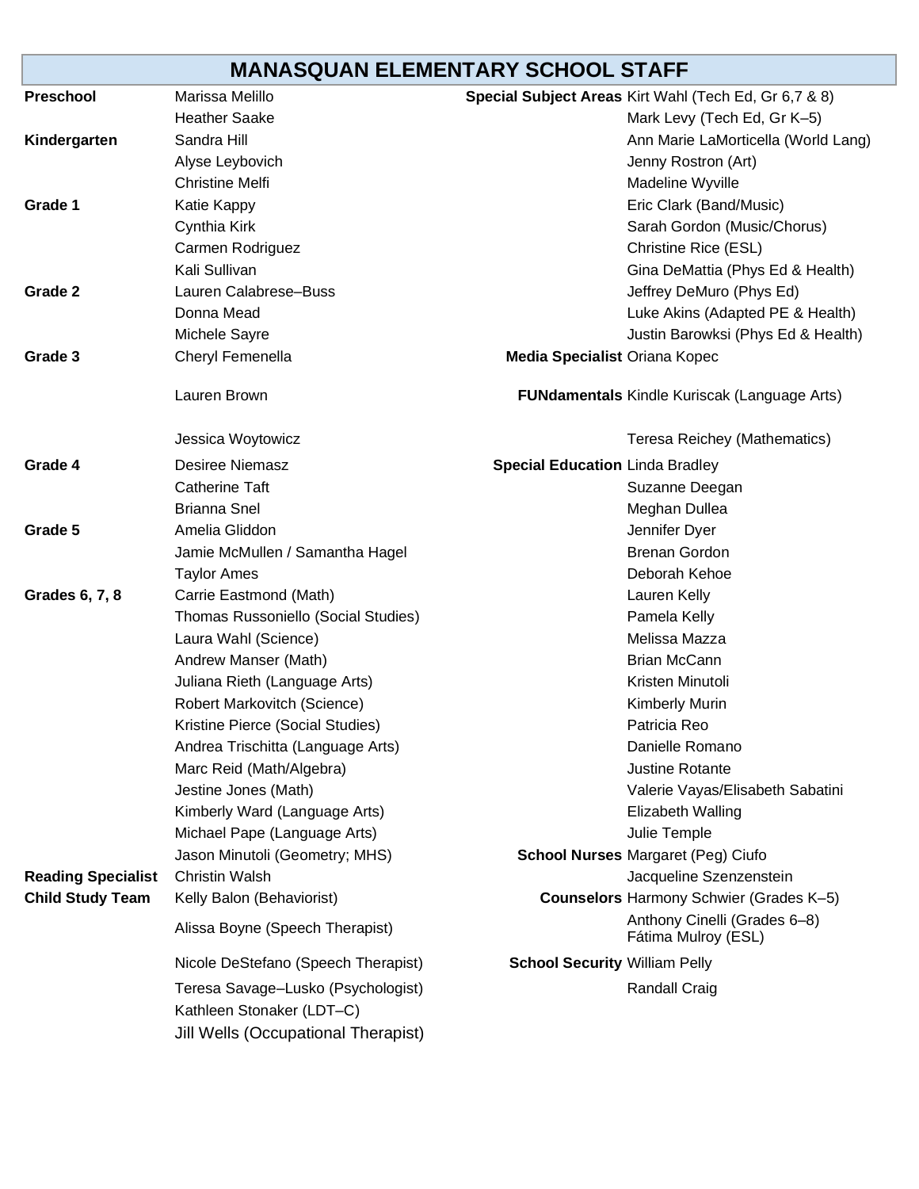# MANASQUAN ELEMENTARY SCHOOL STAFF

**Preschool**
- Marissa Melillo
- Heather Saake

**Kindergarten**
- Sandra Hill
- Alyse Leybovich
- Christine Melfi

**Grade 1**
- Katie Kappy
- Cynthia Kirk
- Carmen Rodriguez
- Kali Sullivan

**Grade 2**
- Lauren Calabrese–Buss
- Donna Mead
- Michele Sayre

**Grade 3**
- Cheryl Femenella
- Lauren Brown
- Jessica Woytowicz

**Grade 4**
- Desiree Niemasz
- Catherine Taft
- Brianna Snel

**Grade 5**
- Amelia Gliddon
- Jamie McMullen / Samantha Hagel
- Taylor Ames

**Grades 6, 7, 8**
- Carrie Eastmond (Math)
- Thomas Russoniello (Social Studies)
- Laura Wahl (Science)
- Andrew Manser (Math)
- Juliana Rieth (Language Arts)
- Robert Markovitch (Science)
- Kristine Pierce (Social Studies)
- Andrea Trischitta (Language Arts)
- Marc Reid (Math/Algebra)
- Jestine Jones (Math)
- Kimberly Ward (Language Arts)
- Michael Pape (Language Arts)
- Jason Minutoli (Geometry; MHS)

**Reading Specialist**
- Christin Walsh

**Child Study Team**
- Kelly Balon (Behaviorist)
- Alissa Boyne (Speech Therapist)
- Nicole DeStefano (Speech Therapist)
- Teresa Savage–Lusko (Psychologist)
- Kathleen Stonaker (LDT–C)
- Jill Wells (Occupational Therapist)

**Special Subject Areas**
- Kirt Wahl (Tech Ed, Gr 6,7 & 8)
- Mark Levy (Tech Ed, Gr K–5)
- Ann Marie LaMorticella (World Lang)
- Jenny Rostron (Art)
- Madeline Wyville
- Eric Clark (Band/Music)
- Sarah Gordon (Music/Chorus)
- Christine Rice (ESL)
- Gina DeMattia (Phys Ed & Health)
- Jeffrey DeMuro (Phys Ed)
- Luke Akins (Adapted PE & Health)
- Justin Barowksi (Phys Ed & Health)

**Media Specialist**
- Oriana Kopec

**FUNdamentals**
- Kindle Kuriscak (Language Arts)
- Teresa Reichey (Mathematics)

**Special Education**
- Linda Bradley
- Suzanne Deegan
- Meghan Dullea
- Jennifer Dyer
- Brenan Gordon
- Deborah Kehoe
- Lauren Kelly
- Pamela Kelly
- Melissa Mazza
- Brian McCann
- Kristen Minutoli
- Kimberly Murin
- Patricia Reo
- Danielle Romano
- Justine Rotante
- Valerie Vayas/Elisabeth Sabatini
- Elizabeth Walling
- Julie Temple

**School Nurses**
- Margaret (Peg) Ciufo
- Jacqueline Szenzenstein

**Counselors**
- Harmony Schwier (Grades K–5)
- Anthony Cinelli (Grades 6–8)
- Fátima Mulroy (ESL)

**School Security**
- William Pelly
- Randall Craig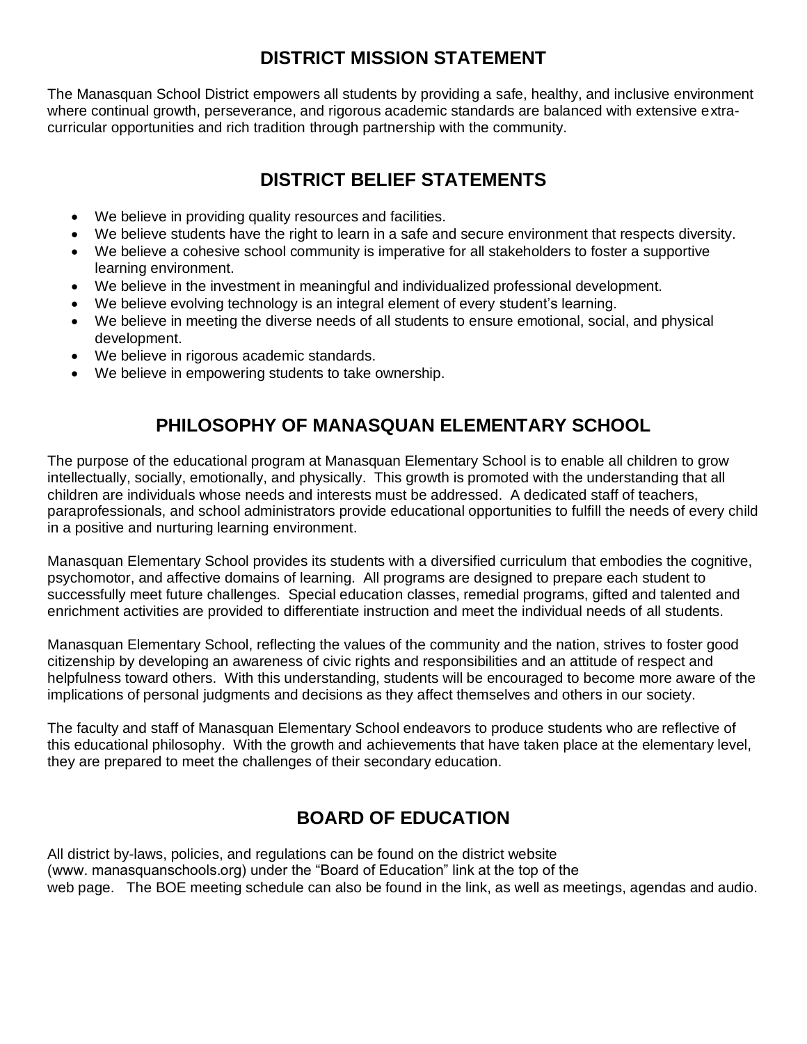## DISTRICT MISSION STATEMENT

The Manasquan School District empowers all students by providing a safe, healthy, and inclusive environment where continual growth, perseverance, and rigorous academic standards are balanced with extensive extra-curricular opportunities and rich tradition through partnership with the community.

## DISTRICT BELIEF STATEMENTS

- We believe in providing quality resources and facilities.
- We believe students have the right to learn in a safe and secure environment that respects diversity.
- We believe a cohesive school community is imperative for all stakeholders to foster a supportive learning environment.
- We believe in the investment in meaningful and individualized professional development.
- We believe evolving technology is an integral element of every student's learning.
- We believe in meeting the diverse needs of all students to ensure emotional, social, and physical development.
- We believe in rigorous academic standards.
- We believe in empowering students to take ownership.

## PHILOSOPHY OF MANASQUAN ELEMENTARY SCHOOL

The purpose of the educational program at Manasquan Elementary School is to enable all children to grow intellectually, socially, emotionally, and physically. This growth is promoted with the understanding that all children are individuals whose needs and interests must be addressed. A dedicated staff of teachers, paraprofessionals, and school administrators provide educational opportunities to fulfill the needs of every child in a positive and nurturing learning environment.

Manasquan Elementary School provides its students with a diversified curriculum that embodies the cognitive, psychomotor, and affective domains of learning. All programs are designed to prepare each student to successfully meet future challenges. Special education classes, remedial programs, gifted and talented and enrichment activities are provided to differentiate instruction and meet the individual needs of all students.

Manasquan Elementary School, reflecting the values of the community and the nation, strives to foster good citizenship by developing an awareness of civic rights and responsibilities and an attitude of respect and helpfulness toward others. With this understanding, students will be encouraged to become more aware of the implications of personal judgments and decisions as they affect themselves and others in our society.

The faculty and staff of Manasquan Elementary School endeavors to produce students who are reflective of this educational philosophy. With the growth and achievements that have taken place at the elementary level, they are prepared to meet the challenges of their secondary education.

## BOARD OF EDUCATION

All district by-laws, policies, and regulations can be found on the district website (www. manasquanschools.org) under the "Board of Education" link at the top of the web page. The BOE meeting schedule can also be found in the link, as well as meetings, agendas and audio.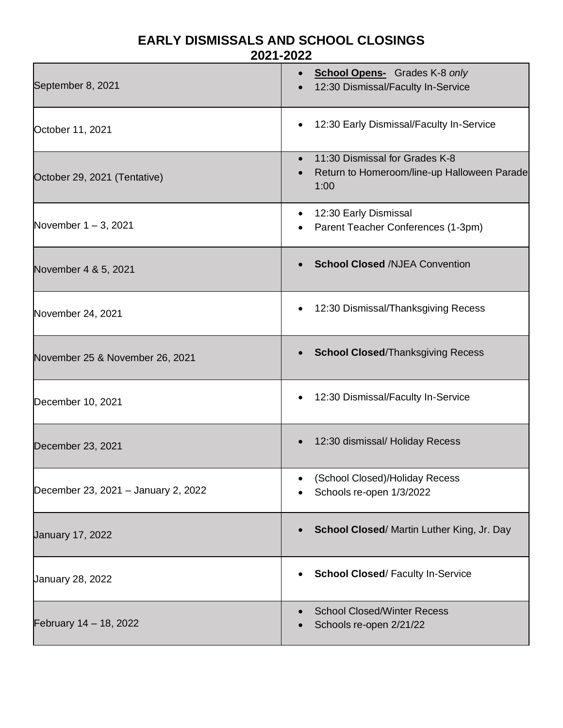# EARLY DISMISSALS AND SCHOOL CLOSINGS 2021-2022

| Date | Event |
| --- | --- |
| September 8, 2021 | • **<u>School Opens-</u>** Grades K-8 *only*<br>• 12:30 Dismissal/Faculty In-Service |
| October 11, 2021 | • 12:30 Early Dismissal/Faculty In-Service |
| October 29, 2021 (Tentative) | • 11:30 Dismissal for Grades K-8<br>• Return to Homeroom/line-up Halloween Parade 1:00 |
| November 1 – 3, 2021 | • 12:30 Early Dismissal<br>• Parent Teacher Conferences (1-3pm) |
| November 4 & 5, 2021 | • **School Closed** /NJEA Convention |
| November 24, 2021 | • 12:30 Dismissal/Thanksgiving Recess |
| November 25 & November 26, 2021 | • **School Closed**/Thanksgiving Recess |
| December 10, 2021 | • 12:30 Dismissal/Faculty In-Service |
| December 23, 2021 | • 12:30 dismissal/ Holiday Recess |
| December 23, 2021 – January 2, 2022 | • (School Closed)/Holiday Recess<br>• Schools re-open 1/3/2022 |
| January 17, 2022 | • **School Closed**/ Martin Luther King, Jr. Day |
| January 28, 2022 | • **School Closed**/ Faculty In-Service |
| February 14 – 18, 2022 | • School Closed/Winter Recess<br>• Schools re-open 2/21/22 |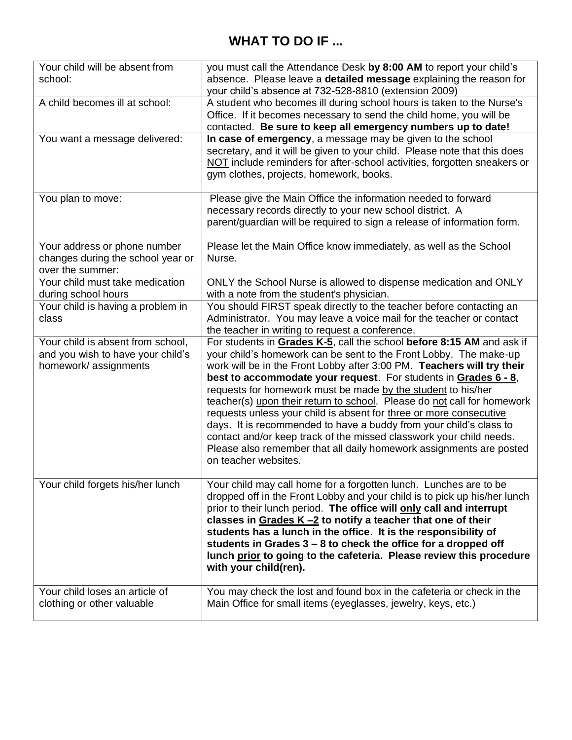## WHAT TO DO IF ...

| | |
|---|---|
| Your child will be absent from school: | you must call the Attendance Desk **by 8:00 AM** to report your child's absence. Please leave a **detailed message** explaining the reason for your child's absence at 732-528-8810 (extension 2009) |
| A child becomes ill at school: | A student who becomes ill during school hours is taken to the Nurse's Office. If it becomes necessary to send the child home, you will be contacted. **Be sure to keep all emergency numbers up to date!** |
| You want a message delivered: | **In case of emergency**, a message may be given to the school secretary, and it will be given to your child. Please note that this does <u>NOT</u> include reminders for after-school activities, forgotten sneakers or gym clothes, projects, homework, books. |
| You plan to move: | Please give the Main Office the information needed to forward necessary records directly to your new school district. A parent/guardian will be required to sign a release of information form. |
| Your address or phone number changes during the school year or over the summer: | Please let the Main Office know immediately, as well as the School Nurse. |
| Your child must take medication during school hours | ONLY the School Nurse is allowed to dispense medication and ONLY with a note from the student's physician. |
| Your child is having a problem in class | You should FIRST speak directly to the teacher before contacting an Administrator. You may leave a voice mail for the teacher or contact the teacher in writing to request a conference. |
| Your child is absent from school, and you wish to have your child's homework/ assignments | For students in **<u>Grades K-5</u>**, call the school **before 8:15 AM** and ask if your child's homework can be sent to the Front Lobby. The make-up work will be in the Front Lobby after 3:00 PM. **Teachers will try their best to accommodate your request**. For students in **<u>Grades 6 - 8</u>**, requests for homework must be made <u>by the student</u> to his/her teacher(s) <u>upon their return to school</u>. Please do <u>not</u> call for homework requests unless your child is absent for <u>three or more consecutive days</u>. It is recommended to have a buddy from your child's class to contact and/or keep track of the missed classwork your child needs. Please also remember that all daily homework assignments are posted on teacher websites. |
| Your child forgets his/her lunch | Your child may call home for a forgotten lunch. Lunches are to be dropped off in the Front Lobby and your child is to pick up his/her lunch prior to their lunch period. **The office will <u>only</u> call and interrupt classes in <u>Grades K –2</u> to notify a teacher that one of their students has a lunch in the office**. **It is the responsibility of students in Grades 3 – 8 to check the office for a dropped off lunch <u>prior</u> to going to the cafeteria. Please review this procedure with your child(ren).** |
| Your child loses an article of clothing or other valuable | You may check the lost and found box in the cafeteria or check in the Main Office for small items (eyeglasses, jewelry, keys, etc.) |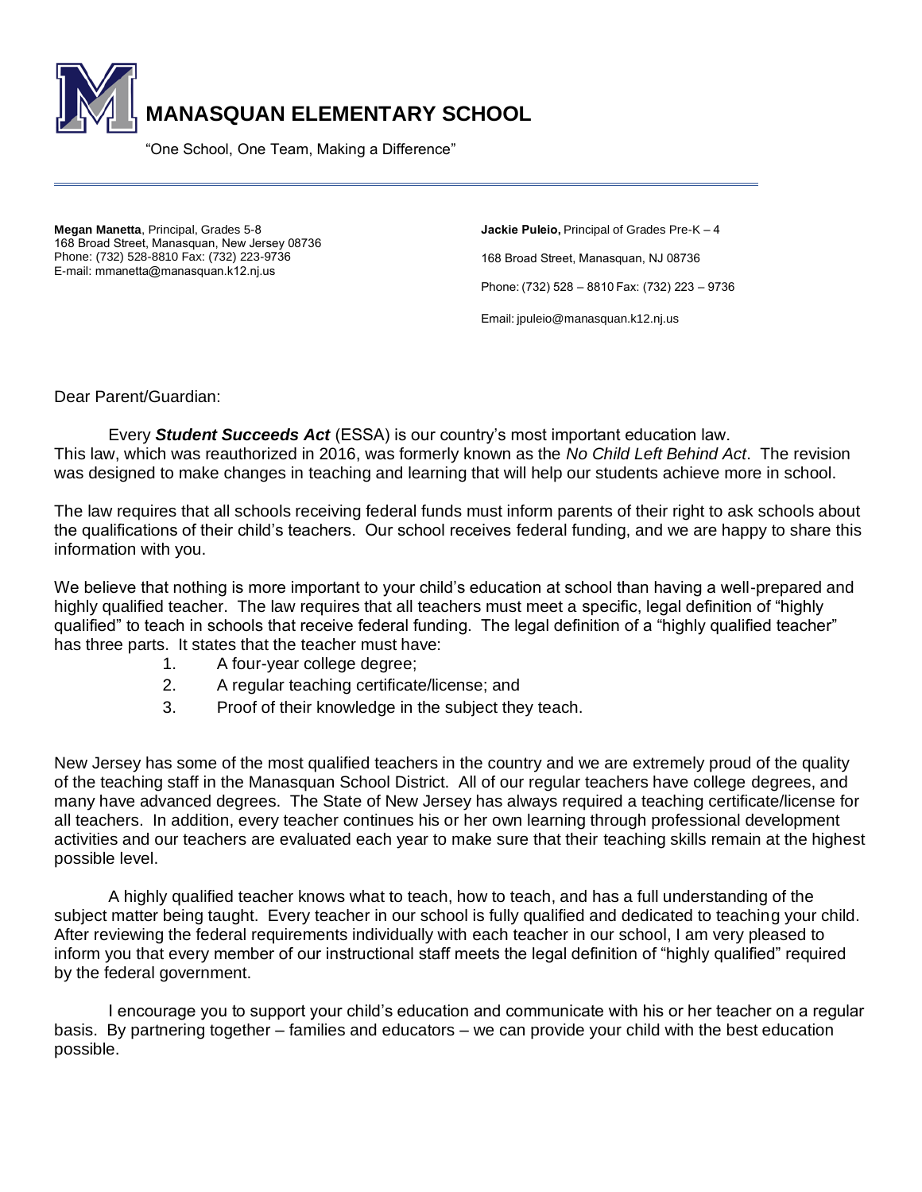# MANASQUAN ELEMENTARY SCHOOL

"One School, One Team, Making a Difference"

**Megan Manetta**, Principal, Grades 5-8
168 Broad Street, Manasquan, New Jersey 08736
Phone: (732) 528-8810 Fax: (732) 223-9736
E-mail: mmanetta@manasquan.k12.nj.us

**Jackie Puleio,** Principal of Grades Pre-K – 4

168 Broad Street, Manasquan, NJ 08736

Phone: (732) 528 – 8810 Fax: (732) 223 – 9736

Email: jpuleio@manasquan.k12.nj.us

Dear Parent/Guardian:

Every ***Student Succeeds Act*** (ESSA) is our country's most important education law. This law, which was reauthorized in 2016, was formerly known as the *No Child Left Behind Act*. The revision was designed to make changes in teaching and learning that will help our students achieve more in school.

The law requires that all schools receiving federal funds must inform parents of their right to ask schools about the qualifications of their child's teachers. Our school receives federal funding, and we are happy to share this information with you.

We believe that nothing is more important to your child's education at school than having a well-prepared and highly qualified teacher. The law requires that all teachers must meet a specific, legal definition of "highly qualified" to teach in schools that receive federal funding. The legal definition of a "highly qualified teacher" has three parts. It states that the teacher must have:

1. A four-year college degree;
2. A regular teaching certificate/license; and
3. Proof of their knowledge in the subject they teach.

New Jersey has some of the most qualified teachers in the country and we are extremely proud of the quality of the teaching staff in the Manasquan School District. All of our regular teachers have college degrees, and many have advanced degrees. The State of New Jersey has always required a teaching certificate/license for all teachers. In addition, every teacher continues his or her own learning through professional development activities and our teachers are evaluated each year to make sure that their teaching skills remain at the highest possible level.

A highly qualified teacher knows what to teach, how to teach, and has a full understanding of the subject matter being taught. Every teacher in our school is fully qualified and dedicated to teaching your child. After reviewing the federal requirements individually with each teacher in our school, I am very pleased to inform you that every member of our instructional staff meets the legal definition of "highly qualified" required by the federal government.

I encourage you to support your child's education and communicate with his or her teacher on a regular basis. By partnering together – families and educators – we can provide your child with the best education possible.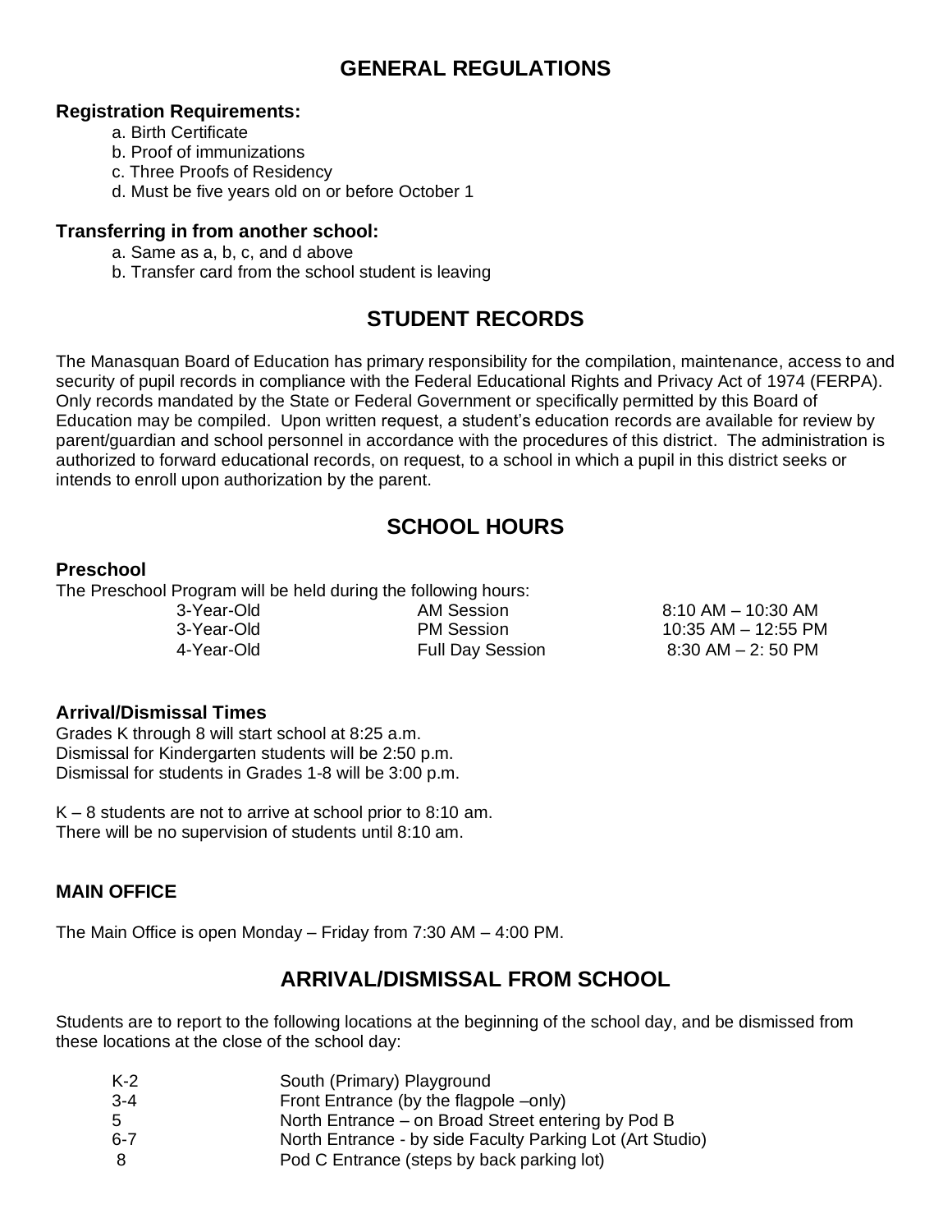## GENERAL REGULATIONS

**Registration Requirements:**

a. Birth Certificate
b. Proof of immunizations
c. Three Proofs of Residency
d. Must be five years old on or before October 1

**Transferring in from another school:**

a. Same as a, b, c, and d above
b. Transfer card from the school student is leaving

## STUDENT RECORDS

The Manasquan Board of Education has primary responsibility for the compilation, maintenance, access to and security of pupil records in compliance with the Federal Educational Rights and Privacy Act of 1974 (FERPA). Only records mandated by the State or Federal Government or specifically permitted by this Board of Education may be compiled. Upon written request, a student's education records are available for review by parent/guardian and school personnel in accordance with the procedures of this district. The administration is authorized to forward educational records, on request, to a school in which a pupil in this district seeks or intends to enroll upon authorization by the parent.

## SCHOOL HOURS

### Preschool

The Preschool Program will be held during the following hours:

| | | |
|---|---|---|
| 3-Year-Old | AM Session | 8:10 AM – 10:30 AM |
| 3-Year-Old | PM Session | 10:35 AM – 12:55 PM |
| 4-Year-Old | Full Day Session | 8:30 AM – 2: 50 PM |

### Arrival/Dismissal Times

Grades K through 8 will start school at 8:25 a.m.
Dismissal for Kindergarten students will be 2:50 p.m.
Dismissal for students in Grades 1-8 will be 3:00 p.m.

K – 8 students are not to arrive at school prior to 8:10 am.
There will be no supervision of students until 8:10 am.

### MAIN OFFICE

The Main Office is open Monday – Friday from 7:30 AM – 4:00 PM.

## ARRIVAL/DISMISSAL FROM SCHOOL

Students are to report to the following locations at the beginning of the school day, and be dismissed from these locations at the close of the school day:

| | |
|---|---|
| K-2 | South (Primary) Playground |
| 3-4 | Front Entrance (by the flagpole –only) |
| 5 | North Entrance – on Broad Street entering by Pod B |
| 6-7 | North Entrance - by side Faculty Parking Lot (Art Studio) |
| 8 | Pod C Entrance (steps by back parking lot) |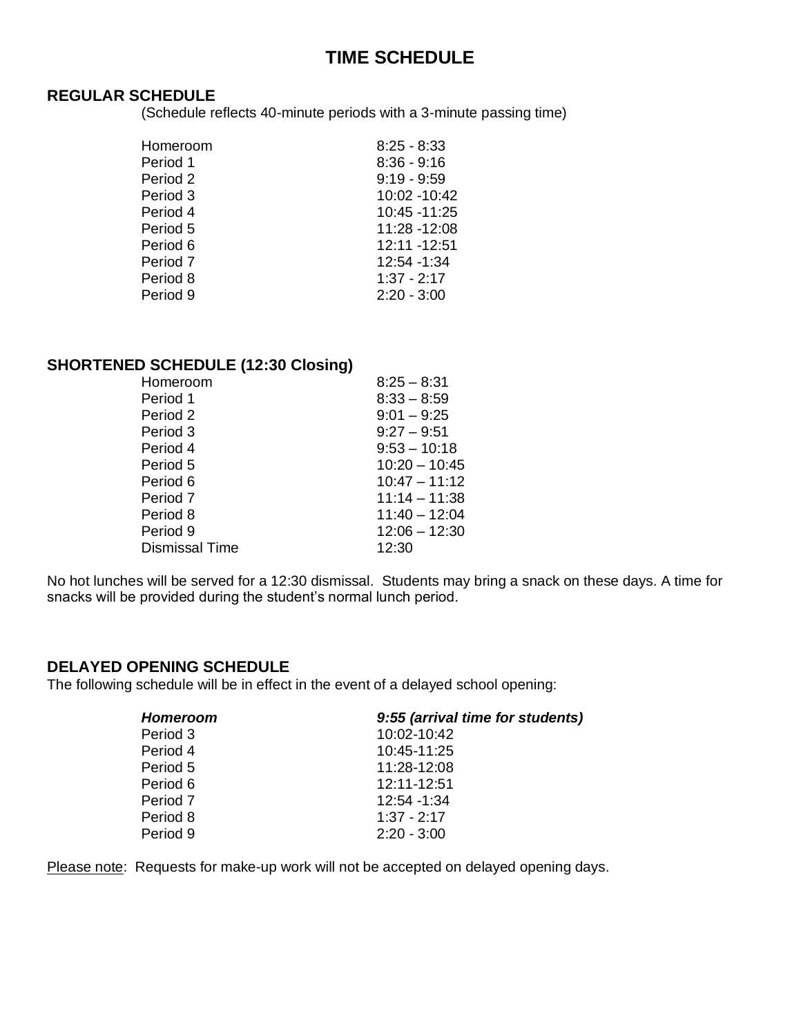# TIME SCHEDULE

## REGULAR SCHEDULE

(Schedule reflects 40-minute periods with a 3-minute passing time)

| | |
|---|---|
| Homeroom | 8:25 - 8:33 |
| Period 1 | 8:36 - 9:16 |
| Period 2 | 9:19 - 9:59 |
| Period 3 | 10:02 -10:42 |
| Period 4 | 10:45 -11:25 |
| Period 5 | 11:28 -12:08 |
| Period 6 | 12:11 -12:51 |
| Period 7 | 12:54 -1:34 |
| Period 8 | 1:37 - 2:17 |
| Period 9 | 2:20 - 3:00 |

## SHORTENED SCHEDULE (12:30 Closing)

| | |
|---|---|
| Homeroom | 8:25 – 8:31 |
| Period 1 | 8:33 – 8:59 |
| Period 2 | 9:01 – 9:25 |
| Period 3 | 9:27 – 9:51 |
| Period 4 | 9:53 – 10:18 |
| Period 5 | 10:20 – 10:45 |
| Period 6 | 10:47 – 11:12 |
| Period 7 | 11:14 – 11:38 |
| Period 8 | 11:40 – 12:04 |
| Period 9 | 12:06 – 12:30 |
| Dismissal Time | 12:30 |

No hot lunches will be served for a 12:30 dismissal. Students may bring a snack on these days. A time for snacks will be provided during the student's normal lunch period.

## DELAYED OPENING SCHEDULE

The following schedule will be in effect in the event of a delayed school opening:

| ***Homeroom*** | ***9:55 (arrival time for students)*** |
|---|---|
| Period 3 | 10:02-10:42 |
| Period 4 | 10:45-11:25 |
| Period 5 | 11:28-12:08 |
| Period 6 | 12:11-12:51 |
| Period 7 | 12:54 -1:34 |
| Period 8 | 1:37 - 2:17 |
| Period 9 | 2:20 - 3:00 |

Please note: Requests for make-up work will not be accepted on delayed opening days.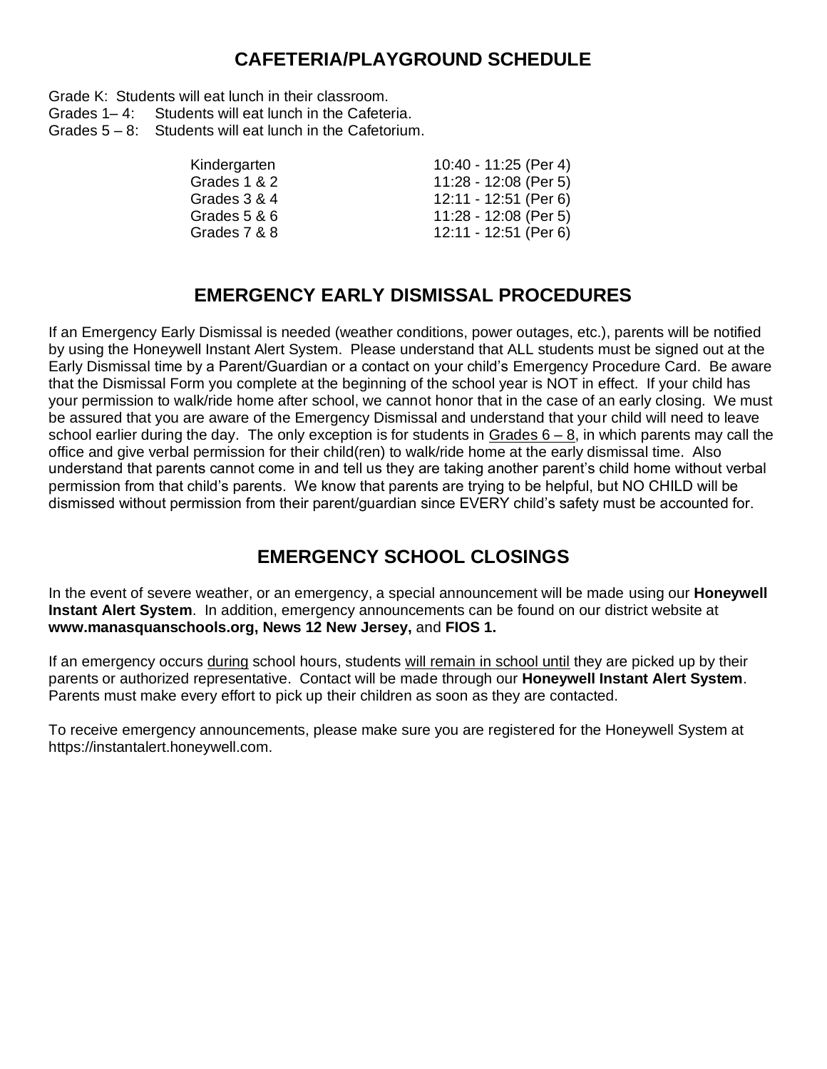## CAFETERIA/PLAYGROUND SCHEDULE

Grade K: Students will eat lunch in their classroom.
Grades 1– 4: Students will eat lunch in the Cafeteria.
Grades 5 – 8: Students will eat lunch in the Cafetorium.

| | |
|---|---|
| Kindergarten | 10:40 - 11:25 (Per 4) |
| Grades 1 & 2 | 11:28 - 12:08 (Per 5) |
| Grades 3 & 4 | 12:11 - 12:51 (Per 6) |
| Grades 5 & 6 | 11:28 - 12:08 (Per 5) |
| Grades 7 & 8 | 12:11 - 12:51 (Per 6) |

## EMERGENCY EARLY DISMISSAL PROCEDURES

If an Emergency Early Dismissal is needed (weather conditions, power outages, etc.), parents will be notified by using the Honeywell Instant Alert System. Please understand that ALL students must be signed out at the Early Dismissal time by a Parent/Guardian or a contact on your child's Emergency Procedure Card. Be aware that the Dismissal Form you complete at the beginning of the school year is NOT in effect. If your child has your permission to walk/ride home after school, we cannot honor that in the case of an early closing. We must be assured that you are aware of the Emergency Dismissal and understand that your child will need to leave school earlier during the day. The only exception is for students in Grades 6 – 8, in which parents may call the office and give verbal permission for their child(ren) to walk/ride home at the early dismissal time. Also understand that parents cannot come in and tell us they are taking another parent's child home without verbal permission from that child's parents. We know that parents are trying to be helpful, but NO CHILD will be dismissed without permission from their parent/guardian since EVERY child's safety must be accounted for.

## EMERGENCY SCHOOL CLOSINGS

In the event of severe weather, or an emergency, a special announcement will be made using our **Honeywell Instant Alert System**. In addition, emergency announcements can be found on our district website at **www.manasquanschools.org, News 12 New Jersey,** and **FIOS 1.**

If an emergency occurs during school hours, students will remain in school until they are picked up by their parents or authorized representative. Contact will be made through our **Honeywell Instant Alert System**. Parents must make every effort to pick up their children as soon as they are contacted.

To receive emergency announcements, please make sure you are registered for the Honeywell System at https://instantalert.honeywell.com.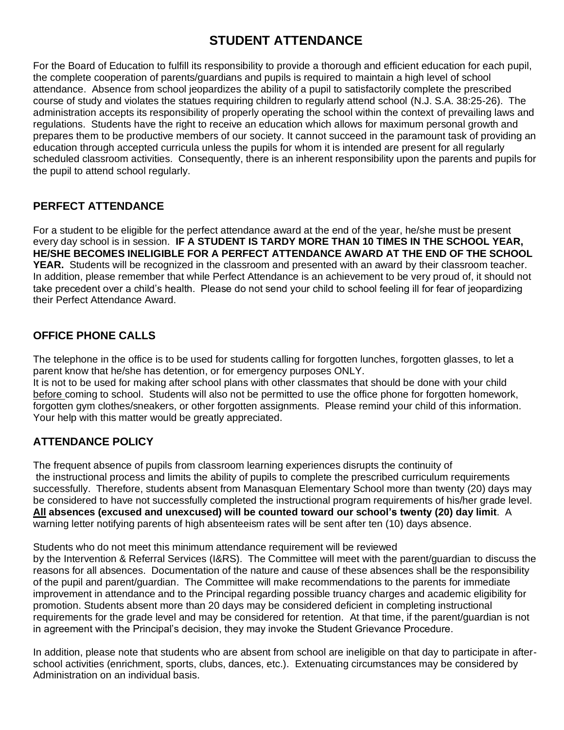# STUDENT ATTENDANCE

For the Board of Education to fulfill its responsibility to provide a thorough and efficient education for each pupil, the complete cooperation of parents/guardians and pupils is required to maintain a high level of school attendance. Absence from school jeopardizes the ability of a pupil to satisfactorily complete the prescribed course of study and violates the statues requiring children to regularly attend school (N.J. S.A. 38:25-26). The administration accepts its responsibility of properly operating the school within the context of prevailing laws and regulations. Students have the right to receive an education which allows for maximum personal growth and prepares them to be productive members of our society. It cannot succeed in the paramount task of providing an education through accepted curricula unless the pupils for whom it is intended are present for all regularly scheduled classroom activities. Consequently, there is an inherent responsibility upon the parents and pupils for the pupil to attend school regularly.

## PERFECT ATTENDANCE

For a student to be eligible for the perfect attendance award at the end of the year, he/she must be present every day school is in session. **IF A STUDENT IS TARDY MORE THAN 10 TIMES IN THE SCHOOL YEAR, HE/SHE BECOMES INELIGIBLE FOR A PERFECT ATTENDANCE AWARD AT THE END OF THE SCHOOL YEAR.** Students will be recognized in the classroom and presented with an award by their classroom teacher. In addition, please remember that while Perfect Attendance is an achievement to be very proud of, it should not take precedent over a child's health. Please do not send your child to school feeling ill for fear of jeopardizing their Perfect Attendance Award.

## OFFICE PHONE CALLS

The telephone in the office is to be used for students calling for forgotten lunches, forgotten glasses, to let a parent know that he/she has detention, or for emergency purposes ONLY.

It is not to be used for making after school plans with other classmates that should be done with your child <u>before</u> coming to school. Students will also not be permitted to use the office phone for forgotten homework, forgotten gym clothes/sneakers, or other forgotten assignments. Please remind your child of this information. Your help with this matter would be greatly appreciated.

## ATTENDANCE POLICY

The frequent absence of pupils from classroom learning experiences disrupts the continuity of the instructional process and limits the ability of pupils to complete the prescribed curriculum requirements successfully. Therefore, students absent from Manasquan Elementary School more than twenty (20) days may be considered to have not successfully completed the instructional program requirements of his/her grade level. **<u>All</u> absences (excused and unexcused) will be counted toward our school's twenty (20) day limit**. A warning letter notifying parents of high absenteeism rates will be sent after ten (10) days absence.

Students who do not meet this minimum attendance requirement will be reviewed by the Intervention & Referral Services (I&RS). The Committee will meet with the parent/guardian to discuss the reasons for all absences. Documentation of the nature and cause of these absences shall be the responsibility of the pupil and parent/guardian. The Committee will make recommendations to the parents for immediate improvement in attendance and to the Principal regarding possible truancy charges and academic eligibility for promotion. Students absent more than 20 days may be considered deficient in completing instructional requirements for the grade level and may be considered for retention. At that time, if the parent/guardian is not in agreement with the Principal's decision, they may invoke the Student Grievance Procedure.

In addition, please note that students who are absent from school are ineligible on that day to participate in after-school activities (enrichment, sports, clubs, dances, etc.). Extenuating circumstances may be considered by Administration on an individual basis.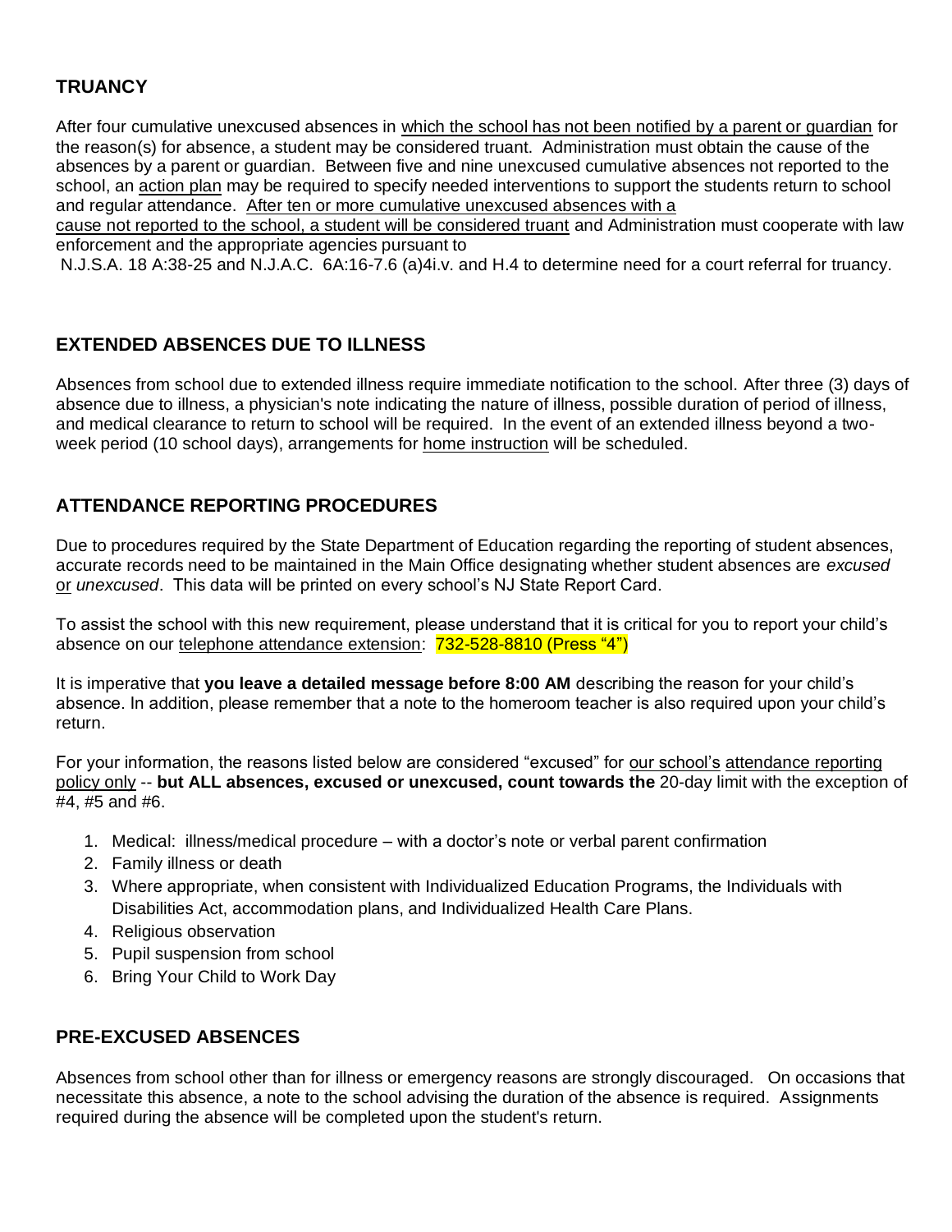## TRUANCY

After four cumulative unexcused absences in which the school has not been notified by a parent or guardian for the reason(s) for absence, a student may be considered truant. Administration must obtain the cause of the absences by a parent or guardian. Between five and nine unexcused cumulative absences not reported to the school, an action plan may be required to specify needed interventions to support the students return to school and regular attendance. After ten or more cumulative unexcused absences with a cause not reported to the school, a student will be considered truant and Administration must cooperate with law enforcement and the appropriate agencies pursuant to N.J.S.A. 18 A:38-25 and N.J.A.C. 6A:16-7.6 (a)4i.v. and H.4 to determine need for a court referral for truancy.

## EXTENDED ABSENCES DUE TO ILLNESS

Absences from school due to extended illness require immediate notification to the school. After three (3) days of absence due to illness, a physician's note indicating the nature of illness, possible duration of period of illness, and medical clearance to return to school will be required. In the event of an extended illness beyond a two-week period (10 school days), arrangements for home instruction will be scheduled.

## ATTENDANCE REPORTING PROCEDURES

Due to procedures required by the State Department of Education regarding the reporting of student absences, accurate records need to be maintained in the Main Office designating whether student absences are *excused* or *unexcused*. This data will be printed on every school's NJ State Report Card.

To assist the school with this new requirement, please understand that it is critical for you to report your child's absence on our telephone attendance extension: 732-528-8810 (Press "4")

It is imperative that **you leave a detailed message before 8:00 AM** describing the reason for your child's absence. In addition, please remember that a note to the homeroom teacher is also required upon your child's return.

For your information, the reasons listed below are considered "excused" for our school's attendance reporting policy only -- **but ALL absences, excused or unexcused, count towards the** 20-day limit with the exception of #4, #5 and #6.

1. Medical: illness/medical procedure – with a doctor's note or verbal parent confirmation
2. Family illness or death
3. Where appropriate, when consistent with Individualized Education Programs, the Individuals with Disabilities Act, accommodation plans, and Individualized Health Care Plans.
4. Religious observation
5. Pupil suspension from school
6. Bring Your Child to Work Day

## PRE-EXCUSED ABSENCES

Absences from school other than for illness or emergency reasons are strongly discouraged. On occasions that necessitate this absence, a note to the school advising the duration of the absence is required. Assignments required during the absence will be completed upon the student's return.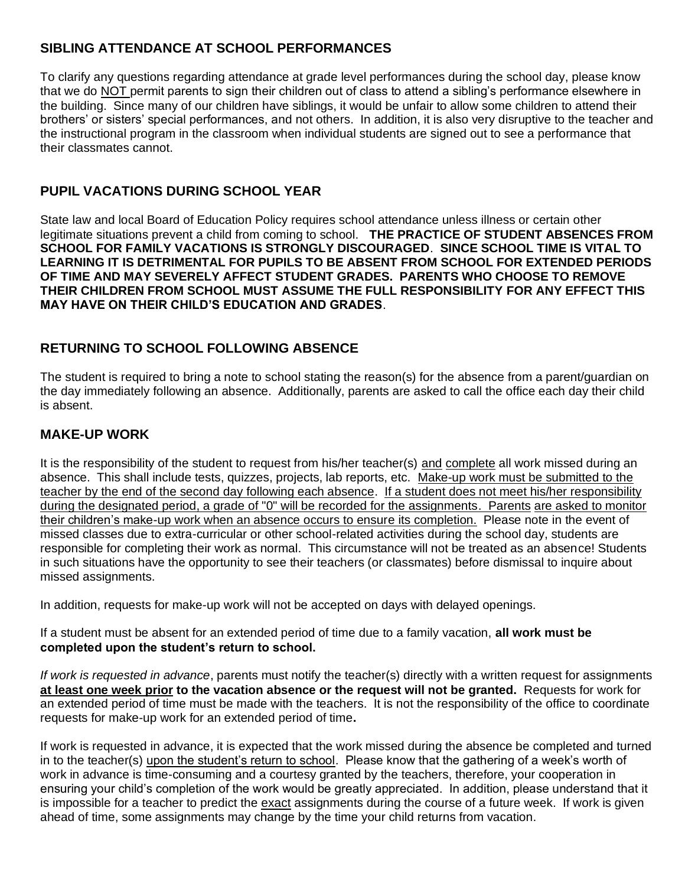## SIBLING ATTENDANCE AT SCHOOL PERFORMANCES

To clarify any questions regarding attendance at grade level performances during the school day, please know that we do NOT permit parents to sign their children out of class to attend a sibling's performance elsewhere in the building. Since many of our children have siblings, it would be unfair to allow some children to attend their brothers' or sisters' special performances, and not others. In addition, it is also very disruptive to the teacher and the instructional program in the classroom when individual students are signed out to see a performance that their classmates cannot.

## PUPIL VACATIONS DURING SCHOOL YEAR

State law and local Board of Education Policy requires school attendance unless illness or certain other legitimate situations prevent a child from coming to school. **THE PRACTICE OF STUDENT ABSENCES FROM SCHOOL FOR FAMILY VACATIONS IS STRONGLY DISCOURAGED**. **SINCE SCHOOL TIME IS VITAL TO LEARNING IT IS DETRIMENTAL FOR PUPILS TO BE ABSENT FROM SCHOOL FOR EXTENDED PERIODS OF TIME AND MAY SEVERELY AFFECT STUDENT GRADES. PARENTS WHO CHOOSE TO REMOVE THEIR CHILDREN FROM SCHOOL MUST ASSUME THE FULL RESPONSIBILITY FOR ANY EFFECT THIS MAY HAVE ON THEIR CHILD'S EDUCATION AND GRADES**.

## RETURNING TO SCHOOL FOLLOWING ABSENCE

The student is required to bring a note to school stating the reason(s) for the absence from a parent/guardian on the day immediately following an absence. Additionally, parents are asked to call the office each day their child is absent.

## MAKE-UP WORK

It is the responsibility of the student to request from his/her teacher(s) and complete all work missed during an absence. This shall include tests, quizzes, projects, lab reports, etc. Make-up work must be submitted to the teacher by the end of the second day following each absence. If a student does not meet his/her responsibility during the designated period, a grade of "0" will be recorded for the assignments. Parents are asked to monitor their children's make-up work when an absence occurs to ensure its completion. Please note in the event of missed classes due to extra-curricular or other school-related activities during the school day, students are responsible for completing their work as normal. This circumstance will not be treated as an absence! Students in such situations have the opportunity to see their teachers (or classmates) before dismissal to inquire about missed assignments.

In addition, requests for make-up work will not be accepted on days with delayed openings.

If a student must be absent for an extended period of time due to a family vacation, **all work must be completed upon the student's return to school.**

*If work is requested in advance*, parents must notify the teacher(s) directly with a written request for assignments **at least one week prior to the vacation absence or the request will not be granted.** Requests for work for an extended period of time must be made with the teachers. It is not the responsibility of the office to coordinate requests for make-up work for an extended period of time**.**

If work is requested in advance, it is expected that the work missed during the absence be completed and turned in to the teacher(s) upon the student's return to school. Please know that the gathering of a week's worth of work in advance is time-consuming and a courtesy granted by the teachers, therefore, your cooperation in ensuring your child's completion of the work would be greatly appreciated. In addition, please understand that it is impossible for a teacher to predict the exact assignments during the course of a future week. If work is given ahead of time, some assignments may change by the time your child returns from vacation.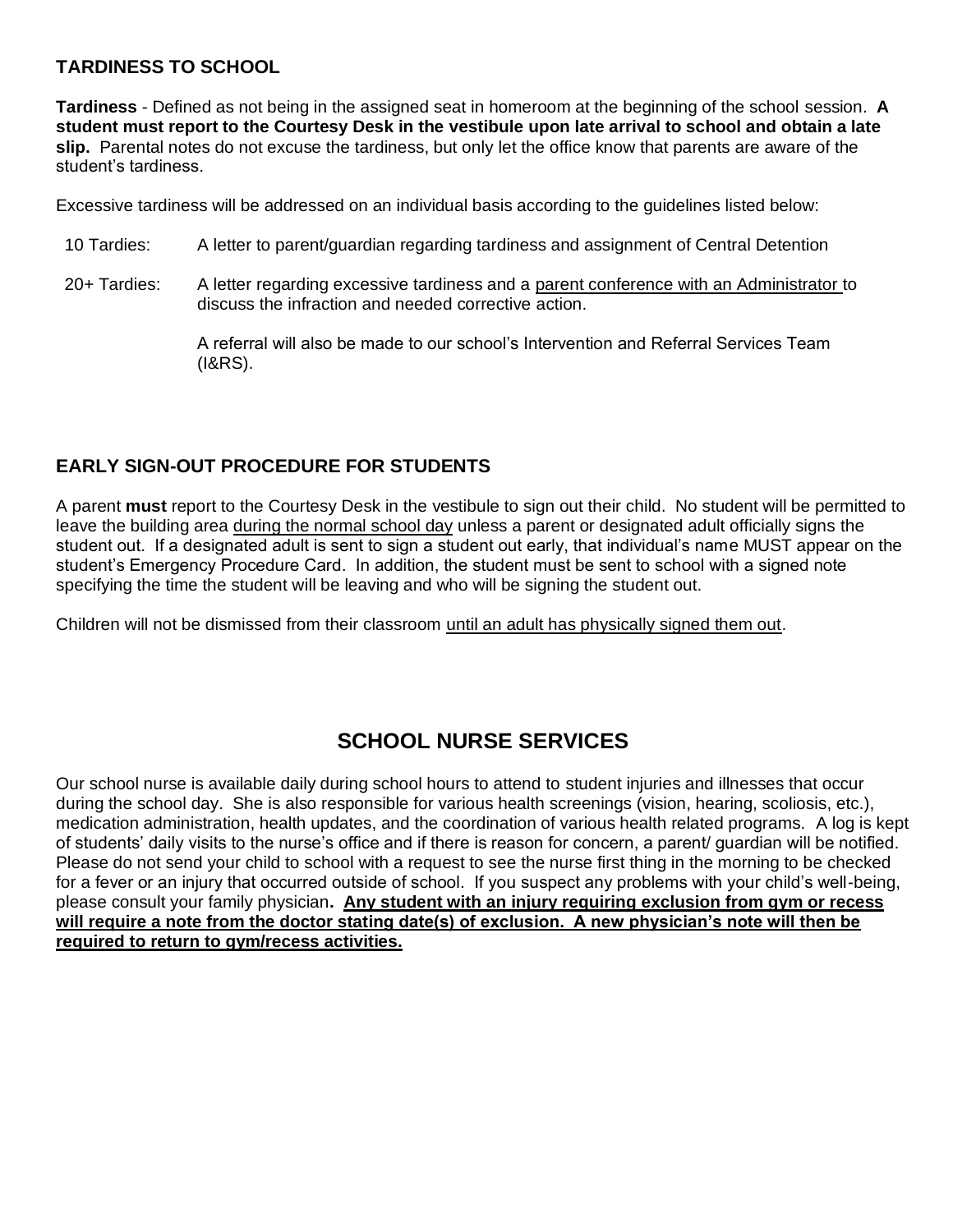## TARDINESS TO SCHOOL

**Tardiness** - Defined as not being in the assigned seat in homeroom at the beginning of the school session. **A student must report to the Courtesy Desk in the vestibule upon late arrival to school and obtain a late slip.** Parental notes do not excuse the tardiness, but only let the office know that parents are aware of the student's tardiness.

Excessive tardiness will be addressed on an individual basis according to the guidelines listed below:

| | |
|---|---|
| 10 Tardies: | A letter to parent/guardian regarding tardiness and assignment of Central Detention |
| 20+ Tardies: | A letter regarding excessive tardiness and a <u>parent conference with an Administrator</u> to discuss the infraction and needed corrective action.<br><br>A referral will also be made to our school's Intervention and Referral Services Team (I&RS). |

## EARLY SIGN-OUT PROCEDURE FOR STUDENTS

A parent **must** report to the Courtesy Desk in the vestibule to sign out their child. No student will be permitted to leave the building area <u>during the normal school day</u> unless a parent or designated adult officially signs the student out. If a designated adult is sent to sign a student out early, that individual's name MUST appear on the student's Emergency Procedure Card. In addition, the student must be sent to school with a signed note specifying the time the student will be leaving and who will be signing the student out.

Children will not be dismissed from their classroom <u>until an adult has physically signed them out</u>.

# SCHOOL NURSE SERVICES

Our school nurse is available daily during school hours to attend to student injuries and illnesses that occur during the school day. She is also responsible for various health screenings (vision, hearing, scoliosis, etc.), medication administration, health updates, and the coordination of various health related programs. A log is kept of students' daily visits to the nurse's office and if there is reason for concern, a parent/ guardian will be notified. Please do not send your child to school with a request to see the nurse first thing in the morning to be checked for a fever or an injury that occurred outside of school. If you suspect any problems with your child's well-being, please consult your family physician**.** **<u>Any student with an injury requiring exclusion from gym or recess will require a note from the doctor stating date(s) of exclusion. A new physician's note will then be required to return to gym/recess activities.</u>**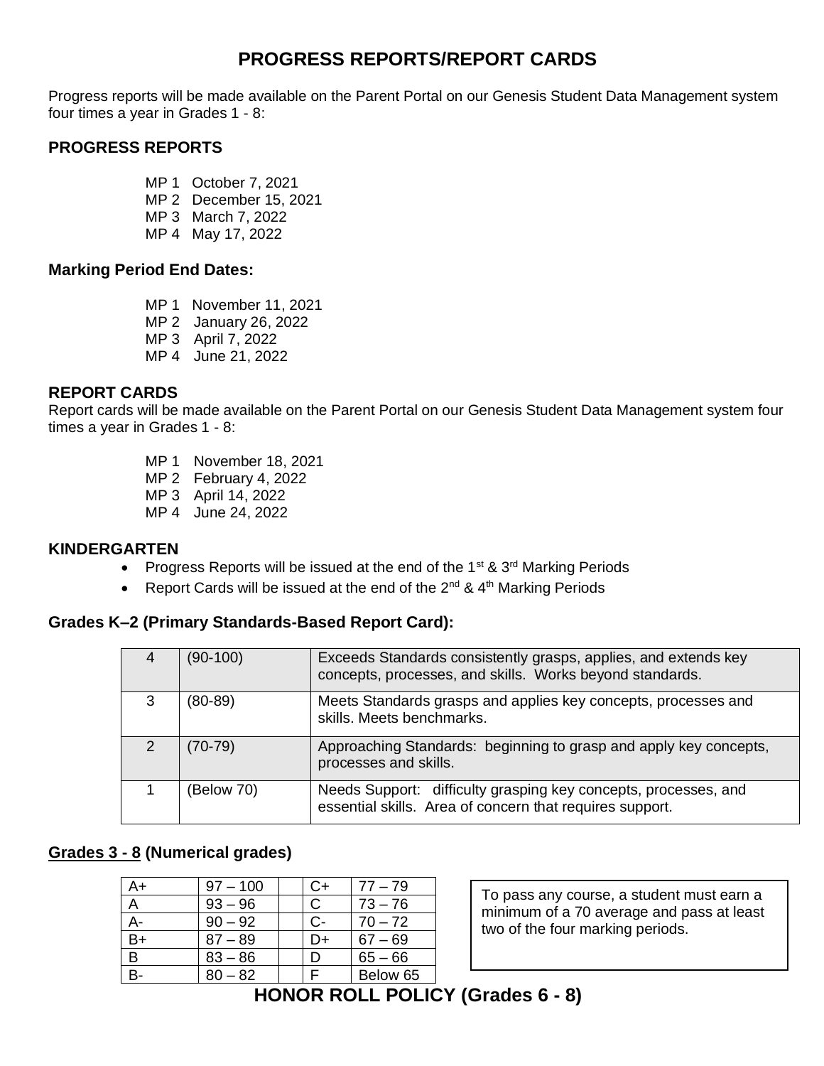# PROGRESS REPORTS/REPORT CARDS

Progress reports will be made available on the Parent Portal on our Genesis Student Data Management system four times a year in Grades 1 - 8:

### PROGRESS REPORTS

MP 1 October 7, 2021
MP 2 December 15, 2021
MP 3 March 7, 2022
MP 4 May 17, 2022

### Marking Period End Dates:

MP 1 November 11, 2021
MP 2 January 26, 2022
MP 3 April 7, 2022
MP 4 June 21, 2022

### REPORT CARDS

Report cards will be made available on the Parent Portal on our Genesis Student Data Management system four times a year in Grades 1 - 8:

MP 1 November 18, 2021
MP 2 February 4, 2022
MP 3 April 14, 2022
MP 4 June 24, 2022

### KINDERGARTEN

- Progress Reports will be issued at the end of the 1st & 3rd Marking Periods
- Report Cards will be issued at the end of the 2nd & 4th Marking Periods

### Grades K–2 (Primary Standards-Based Report Card):

| | | |
|---|---|---|
| 4 | (90-100) | Exceeds Standards consistently grasps, applies, and extends key concepts, processes, and skills. Works beyond standards. |
| 3 | (80-89) | Meets Standards grasps and applies key concepts, processes and skills. Meets benchmarks. |
| 2 | (70-79) | Approaching Standards: beginning to grasp and apply key concepts, processes and skills. |
| 1 | (Below 70) | Needs Support: difficulty grasping key concepts, processes, and essential skills. Area of concern that requires support. |

### Grades 3 - 8 (Numerical grades)

| | | | | |
|---|---|---|---|---|
| A+ | 97 – 100 | | C+ | 77 – 79 |
| A | 93 – 96 | | C | 73 – 76 |
| A- | 90 – 92 | | C- | 70 – 72 |
| B+ | 87 – 89 | | D+ | 67 – 69 |
| B | 83 – 86 | | D | 65 – 66 |
| B- | 80 – 82 | | F | Below 65 |

To pass any course, a student must earn a minimum of a 70 average and pass at least two of the four marking periods.

# HONOR ROLL POLICY (Grades 6 - 8)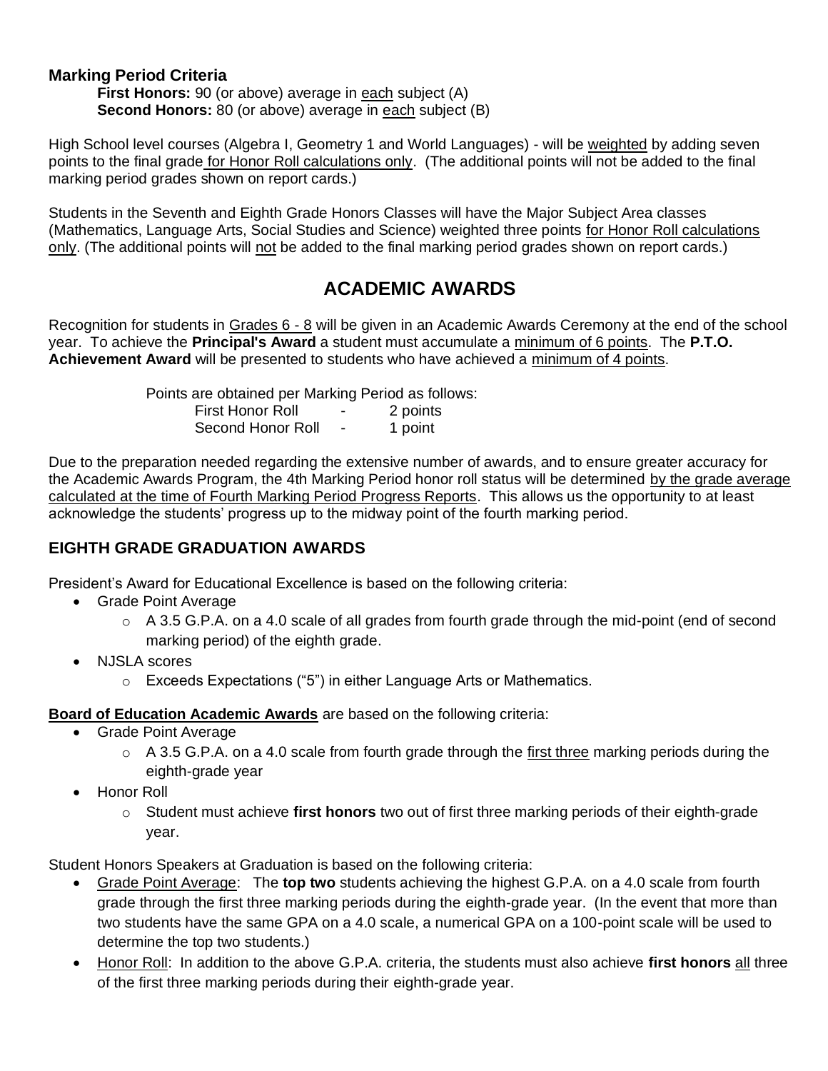**Marking Period Criteria**

**First Honors:** 90 (or above) average in each subject (A)
**Second Honors:** 80 (or above) average in each subject (B)

High School level courses (Algebra I, Geometry 1 and World Languages) - will be weighted by adding seven points to the final grade for Honor Roll calculations only. (The additional points will not be added to the final marking period grades shown on report cards.)

Students in the Seventh and Eighth Grade Honors Classes will have the Major Subject Area classes (Mathematics, Language Arts, Social Studies and Science) weighted three points for Honor Roll calculations only. (The additional points will not be added to the final marking period grades shown on report cards.)

## ACADEMIC AWARDS

Recognition for students in Grades 6 - 8 will be given in an Academic Awards Ceremony at the end of the school year. To achieve the **Principal's Award** a student must accumulate a minimum of 6 points. The **P.T.O. Achievement Award** will be presented to students who have achieved a minimum of 4 points.

Points are obtained per Marking Period as follows:

First Honor Roll - 2 points
Second Honor Roll - 1 point

Due to the preparation needed regarding the extensive number of awards, and to ensure greater accuracy for the Academic Awards Program, the 4th Marking Period honor roll status will be determined by the grade average calculated at the time of Fourth Marking Period Progress Reports. This allows us the opportunity to at least acknowledge the students' progress up to the midway point of the fourth marking period.

### EIGHTH GRADE GRADUATION AWARDS

President's Award for Educational Excellence is based on the following criteria:

- Grade Point Average
  - A 3.5 G.P.A. on a 4.0 scale of all grades from fourth grade through the mid-point (end of second marking period) of the eighth grade.
- NJSLA scores
  - Exceeds Expectations ("5") in either Language Arts or Mathematics.

**Board of Education Academic Awards** are based on the following criteria:

- Grade Point Average
  - A 3.5 G.P.A. on a 4.0 scale from fourth grade through the first three marking periods during the eighth-grade year
- Honor Roll
  - Student must achieve **first honors** two out of first three marking periods of their eighth-grade year.

Student Honors Speakers at Graduation is based on the following criteria:

- Grade Point Average: The **top two** students achieving the highest G.P.A. on a 4.0 scale from fourth grade through the first three marking periods during the eighth-grade year. (In the event that more than two students have the same GPA on a 4.0 scale, a numerical GPA on a 100-point scale will be used to determine the top two students.)
- Honor Roll: In addition to the above G.P.A. criteria, the students must also achieve **first honors** all three of the first three marking periods during their eighth-grade year.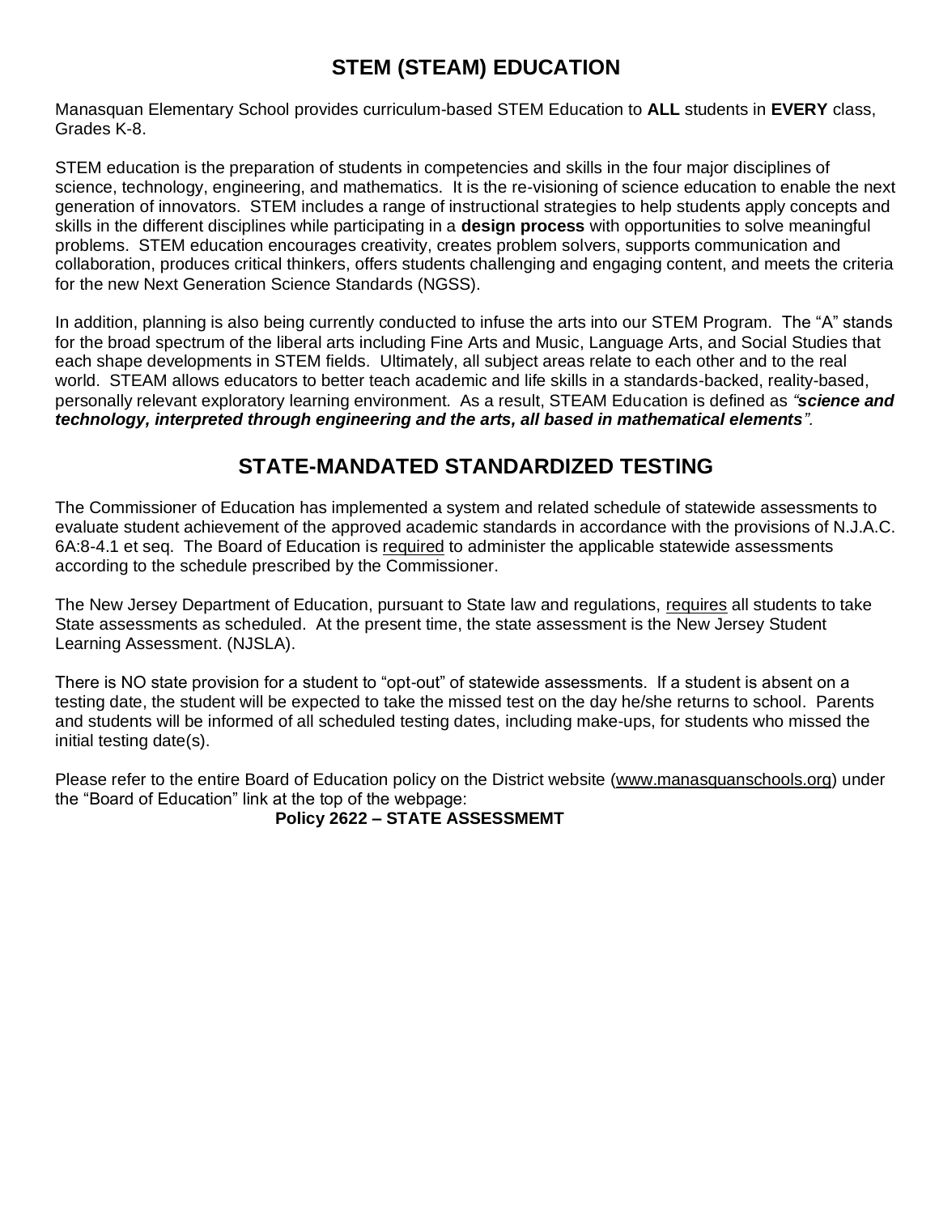# STEM (STEAM) EDUCATION

Manasquan Elementary School provides curriculum-based STEM Education to **ALL** students in **EVERY** class, Grades K-8.

STEM education is the preparation of students in competencies and skills in the four major disciplines of science, technology, engineering, and mathematics. It is the re-visioning of science education to enable the next generation of innovators. STEM includes a range of instructional strategies to help students apply concepts and skills in the different disciplines while participating in a **design process** with opportunities to solve meaningful problems. STEM education encourages creativity, creates problem solvers, supports communication and collaboration, produces critical thinkers, offers students challenging and engaging content, and meets the criteria for the new Next Generation Science Standards (NGSS).

In addition, planning is also being currently conducted to infuse the arts into our STEM Program. The "A" stands for the broad spectrum of the liberal arts including Fine Arts and Music, Language Arts, and Social Studies that each shape developments in STEM fields. Ultimately, all subject areas relate to each other and to the real world. STEAM allows educators to better teach academic and life skills in a standards-backed, reality-based, personally relevant exploratory learning environment. As a result, STEAM Education is defined as *"**science and technology, interpreted through engineering and the arts, all based in mathematical elements**"*.

# STATE-MANDATED STANDARDIZED TESTING

The Commissioner of Education has implemented a system and related schedule of statewide assessments to evaluate student achievement of the approved academic standards in accordance with the provisions of N.J.A.C. 6A:8-4.1 et seq. The Board of Education is <u>required</u> to administer the applicable statewide assessments according to the schedule prescribed by the Commissioner.

The New Jersey Department of Education, pursuant to State law and regulations, <u>requires</u> all students to take State assessments as scheduled. At the present time, the state assessment is the New Jersey Student Learning Assessment. (NJSLA).

There is NO state provision for a student to "opt-out" of statewide assessments. If a student is absent on a testing date, the student will be expected to take the missed test on the day he/she returns to school. Parents and students will be informed of all scheduled testing dates, including make-ups, for students who missed the initial testing date(s).

Please refer to the entire Board of Education policy on the District website (www.manasquanschools.org) under the "Board of Education" link at the top of the webpage:

**Policy 2622 – STATE ASSESSMEMT**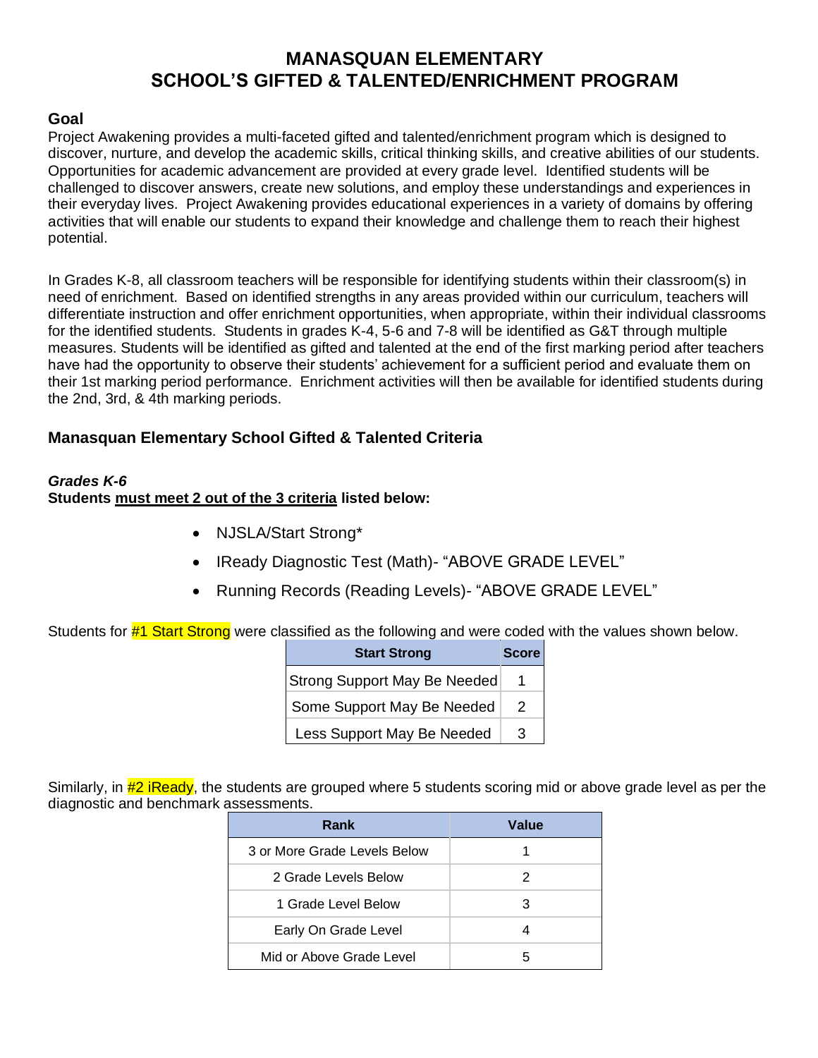# MANASQUAN ELEMENTARY
# SCHOOL'S GIFTED & TALENTED/ENRICHMENT PROGRAM

## Goal

Project Awakening provides a multi-faceted gifted and talented/enrichment program which is designed to discover, nurture, and develop the academic skills, critical thinking skills, and creative abilities of our students. Opportunities for academic advancement are provided at every grade level. Identified students will be challenged to discover answers, create new solutions, and employ these understandings and experiences in their everyday lives. Project Awakening provides educational experiences in a variety of domains by offering activities that will enable our students to expand their knowledge and challenge them to reach their highest potential.

In Grades K-8, all classroom teachers will be responsible for identifying students within their classroom(s) in need of enrichment. Based on identified strengths in any areas provided within our curriculum, teachers will differentiate instruction and offer enrichment opportunities, when appropriate, within their individual classrooms for the identified students. Students in grades K-4, 5-6 and 7-8 will be identified as G&T through multiple measures. Students will be identified as gifted and talented at the end of the first marking period after teachers have had the opportunity to observe their students' achievement for a sufficient period and evaluate them on their 1st marking period performance. Enrichment activities will then be available for identified students during the 2nd, 3rd, & 4th marking periods.

### Manasquan Elementary School Gifted & Talented Criteria

***Grades K-6***
**Students must meet 2 out of the 3 criteria listed below:**

- NJSLA/Start Strong*
- IReady Diagnostic Test (Math)- "ABOVE GRADE LEVEL"
- Running Records (Reading Levels)- "ABOVE GRADE LEVEL"

Students for #1 Start Strong were classified as the following and were coded with the values shown below.

| Start Strong | Score |
|---|---|
| Strong Support May Be Needed | 1 |
| Some Support May Be Needed | 2 |
| Less Support May Be Needed | 3 |

Similarly, in #2 iReady, the students are grouped where 5 students scoring mid or above grade level as per the diagnostic and benchmark assessments.

| Rank | Value |
|---|---|
| 3 or More Grade Levels Below | 1 |
| 2 Grade Levels Below | 2 |
| 1 Grade Level Below | 3 |
| Early On Grade Level | 4 |
| Mid or Above Grade Level | 5 |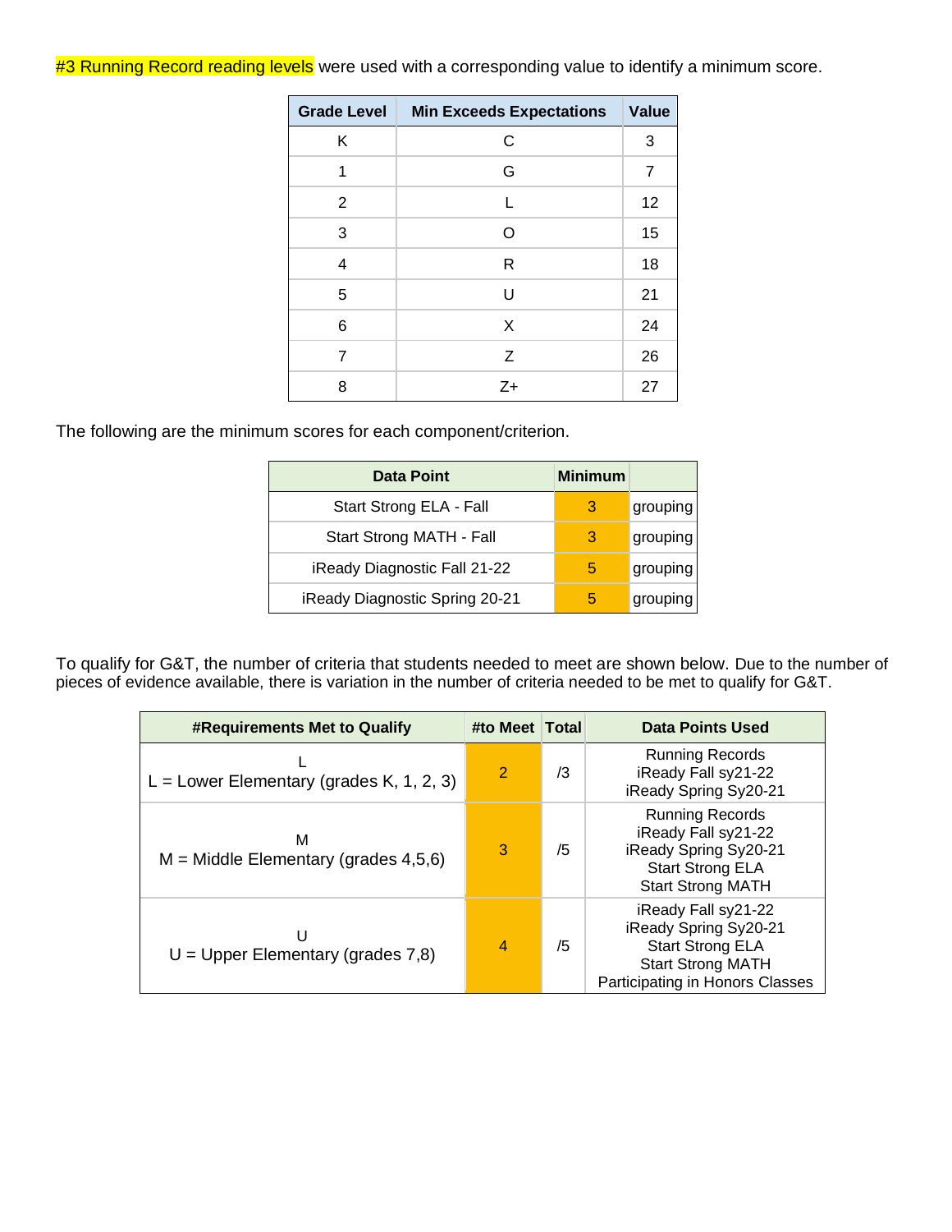#3 Running Record reading levels were used with a corresponding value to identify a minimum score.

| Grade Level | Min Exceeds Expectations | Value |
|---|---|---|
| K | C | 3 |
| 1 | G | 7 |
| 2 | L | 12 |
| 3 | O | 15 |
| 4 | R | 18 |
| 5 | U | 21 |
| 6 | X | 24 |
| 7 | Z | 26 |
| 8 | Z+ | 27 |

The following are the minimum scores for each component/criterion.

| Data Point | Minimum | |
|---|---|---|
| Start Strong ELA - Fall | 3 | grouping |
| Start Strong MATH - Fall | 3 | grouping |
| iReady Diagnostic Fall 21-22 | 5 | grouping |
| iReady Diagnostic Spring 20-21 | 5 | grouping |

To qualify for G&T, the number of criteria that students needed to meet are shown below. Due to the number of pieces of evidence available, there is variation in the number of criteria needed to be met to qualify for G&T.

| #Requirements Met to Qualify | #to Meet | Total | Data Points Used |
|---|---|---|---|
| L<br>L = Lower Elementary (grades K, 1, 2, 3) | 2 | /3 | Running Records<br>iReady Fall sy21-22<br>iReady Spring Sy20-21 |
| M<br>M = Middle Elementary (grades 4,5,6) | 3 | /5 | Running Records<br>iReady Fall sy21-22<br>iReady Spring Sy20-21<br>Start Strong ELA<br>Start Strong MATH |
| U<br>U = Upper Elementary (grades 7,8) | 4 | /5 | iReady Fall sy21-22<br>iReady Spring Sy20-21<br>Start Strong ELA<br>Start Strong MATH<br>Participating in Honors Classes |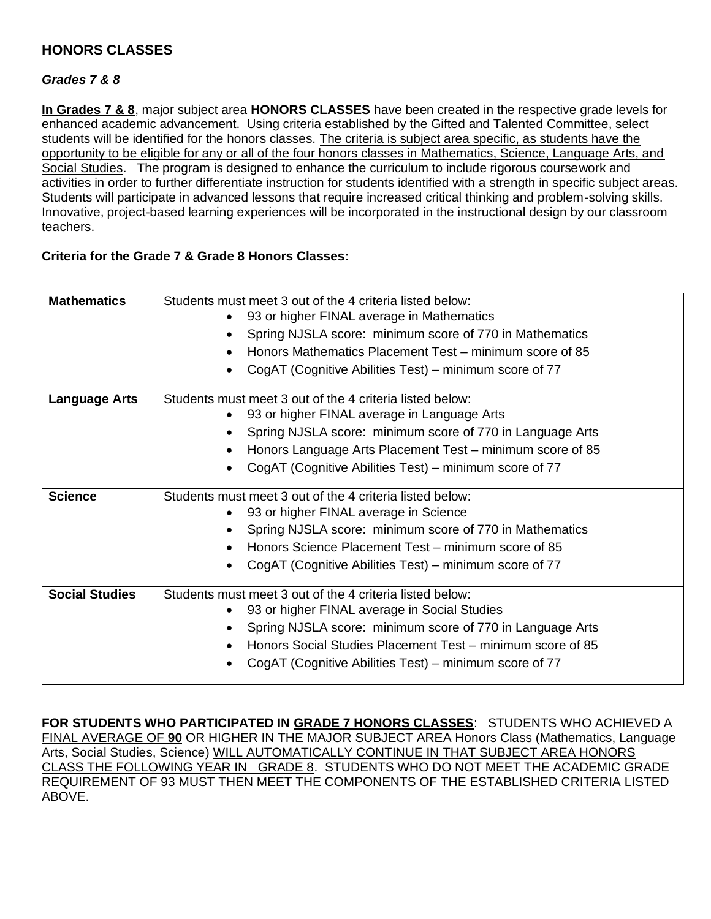## HONORS CLASSES

### *Grades 7 & 8*

**<u>In Grades 7 & 8</u>**, major subject area **HONORS CLASSES** have been created in the respective grade levels for enhanced academic advancement. Using criteria established by the Gifted and Talented Committee, select students will be identified for the honors classes. <u>The criteria is subject area specific, as students have the opportunity to be eligible for any or all of the four honors classes in Mathematics, Science, Language Arts, and Social Studies</u>. The program is designed to enhance the curriculum to include rigorous coursework and activities in order to further differentiate instruction for students identified with a strength in specific subject areas. Students will participate in advanced lessons that require increased critical thinking and problem-solving skills. Innovative, project-based learning experiences will be incorporated in the instructional design by our classroom teachers.

**Criteria for the Grade 7 & Grade 8 Honors Classes:**

| Subject | Criteria |
|---|---|
| **Mathematics** | Students must meet 3 out of the 4 criteria listed below:<br>• 93 or higher FINAL average in Mathematics<br>• Spring NJSLA score: minimum score of 770 in Mathematics<br>• Honors Mathematics Placement Test – minimum score of 85<br>• CogAT (Cognitive Abilities Test) – minimum score of 77 |
| **Language Arts** | Students must meet 3 out of the 4 criteria listed below:<br>• 93 or higher FINAL average in Language Arts<br>• Spring NJSLA score: minimum score of 770 in Language Arts<br>• Honors Language Arts Placement Test – minimum score of 85<br>• CogAT (Cognitive Abilities Test) – minimum score of 77 |
| **Science** | Students must meet 3 out of the 4 criteria listed below:<br>• 93 or higher FINAL average in Science<br>• Spring NJSLA score: minimum score of 770 in Mathematics<br>• Honors Science Placement Test – minimum score of 85<br>• CogAT (Cognitive Abilities Test) – minimum score of 77 |
| **Social Studies** | Students must meet 3 out of the 4 criteria listed below:<br>• 93 or higher FINAL average in Social Studies<br>• Spring NJSLA score: minimum score of 770 in Language Arts<br>• Honors Social Studies Placement Test – minimum score of 85<br>• CogAT (Cognitive Abilities Test) – minimum score of 77 |

**FOR STUDENTS WHO PARTICIPATED IN <u>GRADE 7 HONORS CLASSES</u>**: STUDENTS WHO ACHIEVED A <u>FINAL AVERAGE OF **90**</u> OR HIGHER IN THE MAJOR SUBJECT AREA Honors Class (Mathematics, Language Arts, Social Studies, Science) <u>WILL AUTOMATICALLY CONTINUE IN THAT SUBJECT AREA HONORS CLASS THE FOLLOWING YEAR IN GRADE 8</u>. STUDENTS WHO DO NOT MEET THE ACADEMIC GRADE REQUIREMENT OF 93 MUST THEN MEET THE COMPONENTS OF THE ESTABLISHED CRITERIA LISTED ABOVE.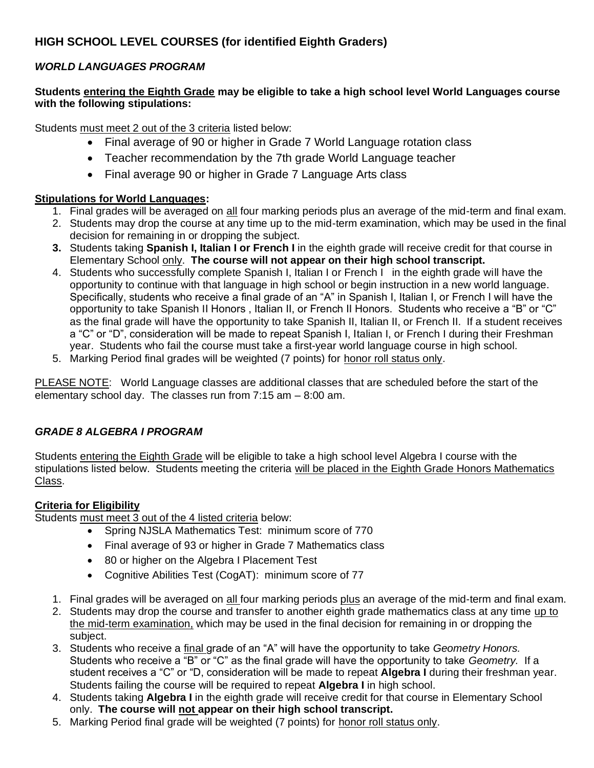## HIGH SCHOOL LEVEL COURSES (for identified Eighth Graders)

### *WORLD LANGUAGES PROGRAM*

**Students entering the Eighth Grade may be eligible to take a high school level World Languages course with the following stipulations:**

Students must meet 2 out of the 3 criteria listed below:

- Final average of 90 or higher in Grade 7 World Language rotation class
- Teacher recommendation by the 7th grade World Language teacher
- Final average 90 or higher in Grade 7 Language Arts class

**Stipulations for World Languages:**

1. Final grades will be averaged on all four marking periods plus an average of the mid-term and final exam.
2. Students may drop the course at any time up to the mid-term examination, which may be used in the final decision for remaining in or dropping the subject.
3. Students taking **Spanish I, Italian I or French I** in the eighth grade will receive credit for that course in Elementary School only. **The course will not appear on their high school transcript.**
4. Students who successfully complete Spanish I, Italian I or French I in the eighth grade will have the opportunity to continue with that language in high school or begin instruction in a new world language. Specifically, students who receive a final grade of an "A" in Spanish I, Italian I, or French I will have the opportunity to take Spanish II Honors , Italian II, or French II Honors. Students who receive a "B" or "C" as the final grade will have the opportunity to take Spanish II, Italian II, or French II. If a student receives a "C" or "D", consideration will be made to repeat Spanish I, Italian I, or French I during their Freshman year. Students who fail the course must take a first-year world language course in high school.
5. Marking Period final grades will be weighted (7 points) for honor roll status only.

PLEASE NOTE: World Language classes are additional classes that are scheduled before the start of the elementary school day. The classes run from 7:15 am – 8:00 am.

### *GRADE 8 ALGEBRA I PROGRAM*

Students entering the Eighth Grade will be eligible to take a high school level Algebra I course with the stipulations listed below. Students meeting the criteria will be placed in the Eighth Grade Honors Mathematics Class.

**Criteria for Eligibility**

Students must meet 3 out of the 4 listed criteria below:

- Spring NJSLA Mathematics Test: minimum score of 770
- Final average of 93 or higher in Grade 7 Mathematics class
- 80 or higher on the Algebra I Placement Test
- Cognitive Abilities Test (CogAT): minimum score of 77

1. Final grades will be averaged on all four marking periods plus an average of the mid-term and final exam.
2. Students may drop the course and transfer to another eighth grade mathematics class at any time up to the mid-term examination, which may be used in the final decision for remaining in or dropping the subject.
3. Students who receive a final grade of an "A" will have the opportunity to take *Geometry Honors.* Students who receive a "B" or "C" as the final grade will have the opportunity to take *Geometry.* If a student receives a "C" or "D, consideration will be made to repeat **Algebra I** during their freshman year. Students failing the course will be required to repeat **Algebra I** in high school.
4. Students taking **Algebra I** in the eighth grade will receive credit for that course in Elementary School only. **The course will not appear on their high school transcript.**
5. Marking Period final grade will be weighted (7 points) for honor roll status only.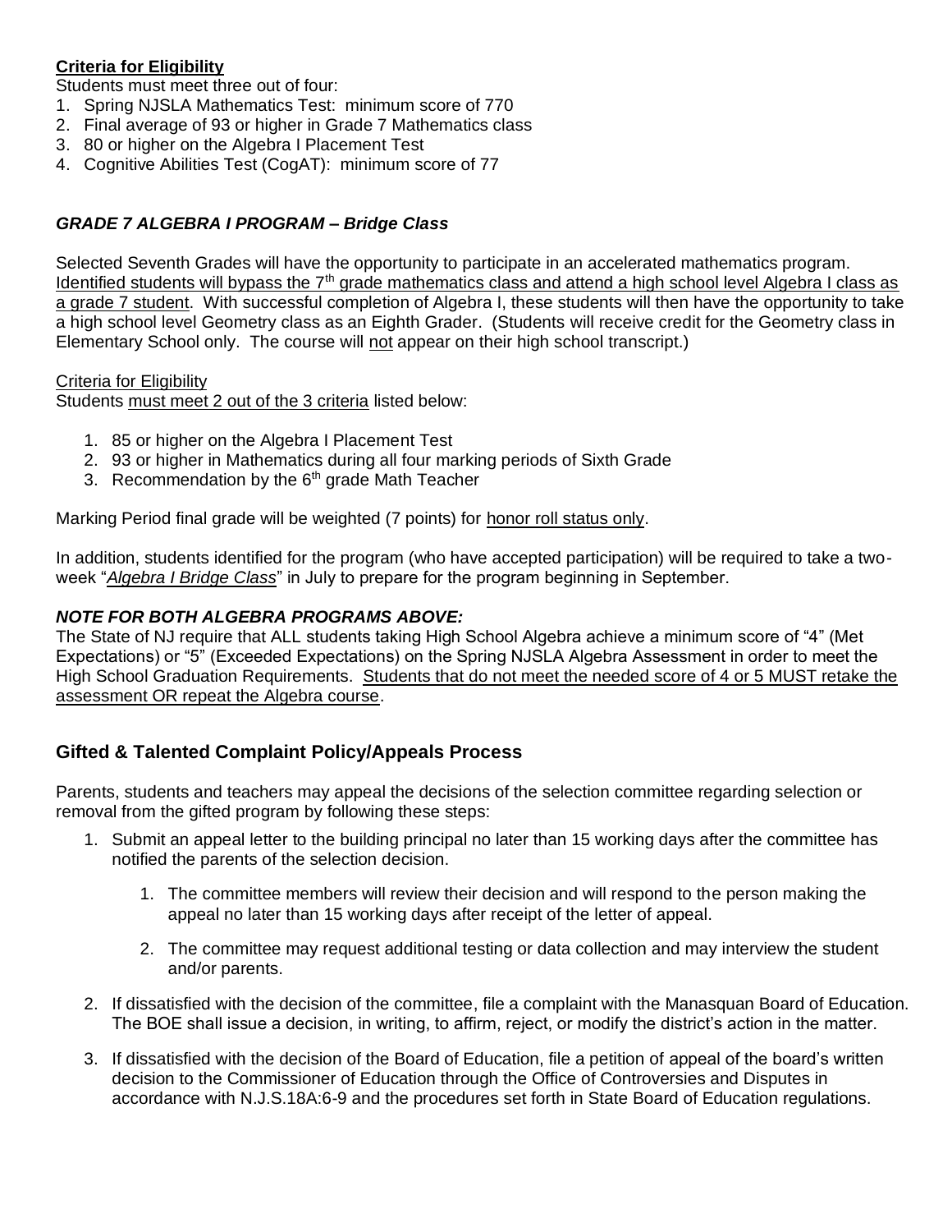**Criteria for Eligibility**

Students must meet three out of four:

1. Spring NJSLA Mathematics Test: minimum score of 770
2. Final average of 93 or higher in Grade 7 Mathematics class
3. 80 or higher on the Algebra I Placement Test
4. Cognitive Abilities Test (CogAT): minimum score of 77

### *GRADE 7 ALGEBRA I PROGRAM – Bridge Class*

Selected Seventh Grades will have the opportunity to participate in an accelerated mathematics program. Identified students will bypass the 7th grade mathematics class and attend a high school level Algebra I class as a grade 7 student. With successful completion of Algebra I, these students will then have the opportunity to take a high school level Geometry class as an Eighth Grader. (Students will receive credit for the Geometry class in Elementary School only. The course will not appear on their high school transcript.)

Criteria for Eligibility

Students must meet 2 out of the 3 criteria listed below:

1. 85 or higher on the Algebra I Placement Test
2. 93 or higher in Mathematics during all four marking periods of Sixth Grade
3. Recommendation by the 6th grade Math Teacher

Marking Period final grade will be weighted (7 points) for honor roll status only.

In addition, students identified for the program (who have accepted participation) will be required to take a two-week "*Algebra I Bridge Class*" in July to prepare for the program beginning in September.

***NOTE FOR BOTH ALGEBRA PROGRAMS ABOVE:***

The State of NJ require that ALL students taking High School Algebra achieve a minimum score of "4" (Met Expectations) or "5" (Exceeded Expectations) on the Spring NJSLA Algebra Assessment in order to meet the High School Graduation Requirements. Students that do not meet the needed score of 4 or 5 MUST retake the assessment OR repeat the Algebra course.

## Gifted & Talented Complaint Policy/Appeals Process

Parents, students and teachers may appeal the decisions of the selection committee regarding selection or removal from the gifted program by following these steps:

1. Submit an appeal letter to the building principal no later than 15 working days after the committee has notified the parents of the selection decision.
    1. The committee members will review their decision and will respond to the person making the appeal no later than 15 working days after receipt of the letter of appeal.
    2. The committee may request additional testing or data collection and may interview the student and/or parents.
2. If dissatisfied with the decision of the committee, file a complaint with the Manasquan Board of Education. The BOE shall issue a decision, in writing, to affirm, reject, or modify the district's action in the matter.
3. If dissatisfied with the decision of the Board of Education, file a petition of appeal of the board's written decision to the Commissioner of Education through the Office of Controversies and Disputes in accordance with N.J.S.18A:6-9 and the procedures set forth in State Board of Education regulations.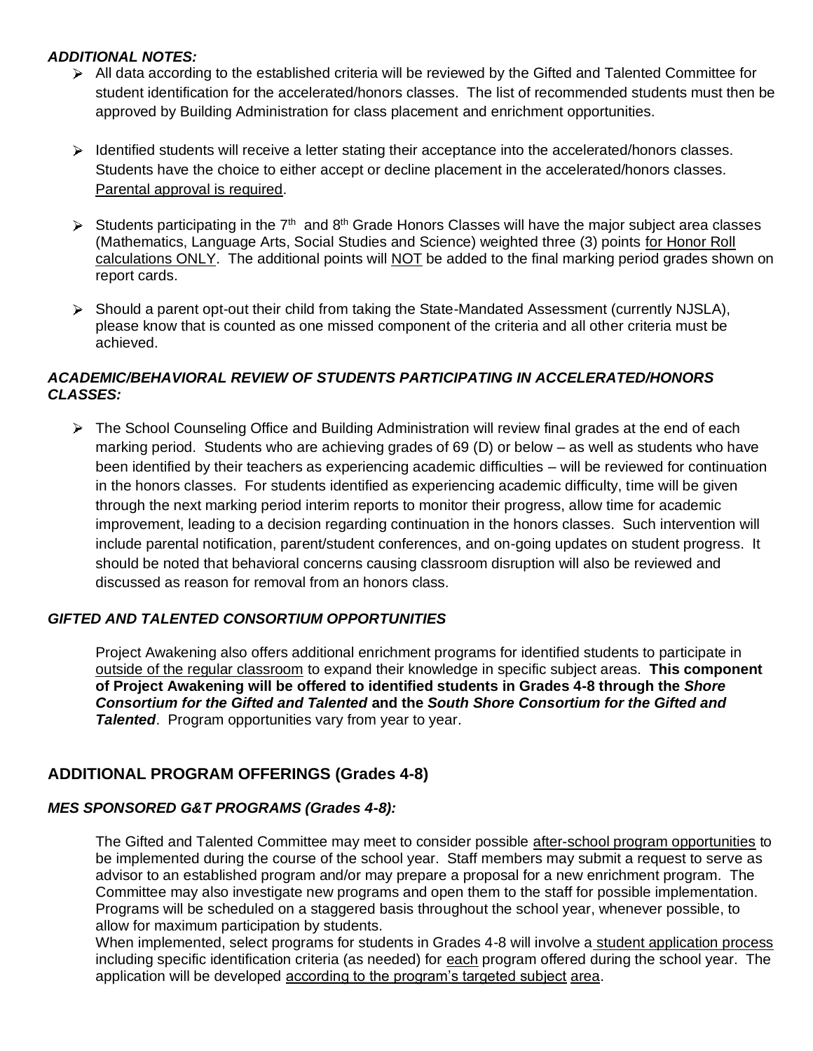***ADDITIONAL NOTES:***

- All data according to the established criteria will be reviewed by the Gifted and Talented Committee for student identification for the accelerated/honors classes. The list of recommended students must then be approved by Building Administration for class placement and enrichment opportunities.

- Identified students will receive a letter stating their acceptance into the accelerated/honors classes. Students have the choice to either accept or decline placement in the accelerated/honors classes. Parental approval is required.

- Students participating in the 7th and 8th Grade Honors Classes will have the major subject area classes (Mathematics, Language Arts, Social Studies and Science) weighted three (3) points for Honor Roll calculations ONLY. The additional points will NOT be added to the final marking period grades shown on report cards.

- Should a parent opt-out their child from taking the State-Mandated Assessment (currently NJSLA), please know that is counted as one missed component of the criteria and all other criteria must be achieved.

***ACADEMIC/BEHAVIORAL REVIEW OF STUDENTS PARTICIPATING IN ACCELERATED/HONORS CLASSES:***

- The School Counseling Office and Building Administration will review final grades at the end of each marking period. Students who are achieving grades of 69 (D) or below – as well as students who have been identified by their teachers as experiencing academic difficulties – will be reviewed for continuation in the honors classes. For students identified as experiencing academic difficulty, time will be given through the next marking period interim reports to monitor their progress, allow time for academic improvement, leading to a decision regarding continuation in the honors classes. Such intervention will include parental notification, parent/student conferences, and on-going updates on student progress. It should be noted that behavioral concerns causing classroom disruption will also be reviewed and discussed as reason for removal from an honors class.

***GIFTED AND TALENTED CONSORTIUM OPPORTUNITIES***

Project Awakening also offers additional enrichment programs for identified students to participate in outside of the regular classroom to expand their knowledge in specific subject areas. **This component of Project Awakening will be offered to identified students in Grades 4-8 through the *Shore Consortium for the Gifted and Talented* and the *South Shore Consortium for the Gifted and Talented*.** Program opportunities vary from year to year.

## ADDITIONAL PROGRAM OFFERINGS (Grades 4-8)

***MES SPONSORED G&T PROGRAMS (Grades 4-8):***

The Gifted and Talented Committee may meet to consider possible after-school program opportunities to be implemented during the course of the school year. Staff members may submit a request to serve as advisor to an established program and/or may prepare a proposal for a new enrichment program. The Committee may also investigate new programs and open them to the staff for possible implementation. Programs will be scheduled on a staggered basis throughout the school year, whenever possible, to allow for maximum participation by students.

When implemented, select programs for students in Grades 4-8 will involve a student application process including specific identification criteria (as needed) for each program offered during the school year. The application will be developed according to the program's targeted subject area.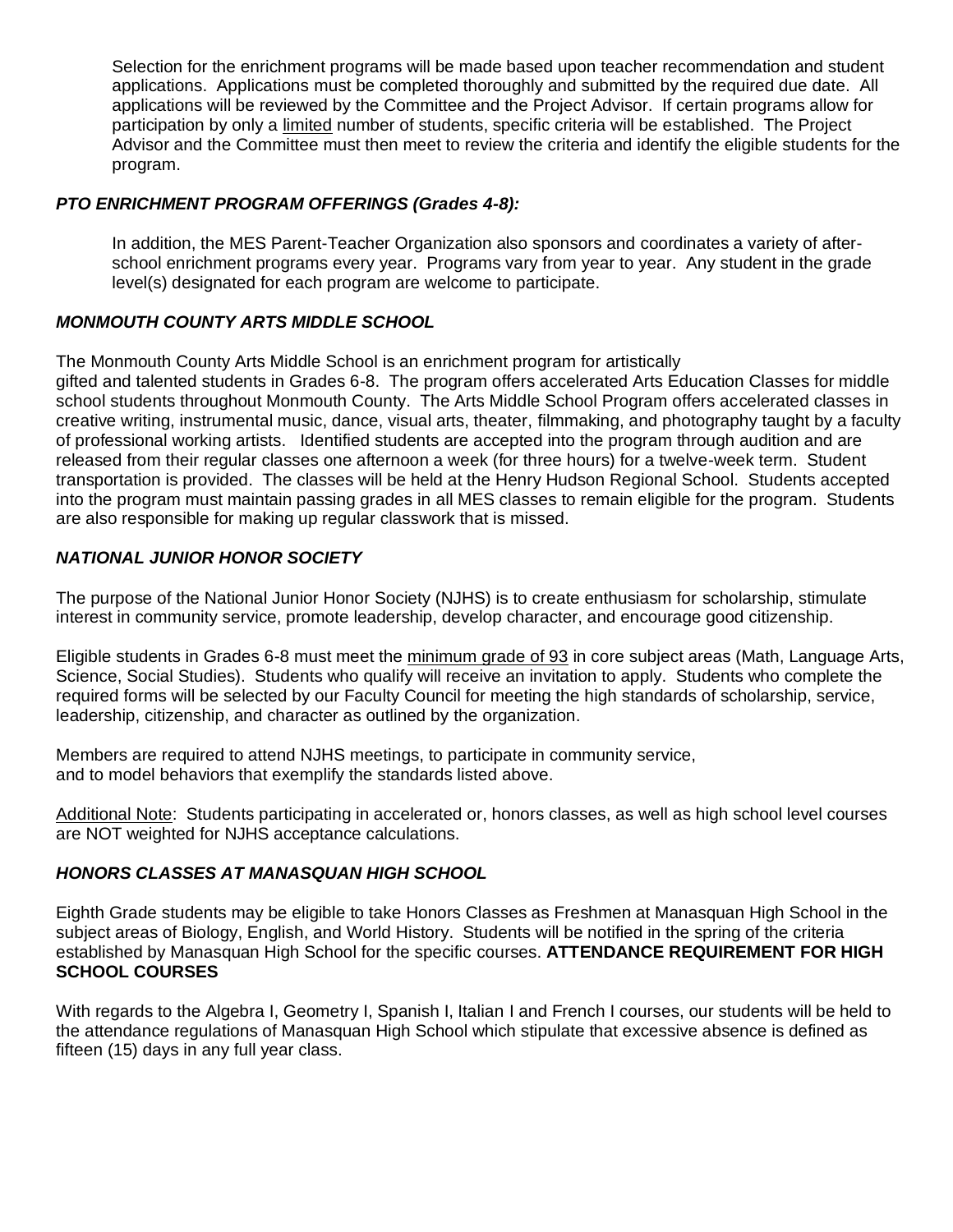Selection for the enrichment programs will be made based upon teacher recommendation and student applications. Applications must be completed thoroughly and submitted by the required due date. All applications will be reviewed by the Committee and the Project Advisor. If certain programs allow for participation by only a limited number of students, specific criteria will be established. The Project Advisor and the Committee must then meet to review the criteria and identify the eligible students for the program.

### ***PTO ENRICHMENT PROGRAM OFFERINGS (Grades 4-8):***

In addition, the MES Parent-Teacher Organization also sponsors and coordinates a variety of after-school enrichment programs every year. Programs vary from year to year. Any student in the grade level(s) designated for each program are welcome to participate.

### ***MONMOUTH COUNTY ARTS MIDDLE SCHOOL***

The Monmouth County Arts Middle School is an enrichment program for artistically gifted and talented students in Grades 6-8. The program offers accelerated Arts Education Classes for middle school students throughout Monmouth County. The Arts Middle School Program offers accelerated classes in creative writing, instrumental music, dance, visual arts, theater, filmmaking, and photography taught by a faculty of professional working artists. Identified students are accepted into the program through audition and are released from their regular classes one afternoon a week (for three hours) for a twelve-week term. Student transportation is provided. The classes will be held at the Henry Hudson Regional School. Students accepted into the program must maintain passing grades in all MES classes to remain eligible for the program. Students are also responsible for making up regular classwork that is missed.

### ***NATIONAL JUNIOR HONOR SOCIETY***

The purpose of the National Junior Honor Society (NJHS) is to create enthusiasm for scholarship, stimulate interest in community service, promote leadership, develop character, and encourage good citizenship.

Eligible students in Grades 6-8 must meet the minimum grade of 93 in core subject areas (Math, Language Arts, Science, Social Studies). Students who qualify will receive an invitation to apply. Students who complete the required forms will be selected by our Faculty Council for meeting the high standards of scholarship, service, leadership, citizenship, and character as outlined by the organization.

Members are required to attend NJHS meetings, to participate in community service, and to model behaviors that exemplify the standards listed above.

Additional Note: Students participating in accelerated or, honors classes, as well as high school level courses are NOT weighted for NJHS acceptance calculations.

### ***HONORS CLASSES AT MANASQUAN HIGH SCHOOL***

Eighth Grade students may be eligible to take Honors Classes as Freshmen at Manasquan High School in the subject areas of Biology, English, and World History. Students will be notified in the spring of the criteria established by Manasquan High School for the specific courses. **ATTENDANCE REQUIREMENT FOR HIGH SCHOOL COURSES**

With regards to the Algebra I, Geometry I, Spanish I, Italian I and French I courses, our students will be held to the attendance regulations of Manasquan High School which stipulate that excessive absence is defined as fifteen (15) days in any full year class.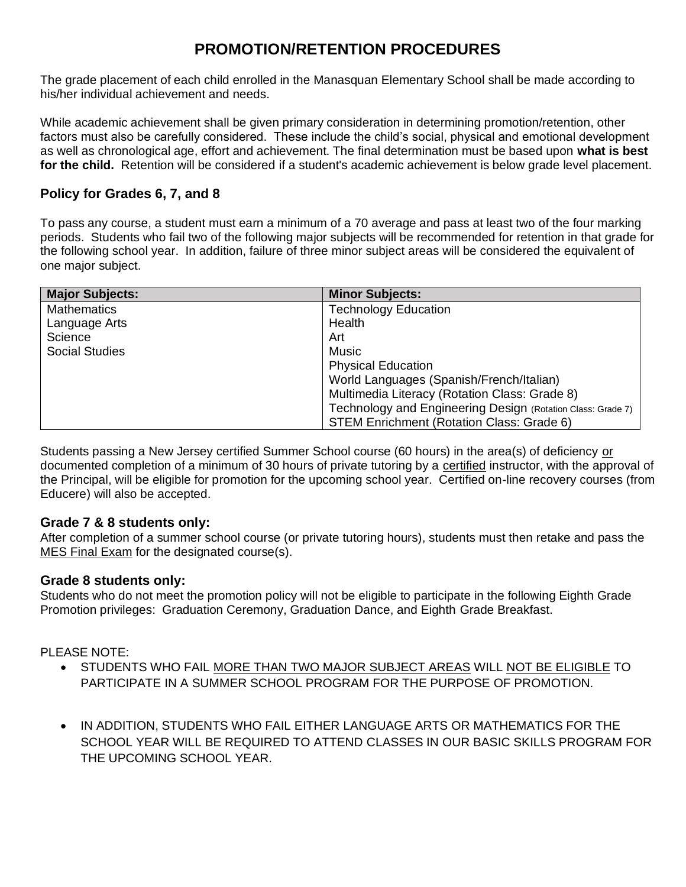# PROMOTION/RETENTION PROCEDURES

The grade placement of each child enrolled in the Manasquan Elementary School shall be made according to his/her individual achievement and needs.

While academic achievement shall be given primary consideration in determining promotion/retention, other factors must also be carefully considered. These include the child's social, physical and emotional development as well as chronological age, effort and achievement. The final determination must be based upon **what is best for the child.** Retention will be considered if a student's academic achievement is below grade level placement.

## Policy for Grades 6, 7, and 8

To pass any course, a student must earn a minimum of a 70 average and pass at least two of the four marking periods. Students who fail two of the following major subjects will be recommended for retention in that grade for the following school year. In addition, failure of three minor subject areas will be considered the equivalent of one major subject.

| Major Subjects: | Minor Subjects: |
|---|---|
| Mathematics | Technology Education |
| Language Arts | Health |
| Science | Art |
| Social Studies | Music |
| | Physical Education |
| | World Languages (Spanish/French/Italian) |
| | Multimedia Literacy (Rotation Class: Grade 8) |
| | Technology and Engineering Design (Rotation Class: Grade 7) |
| | STEM Enrichment (Rotation Class: Grade 6) |

Students passing a New Jersey certified Summer School course (60 hours) in the area(s) of deficiency or documented completion of a minimum of 30 hours of private tutoring by a certified instructor, with the approval of the Principal, will be eligible for promotion for the upcoming school year. Certified on-line recovery courses (from Educere) will also be accepted.

### Grade 7 & 8 students only:

After completion of a summer school course (or private tutoring hours), students must then retake and pass the MES Final Exam for the designated course(s).

### Grade 8 students only:

Students who do not meet the promotion policy will not be eligible to participate in the following Eighth Grade Promotion privileges: Graduation Ceremony, Graduation Dance, and Eighth Grade Breakfast.

PLEASE NOTE:

- STUDENTS WHO FAIL MORE THAN TWO MAJOR SUBJECT AREAS WILL NOT BE ELIGIBLE TO PARTICIPATE IN A SUMMER SCHOOL PROGRAM FOR THE PURPOSE OF PROMOTION.

- IN ADDITION, STUDENTS WHO FAIL EITHER LANGUAGE ARTS OR MATHEMATICS FOR THE SCHOOL YEAR WILL BE REQUIRED TO ATTEND CLASSES IN OUR BASIC SKILLS PROGRAM FOR THE UPCOMING SCHOOL YEAR.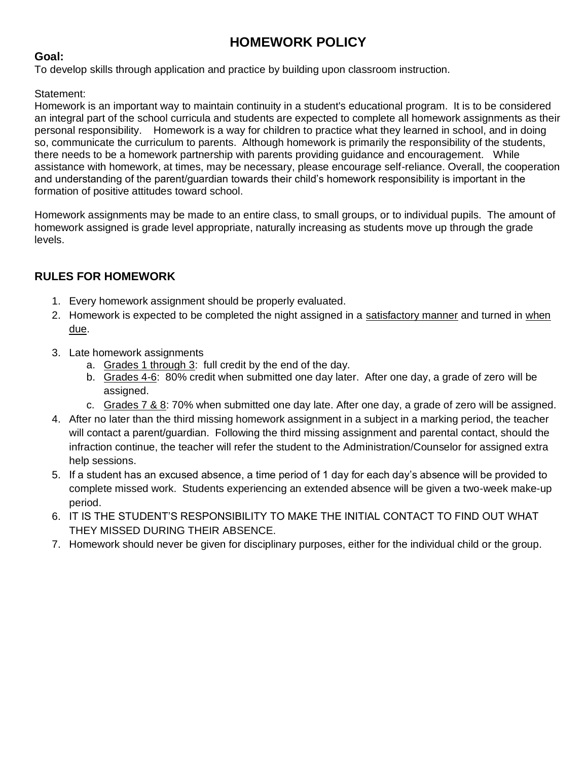# HOMEWORK POLICY

**Goal:**
To develop skills through application and practice by building upon classroom instruction.

Statement:
Homework is an important way to maintain continuity in a student's educational program. It is to be considered an integral part of the school curricula and students are expected to complete all homework assignments as their personal responsibility. Homework is a way for children to practice what they learned in school, and in doing so, communicate the curriculum to parents. Although homework is primarily the responsibility of the students, there needs to be a homework partnership with parents providing guidance and encouragement. While assistance with homework, at times, may be necessary, please encourage self-reliance. Overall, the cooperation and understanding of the parent/guardian towards their child's homework responsibility is important in the formation of positive attitudes toward school.

Homework assignments may be made to an entire class, to small groups, or to individual pupils. The amount of homework assigned is grade level appropriate, naturally increasing as students move up through the grade levels.

## RULES FOR HOMEWORK

1. Every homework assignment should be properly evaluated.
2. Homework is expected to be completed the night assigned in a <u>satisfactory manner</u> and turned in <u>when due</u>.
3. Late homework assignments
   a. <u>Grades 1 through 3</u>: full credit by the end of the day.
   b. <u>Grades 4-6</u>: 80% credit when submitted one day later. After one day, a grade of zero will be assigned.
   c. <u>Grades 7 & 8</u>: 70% when submitted one day late. After one day, a grade of zero will be assigned.
4. After no later than the third missing homework assignment in a subject in a marking period, the teacher will contact a parent/guardian. Following the third missing assignment and parental contact, should the infraction continue, the teacher will refer the student to the Administration/Counselor for assigned extra help sessions.
5. If a student has an excused absence, a time period of 1 day for each day's absence will be provided to complete missed work. Students experiencing an extended absence will be given a two-week make-up period.
6. IT IS THE STUDENT'S RESPONSIBILITY TO MAKE THE INITIAL CONTACT TO FIND OUT WHAT THEY MISSED DURING THEIR ABSENCE.
7. Homework should never be given for disciplinary purposes, either for the individual child or the group.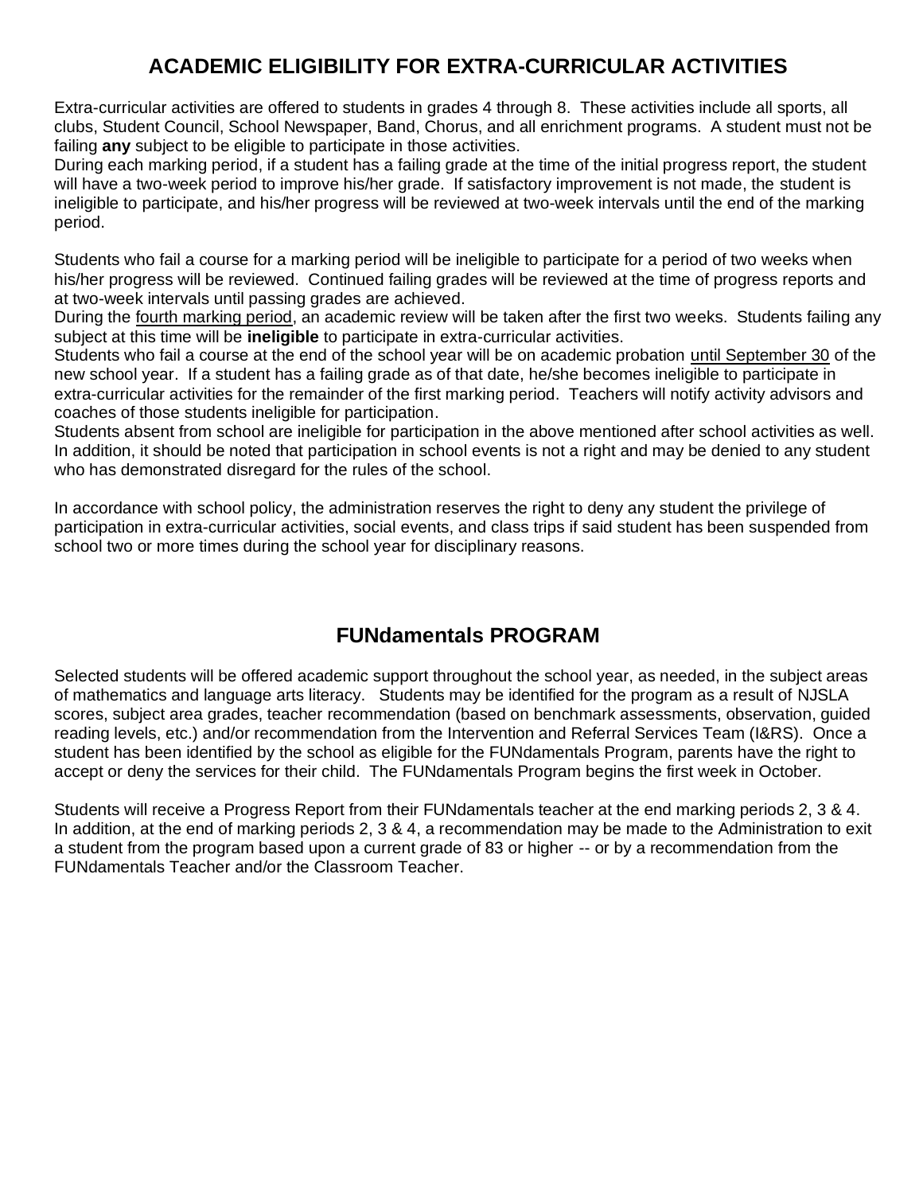## ACADEMIC ELIGIBILITY FOR EXTRA-CURRICULAR ACTIVITIES

Extra-curricular activities are offered to students in grades 4 through 8. These activities include all sports, all clubs, Student Council, School Newspaper, Band, Chorus, and all enrichment programs. A student must not be failing **any** subject to be eligible to participate in those activities.

During each marking period, if a student has a failing grade at the time of the initial progress report, the student will have a two-week period to improve his/her grade. If satisfactory improvement is not made, the student is ineligible to participate, and his/her progress will be reviewed at two-week intervals until the end of the marking period.

Students who fail a course for a marking period will be ineligible to participate for a period of two weeks when his/her progress will be reviewed. Continued failing grades will be reviewed at the time of progress reports and at two-week intervals until passing grades are achieved.

During the <u>fourth marking period</u>, an academic review will be taken after the first two weeks. Students failing any subject at this time will be **ineligible** to participate in extra-curricular activities.

Students who fail a course at the end of the school year will be on academic probation <u>until September 30</u> of the new school year. If a student has a failing grade as of that date, he/she becomes ineligible to participate in extra-curricular activities for the remainder of the first marking period. Teachers will notify activity advisors and coaches of those students ineligible for participation.

Students absent from school are ineligible for participation in the above mentioned after school activities as well. In addition, it should be noted that participation in school events is not a right and may be denied to any student who has demonstrated disregard for the rules of the school.

In accordance with school policy, the administration reserves the right to deny any student the privilege of participation in extra-curricular activities, social events, and class trips if said student has been suspended from school two or more times during the school year for disciplinary reasons.

## FUNdamentals PROGRAM

Selected students will be offered academic support throughout the school year, as needed, in the subject areas of mathematics and language arts literacy. Students may be identified for the program as a result of NJSLA scores, subject area grades, teacher recommendation (based on benchmark assessments, observation, guided reading levels, etc.) and/or recommendation from the Intervention and Referral Services Team (I&RS). Once a student has been identified by the school as eligible for the FUNdamentals Program, parents have the right to accept or deny the services for their child. The FUNdamentals Program begins the first week in October.

Students will receive a Progress Report from their FUNdamentals teacher at the end marking periods 2, 3 & 4. In addition, at the end of marking periods 2, 3 & 4, a recommendation may be made to the Administration to exit a student from the program based upon a current grade of 83 or higher -- or by a recommendation from the FUNdamentals Teacher and/or the Classroom Teacher.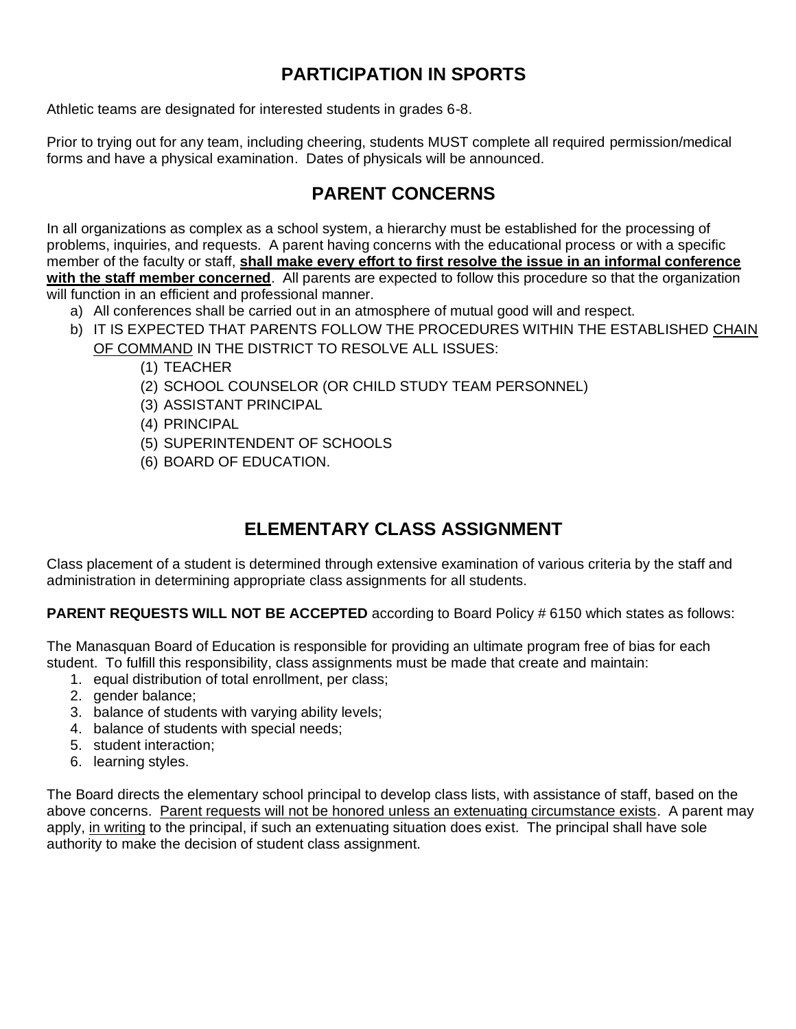## PARTICIPATION IN SPORTS

Athletic teams are designated for interested students in grades 6-8.

Prior to trying out for any team, including cheering, students MUST complete all required permission/medical forms and have a physical examination. Dates of physicals will be announced.

## PARENT CONCERNS

In all organizations as complex as a school system, a hierarchy must be established for the processing of problems, inquiries, and requests. A parent having concerns with the educational process or with a specific member of the faculty or staff, **<u>shall make every effort to first resolve the issue in an informal conference with the staff member concerned</u>**. All parents are expected to follow this procedure so that the organization will function in an efficient and professional manner.

a) All conferences shall be carried out in an atmosphere of mutual good will and respect.
b) IT IS EXPECTED THAT PARENTS FOLLOW THE PROCEDURES WITHIN THE ESTABLISHED <u>CHAIN OF COMMAND</u> IN THE DISTRICT TO RESOLVE ALL ISSUES:
    (1) TEACHER
    (2) SCHOOL COUNSELOR (OR CHILD STUDY TEAM PERSONNEL)
    (3) ASSISTANT PRINCIPAL
    (4) PRINCIPAL
    (5) SUPERINTENDENT OF SCHOOLS
    (6) BOARD OF EDUCATION.

## ELEMENTARY CLASS ASSIGNMENT

Class placement of a student is determined through extensive examination of various criteria by the staff and administration in determining appropriate class assignments for all students.

**PARENT REQUESTS WILL NOT BE ACCEPTED** according to Board Policy # 6150 which states as follows:

The Manasquan Board of Education is responsible for providing an ultimate program free of bias for each student. To fulfill this responsibility, class assignments must be made that create and maintain:

1. equal distribution of total enrollment, per class;
2. gender balance;
3. balance of students with varying ability levels;
4. balance of students with special needs;
5. student interaction;
6. learning styles.

The Board directs the elementary school principal to develop class lists, with assistance of staff, based on the above concerns. <u>Parent requests will not be honored unless an extenuating circumstance exists</u>. A parent may apply, <u>in writing</u> to the principal, if such an extenuating situation does exist. The principal shall have sole authority to make the decision of student class assignment.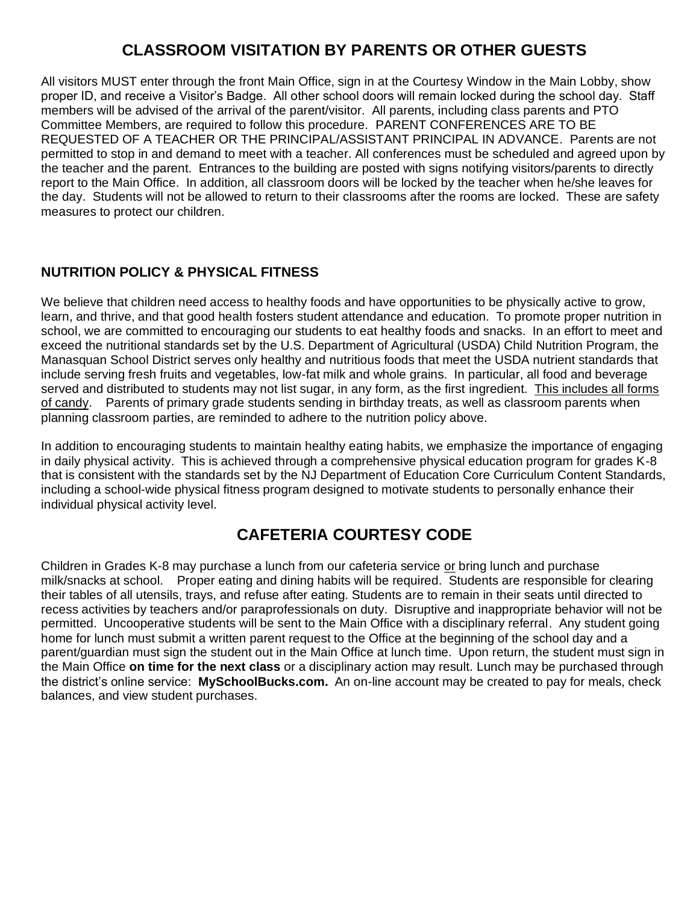## CLASSROOM VISITATION BY PARENTS OR OTHER GUESTS

All visitors MUST enter through the front Main Office, sign in at the Courtesy Window in the Main Lobby, show proper ID, and receive a Visitor's Badge. All other school doors will remain locked during the school day. Staff members will be advised of the arrival of the parent/visitor. All parents, including class parents and PTO Committee Members, are required to follow this procedure. PARENT CONFERENCES ARE TO BE REQUESTED OF A TEACHER OR THE PRINCIPAL/ASSISTANT PRINCIPAL IN ADVANCE. Parents are not permitted to stop in and demand to meet with a teacher. All conferences must be scheduled and agreed upon by the teacher and the parent. Entrances to the building are posted with signs notifying visitors/parents to directly report to the Main Office. In addition, all classroom doors will be locked by the teacher when he/she leaves for the day. Students will not be allowed to return to their classrooms after the rooms are locked. These are safety measures to protect our children.

### NUTRITION POLICY & PHYSICAL FITNESS

We believe that children need access to healthy foods and have opportunities to be physically active to grow, learn, and thrive, and that good health fosters student attendance and education. To promote proper nutrition in school, we are committed to encouraging our students to eat healthy foods and snacks. In an effort to meet and exceed the nutritional standards set by the U.S. Department of Agricultural (USDA) Child Nutrition Program, the Manasquan School District serves only healthy and nutritious foods that meet the USDA nutrient standards that include serving fresh fruits and vegetables, low-fat milk and whole grains. In particular, all food and beverage served and distributed to students may not list sugar, in any form, as the first ingredient. <u>This includes all forms of candy</u>. Parents of primary grade students sending in birthday treats, as well as classroom parents when planning classroom parties, are reminded to adhere to the nutrition policy above.

In addition to encouraging students to maintain healthy eating habits, we emphasize the importance of engaging in daily physical activity. This is achieved through a comprehensive physical education program for grades K-8 that is consistent with the standards set by the NJ Department of Education Core Curriculum Content Standards, including a school-wide physical fitness program designed to motivate students to personally enhance their individual physical activity level.

## CAFETERIA COURTESY CODE

Children in Grades K-8 may purchase a lunch from our cafeteria service <u>or</u> bring lunch and purchase milk/snacks at school. Proper eating and dining habits will be required. Students are responsible for clearing their tables of all utensils, trays, and refuse after eating. Students are to remain in their seats until directed to recess activities by teachers and/or paraprofessionals on duty. Disruptive and inappropriate behavior will not be permitted. Uncooperative students will be sent to the Main Office with a disciplinary referral. Any student going home for lunch must submit a written parent request to the Office at the beginning of the school day and a parent/guardian must sign the student out in the Main Office at lunch time. Upon return, the student must sign in the Main Office **on time for the next class** or a disciplinary action may result. Lunch may be purchased through the district's online service: **MySchoolBucks.com.** An on-line account may be created to pay for meals, check balances, and view student purchases.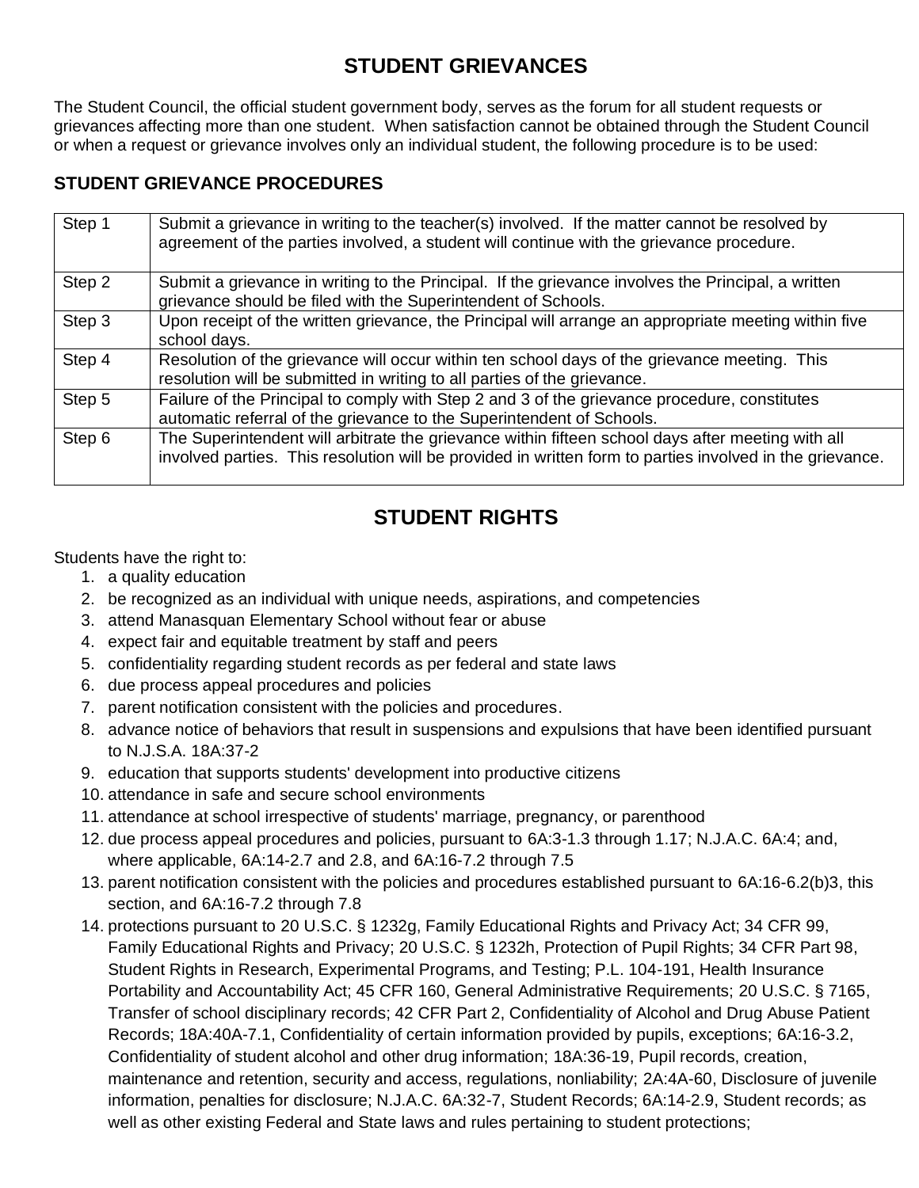## STUDENT GRIEVANCES

The Student Council, the official student government body, serves as the forum for all student requests or grievances affecting more than one student. When satisfaction cannot be obtained through the Student Council or when a request or grievance involves only an individual student, the following procedure is to be used:

### STUDENT GRIEVANCE PROCEDURES

| Step | Procedure |
|---|---|
| Step 1 | Submit a grievance in writing to the teacher(s) involved. If the matter cannot be resolved by agreement of the parties involved, a student will continue with the grievance procedure. |
| Step 2 | Submit a grievance in writing to the Principal. If the grievance involves the Principal, a written grievance should be filed with the Superintendent of Schools. |
| Step 3 | Upon receipt of the written grievance, the Principal will arrange an appropriate meeting within five school days. |
| Step 4 | Resolution of the grievance will occur within ten school days of the grievance meeting. This resolution will be submitted in writing to all parties of the grievance. |
| Step 5 | Failure of the Principal to comply with Step 2 and 3 of the grievance procedure, constitutes automatic referral of the grievance to the Superintendent of Schools. |
| Step 6 | The Superintendent will arbitrate the grievance within fifteen school days after meeting with all involved parties. This resolution will be provided in written form to parties involved in the grievance. |

## STUDENT RIGHTS

Students have the right to:

1. a quality education
2. be recognized as an individual with unique needs, aspirations, and competencies
3. attend Manasquan Elementary School without fear or abuse
4. expect fair and equitable treatment by staff and peers
5. confidentiality regarding student records as per federal and state laws
6. due process appeal procedures and policies
7. parent notification consistent with the policies and procedures.
8. advance notice of behaviors that result in suspensions and expulsions that have been identified pursuant to N.J.S.A. 18A:37-2
9. education that supports students' development into productive citizens
10. attendance in safe and secure school environments
11. attendance at school irrespective of students' marriage, pregnancy, or parenthood
12. due process appeal procedures and policies, pursuant to 6A:3-1.3 through 1.17; N.J.A.C. 6A:4; and, where applicable, 6A:14-2.7 and 2.8, and 6A:16-7.2 through 7.5
13. parent notification consistent with the policies and procedures established pursuant to 6A:16-6.2(b)3, this section, and 6A:16-7.2 through 7.8
14. protections pursuant to 20 U.S.C. § 1232g, Family Educational Rights and Privacy Act; 34 CFR 99, Family Educational Rights and Privacy; 20 U.S.C. § 1232h, Protection of Pupil Rights; 34 CFR Part 98, Student Rights in Research, Experimental Programs, and Testing; P.L. 104-191, Health Insurance Portability and Accountability Act; 45 CFR 160, General Administrative Requirements; 20 U.S.C. § 7165, Transfer of school disciplinary records; 42 CFR Part 2, Confidentiality of Alcohol and Drug Abuse Patient Records; 18A:40A-7.1, Confidentiality of certain information provided by pupils, exceptions; 6A:16-3.2, Confidentiality of student alcohol and other drug information; 18A:36-19, Pupil records, creation, maintenance and retention, security and access, regulations, nonliability; 2A:4A-60, Disclosure of juvenile information, penalties for disclosure; N.J.A.C. 6A:32-7, Student Records; 6A:14-2.9, Student records; as well as other existing Federal and State laws and rules pertaining to student protections;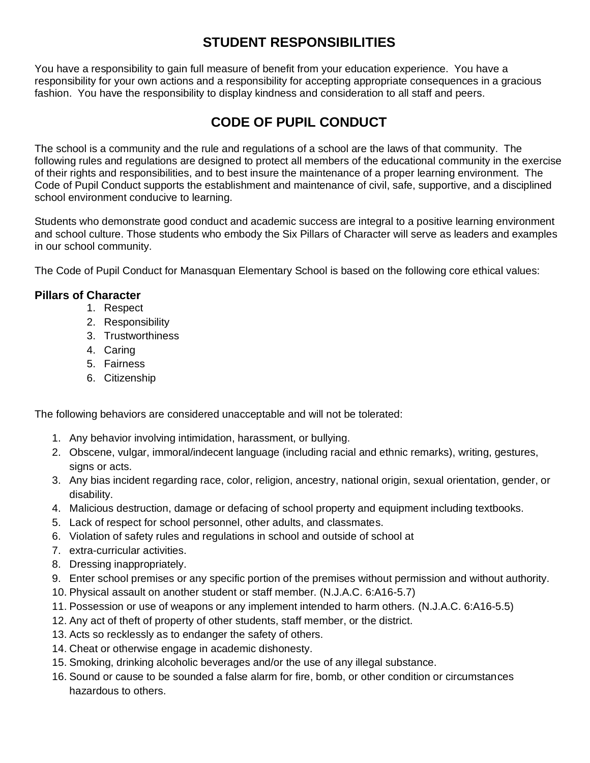## STUDENT RESPONSIBILITIES

You have a responsibility to gain full measure of benefit from your education experience. You have a responsibility for your own actions and a responsibility for accepting appropriate consequences in a gracious fashion. You have the responsibility to display kindness and consideration to all staff and peers.

## CODE OF PUPIL CONDUCT

The school is a community and the rule and regulations of a school are the laws of that community. The following rules and regulations are designed to protect all members of the educational community in the exercise of their rights and responsibilities, and to best insure the maintenance of a proper learning environment. The Code of Pupil Conduct supports the establishment and maintenance of civil, safe, supportive, and a disciplined school environment conducive to learning.

Students who demonstrate good conduct and academic success are integral to a positive learning environment and school culture. Those students who embody the Six Pillars of Character will serve as leaders and examples in our school community.

The Code of Pupil Conduct for Manasquan Elementary School is based on the following core ethical values:

### Pillars of Character

1. Respect
2. Responsibility
3. Trustworthiness
4. Caring
5. Fairness
6. Citizenship

The following behaviors are considered unacceptable and will not be tolerated:

1. Any behavior involving intimidation, harassment, or bullying.
2. Obscene, vulgar, immoral/indecent language (including racial and ethnic remarks), writing, gestures, signs or acts.
3. Any bias incident regarding race, color, religion, ancestry, national origin, sexual orientation, gender, or disability.
4. Malicious destruction, damage or defacing of school property and equipment including textbooks.
5. Lack of respect for school personnel, other adults, and classmates.
6. Violation of safety rules and regulations in school and outside of school at
7. extra-curricular activities.
8. Dressing inappropriately.
9. Enter school premises or any specific portion of the premises without permission and without authority.
10. Physical assault on another student or staff member. (N.J.A.C. 6:A16-5.7)
11. Possession or use of weapons or any implement intended to harm others. (N.J.A.C. 6:A16-5.5)
12. Any act of theft of property of other students, staff member, or the district.
13. Acts so recklessly as to endanger the safety of others.
14. Cheat or otherwise engage in academic dishonesty.
15. Smoking, drinking alcoholic beverages and/or the use of any illegal substance.
16. Sound or cause to be sounded a false alarm for fire, bomb, or other condition or circumstances hazardous to others.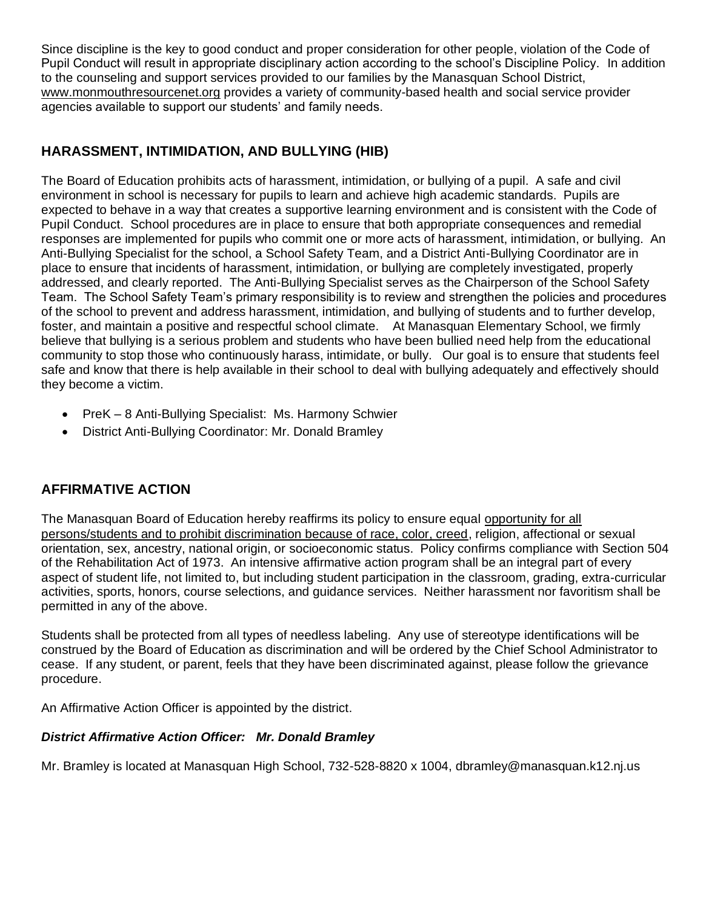Since discipline is the key to good conduct and proper consideration for other people, violation of the Code of Pupil Conduct will result in appropriate disciplinary action according to the school's Discipline Policy. In addition to the counseling and support services provided to our families by the Manasquan School District, www.monmouthresourcenet.org provides a variety of community-based health and social service provider agencies available to support our students' and family needs.

## HARASSMENT, INTIMIDATION, AND BULLYING (HIB)

The Board of Education prohibits acts of harassment, intimidation, or bullying of a pupil. A safe and civil environment in school is necessary for pupils to learn and achieve high academic standards. Pupils are expected to behave in a way that creates a supportive learning environment and is consistent with the Code of Pupil Conduct. School procedures are in place to ensure that both appropriate consequences and remedial responses are implemented for pupils who commit one or more acts of harassment, intimidation, or bullying. An Anti-Bullying Specialist for the school, a School Safety Team, and a District Anti-Bullying Coordinator are in place to ensure that incidents of harassment, intimidation, or bullying are completely investigated, properly addressed, and clearly reported. The Anti-Bullying Specialist serves as the Chairperson of the School Safety Team. The School Safety Team's primary responsibility is to review and strengthen the policies and procedures of the school to prevent and address harassment, intimidation, and bullying of students and to further develop, foster, and maintain a positive and respectful school climate. At Manasquan Elementary School, we firmly believe that bullying is a serious problem and students who have been bullied need help from the educational community to stop those who continuously harass, intimidate, or bully. Our goal is to ensure that students feel safe and know that there is help available in their school to deal with bullying adequately and effectively should they become a victim.

- PreK – 8 Anti-Bullying Specialist: Ms. Harmony Schwier
- District Anti-Bullying Coordinator: Mr. Donald Bramley

## AFFIRMATIVE ACTION

The Manasquan Board of Education hereby reaffirms its policy to ensure equal opportunity for all persons/students and to prohibit discrimination because of race, color, creed, religion, affectional or sexual orientation, sex, ancestry, national origin, or socioeconomic status. Policy confirms compliance with Section 504 of the Rehabilitation Act of 1973. An intensive affirmative action program shall be an integral part of every aspect of student life, not limited to, but including student participation in the classroom, grading, extra-curricular activities, sports, honors, course selections, and guidance services. Neither harassment nor favoritism shall be permitted in any of the above.

Students shall be protected from all types of needless labeling. Any use of stereotype identifications will be construed by the Board of Education as discrimination and will be ordered by the Chief School Administrator to cease. If any student, or parent, feels that they have been discriminated against, please follow the grievance procedure.

An Affirmative Action Officer is appointed by the district.

***District Affirmative Action Officer: Mr. Donald Bramley***

Mr. Bramley is located at Manasquan High School, 732-528-8820 x 1004, dbramley@manasquan.k12.nj.us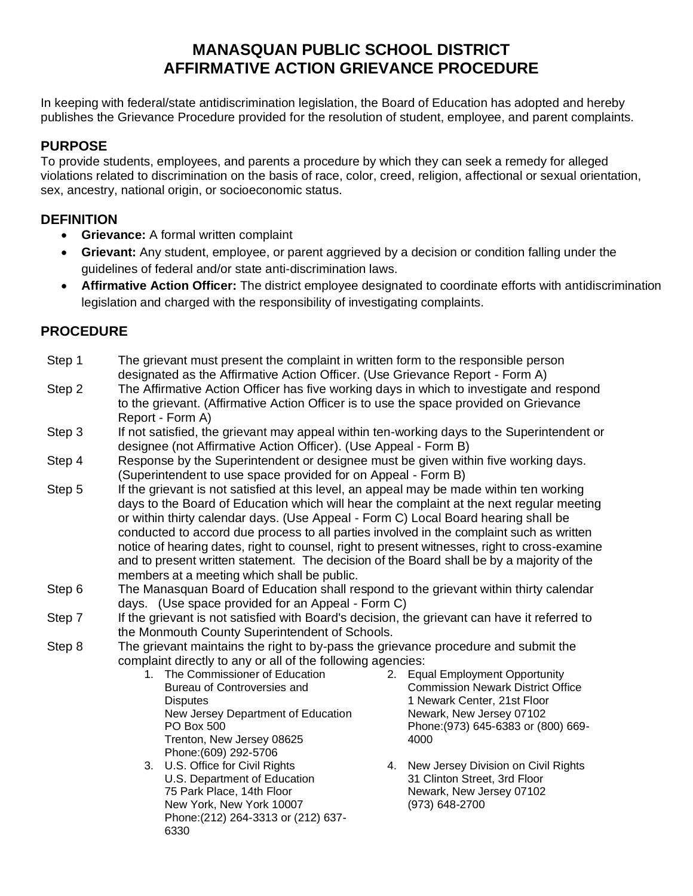# MANASQUAN PUBLIC SCHOOL DISTRICT
# AFFIRMATIVE ACTION GRIEVANCE PROCEDURE

In keeping with federal/state antidiscrimination legislation, the Board of Education has adopted and hereby publishes the Grievance Procedure provided for the resolution of student, employee, and parent complaints.

## PURPOSE

To provide students, employees, and parents a procedure by which they can seek a remedy for alleged violations related to discrimination on the basis of race, color, creed, religion, affectional or sexual orientation, sex, ancestry, national origin, or socioeconomic status.

## DEFINITION

- **Grievance:** A formal written complaint
- **Grievant:** Any student, employee, or parent aggrieved by a decision or condition falling under the guidelines of federal and/or state anti-discrimination laws.
- **Affirmative Action Officer:** The district employee designated to coordinate efforts with antidiscrimination legislation and charged with the responsibility of investigating complaints.

## PROCEDURE

**Step 1** The grievant must present the complaint in written form to the responsible person designated as the Affirmative Action Officer. (Use Grievance Report - Form A)

**Step 2** The Affirmative Action Officer has five working days in which to investigate and respond to the grievant. (Affirmative Action Officer is to use the space provided on Grievance Report - Form A)

**Step 3** If not satisfied, the grievant may appeal within ten-working days to the Superintendent or designee (not Affirmative Action Officer). (Use Appeal - Form B)

**Step 4** Response by the Superintendent or designee must be given within five working days. (Superintendent to use space provided for on Appeal - Form B)

**Step 5** If the grievant is not satisfied at this level, an appeal may be made within ten working days to the Board of Education which will hear the complaint at the next regular meeting or within thirty calendar days. (Use Appeal - Form C) Local Board hearing shall be conducted to accord due process to all parties involved in the complaint such as written notice of hearing dates, right to counsel, right to present witnesses, right to cross-examine and to present written statement. The decision of the Board shall be by a majority of the members at a meeting which shall be public.

**Step 6** The Manasquan Board of Education shall respond to the grievant within thirty calendar days. (Use space provided for an Appeal - Form C)

**Step 7** If the grievant is not satisfied with Board's decision, the grievant can have it referred to the Monmouth County Superintendent of Schools.

**Step 8** The grievant maintains the right to by-pass the grievance procedure and submit the complaint directly to any or all of the following agencies:

1. The Commissioner of Education
   Bureau of Controversies and Disputes
   New Jersey Department of Education
   PO Box 500
   Trenton, New Jersey 08625
   Phone:(609) 292-5706
2. Equal Employment Opportunity Commission Newark District Office
   1 Newark Center, 21st Floor
   Newark, New Jersey 07102
   Phone:(973) 645-6383 or (800) 669-4000
3. U.S. Office for Civil Rights
   U.S. Department of Education
   75 Park Place, 14th Floor
   New York, New York 10007
   Phone:(212) 264-3313 or (212) 637-6330
4. New Jersey Division on Civil Rights
   31 Clinton Street, 3rd Floor
   Newark, New Jersey 07102
   (973) 648-2700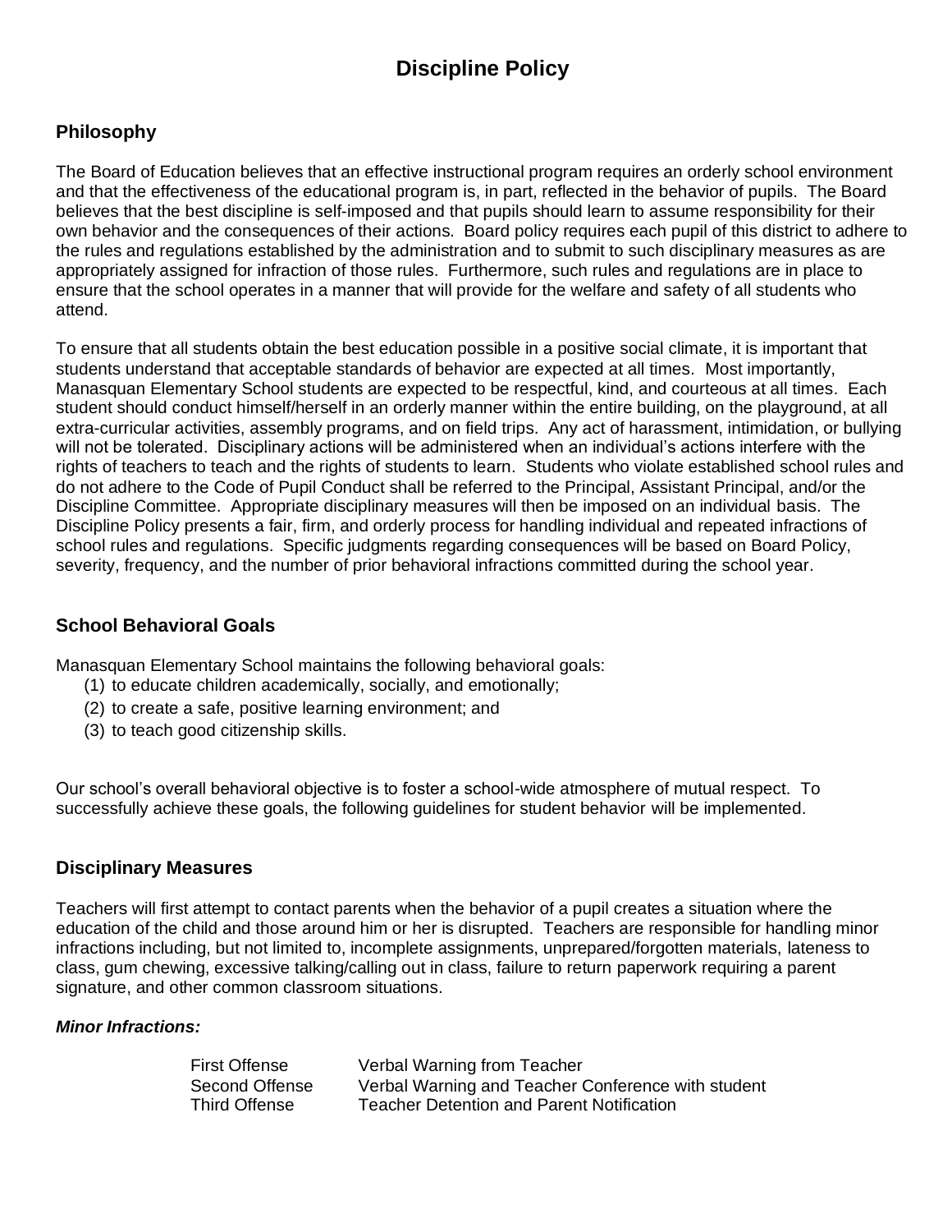# Discipline Policy

## Philosophy

The Board of Education believes that an effective instructional program requires an orderly school environment and that the effectiveness of the educational program is, in part, reflected in the behavior of pupils. The Board believes that the best discipline is self-imposed and that pupils should learn to assume responsibility for their own behavior and the consequences of their actions. Board policy requires each pupil of this district to adhere to the rules and regulations established by the administration and to submit to such disciplinary measures as are appropriately assigned for infraction of those rules. Furthermore, such rules and regulations are in place to ensure that the school operates in a manner that will provide for the welfare and safety of all students who attend.

To ensure that all students obtain the best education possible in a positive social climate, it is important that students understand that acceptable standards of behavior are expected at all times. Most importantly, Manasquan Elementary School students are expected to be respectful, kind, and courteous at all times. Each student should conduct himself/herself in an orderly manner within the entire building, on the playground, at all extra-curricular activities, assembly programs, and on field trips. Any act of harassment, intimidation, or bullying will not be tolerated. Disciplinary actions will be administered when an individual's actions interfere with the rights of teachers to teach and the rights of students to learn. Students who violate established school rules and do not adhere to the Code of Pupil Conduct shall be referred to the Principal, Assistant Principal, and/or the Discipline Committee. Appropriate disciplinary measures will then be imposed on an individual basis. The Discipline Policy presents a fair, firm, and orderly process for handling individual and repeated infractions of school rules and regulations. Specific judgments regarding consequences will be based on Board Policy, severity, frequency, and the number of prior behavioral infractions committed during the school year.

## School Behavioral Goals

Manasquan Elementary School maintains the following behavioral goals:

(1) to educate children academically, socially, and emotionally;
(2) to create a safe, positive learning environment; and
(3) to teach good citizenship skills.

Our school's overall behavioral objective is to foster a school-wide atmosphere of mutual respect. To successfully achieve these goals, the following guidelines for student behavior will be implemented.

## Disciplinary Measures

Teachers will first attempt to contact parents when the behavior of a pupil creates a situation where the education of the child and those around him or her is disrupted. Teachers are responsible for handling minor infractions including, but not limited to, incomplete assignments, unprepared/forgotten materials, lateness to class, gum chewing, excessive talking/calling out in class, failure to return paperwork requiring a parent signature, and other common classroom situations.

***Minor Infractions:***

| | |
|---|---|
| First Offense | Verbal Warning from Teacher |
| Second Offense | Verbal Warning and Teacher Conference with student |
| Third Offense | Teacher Detention and Parent Notification |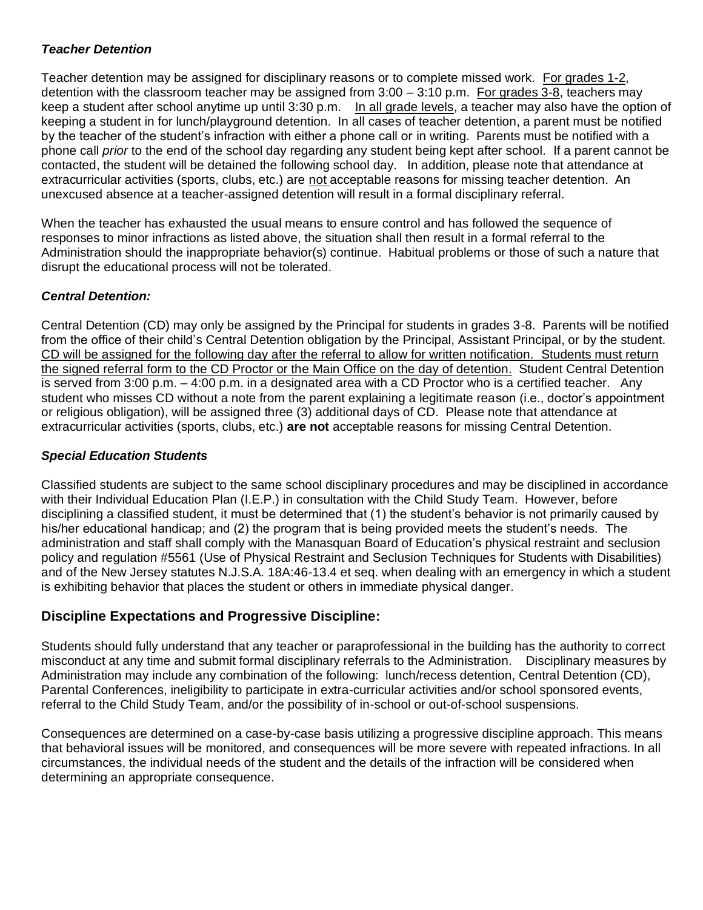### *Teacher Detention*

Teacher detention may be assigned for disciplinary reasons or to complete missed work. <u>For grades 1-2</u>, detention with the classroom teacher may be assigned from 3:00 – 3:10 p.m. <u>For grades 3-8</u>, teachers may keep a student after school anytime up until 3:30 p.m. <u>In all grade levels</u>, a teacher may also have the option of keeping a student in for lunch/playground detention. In all cases of teacher detention, a parent must be notified by the teacher of the student's infraction with either a phone call or in writing. Parents must be notified with a phone call *prior* to the end of the school day regarding any student being kept after school. If a parent cannot be contacted, the student will be detained the following school day. In addition, please note that attendance at extracurricular activities (sports, clubs, etc.) are <u>not</u> acceptable reasons for missing teacher detention. An unexcused absence at a teacher-assigned detention will result in a formal disciplinary referral.

When the teacher has exhausted the usual means to ensure control and has followed the sequence of responses to minor infractions as listed above, the situation shall then result in a formal referral to the Administration should the inappropriate behavior(s) continue. Habitual problems or those of such a nature that disrupt the educational process will not be tolerated.

### *Central Detention:*

Central Detention (CD) may only be assigned by the Principal for students in grades 3-8. Parents will be notified from the office of their child's Central Detention obligation by the Principal, Assistant Principal, or by the student. <u>CD will be assigned for the following day after the referral to allow for written notification. Students must return the signed referral form to the CD Proctor or the Main Office on the day of detention.</u> Student Central Detention is served from 3:00 p.m. – 4:00 p.m. in a designated area with a CD Proctor who is a certified teacher. Any student who misses CD without a note from the parent explaining a legitimate reason (i.e., doctor's appointment or religious obligation), will be assigned three (3) additional days of CD. Please note that attendance at extracurricular activities (sports, clubs, etc.) **are not** acceptable reasons for missing Central Detention.

### *Special Education Students*

Classified students are subject to the same school disciplinary procedures and may be disciplined in accordance with their Individual Education Plan (I.E.P.) in consultation with the Child Study Team. However, before disciplining a classified student, it must be determined that (1) the student's behavior is not primarily caused by his/her educational handicap; and (2) the program that is being provided meets the student's needs. The administration and staff shall comply with the Manasquan Board of Education's physical restraint and seclusion policy and regulation #5561 (Use of Physical Restraint and Seclusion Techniques for Students with Disabilities) and of the New Jersey statutes N.J.S.A. 18A:46-13.4 et seq. when dealing with an emergency in which a student is exhibiting behavior that places the student or others in immediate physical danger.

## Discipline Expectations and Progressive Discipline:

Students should fully understand that any teacher or paraprofessional in the building has the authority to correct misconduct at any time and submit formal disciplinary referrals to the Administration. Disciplinary measures by Administration may include any combination of the following: lunch/recess detention, Central Detention (CD), Parental Conferences, ineligibility to participate in extra-curricular activities and/or school sponsored events, referral to the Child Study Team, and/or the possibility of in-school or out-of-school suspensions.

Consequences are determined on a case-by-case basis utilizing a progressive discipline approach. This means that behavioral issues will be monitored, and consequences will be more severe with repeated infractions. In all circumstances, the individual needs of the student and the details of the infraction will be considered when determining an appropriate consequence.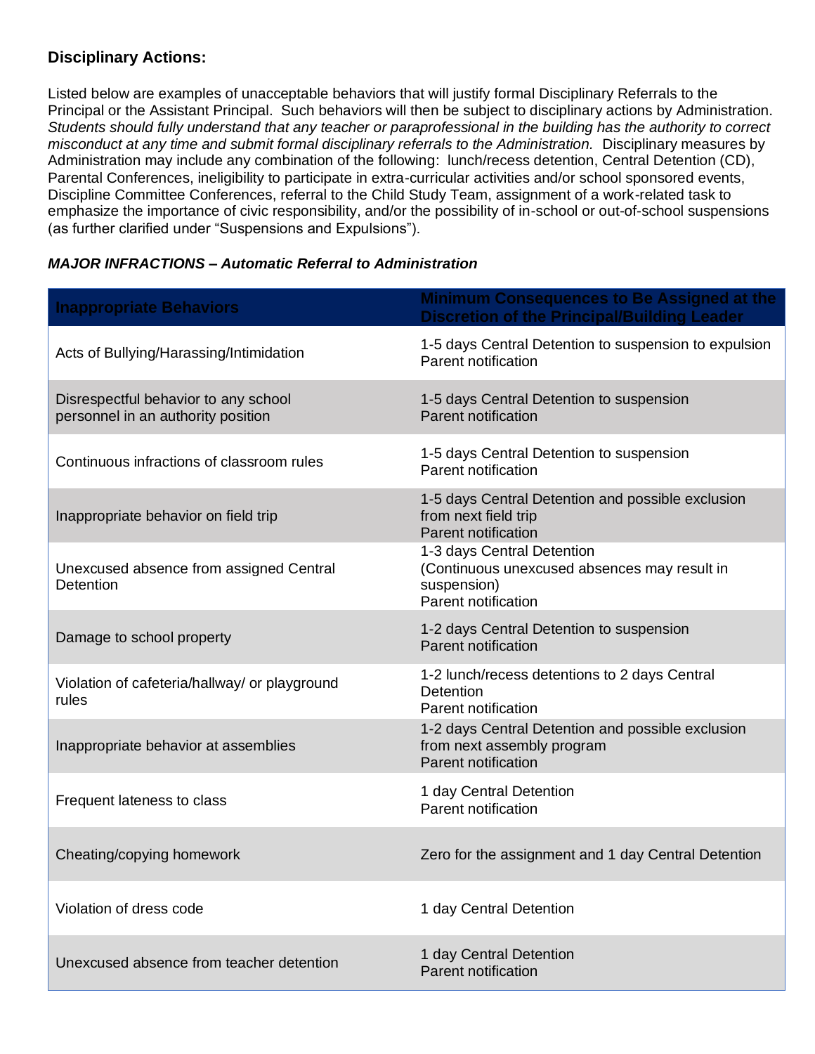### Disciplinary Actions:

Listed below are examples of unacceptable behaviors that will justify formal Disciplinary Referrals to the Principal or the Assistant Principal. Such behaviors will then be subject to disciplinary actions by Administration. *Students should fully understand that any teacher or paraprofessional in the building has the authority to correct misconduct at any time and submit formal disciplinary referrals to the Administration.* Disciplinary measures by Administration may include any combination of the following: lunch/recess detention, Central Detention (CD), Parental Conferences, ineligibility to participate in extra-curricular activities and/or school sponsored events, Discipline Committee Conferences, referral to the Child Study Team, assignment of a work-related task to emphasize the importance of civic responsibility, and/or the possibility of in-school or out-of-school suspensions (as further clarified under "Suspensions and Expulsions").

***MAJOR INFRACTIONS – Automatic Referral to Administration***

| Inappropriate Behaviors | Minimum Consequences to Be Assigned at the Discretion of the Principal/Building Leader |
|---|---|
| Acts of Bullying/Harassing/Intimidation | 1-5 days Central Detention to suspension to expulsion<br>Parent notification |
| Disrespectful behavior to any school personnel in an authority position | 1-5 days Central Detention to suspension<br>Parent notification |
| Continuous infractions of classroom rules | 1-5 days Central Detention to suspension<br>Parent notification |
| Inappropriate behavior on field trip | 1-5 days Central Detention and possible exclusion from next field trip<br>Parent notification |
| Unexcused absence from assigned Central Detention | 1-3 days Central Detention<br>(Continuous unexcused absences may result in suspension)<br>Parent notification |
| Damage to school property | 1-2 days Central Detention to suspension<br>Parent notification |
| Violation of cafeteria/hallway/ or playground rules | 1-2 lunch/recess detentions to 2 days Central Detention<br>Parent notification |
| Inappropriate behavior at assemblies | 1-2 days Central Detention and possible exclusion from next assembly program<br>Parent notification |
| Frequent lateness to class | 1 day Central Detention<br>Parent notification |
| Cheating/copying homework | Zero for the assignment and 1 day Central Detention |
| Violation of dress code | 1 day Central Detention |
| Unexcused absence from teacher detention | 1 day Central Detention<br>Parent notification |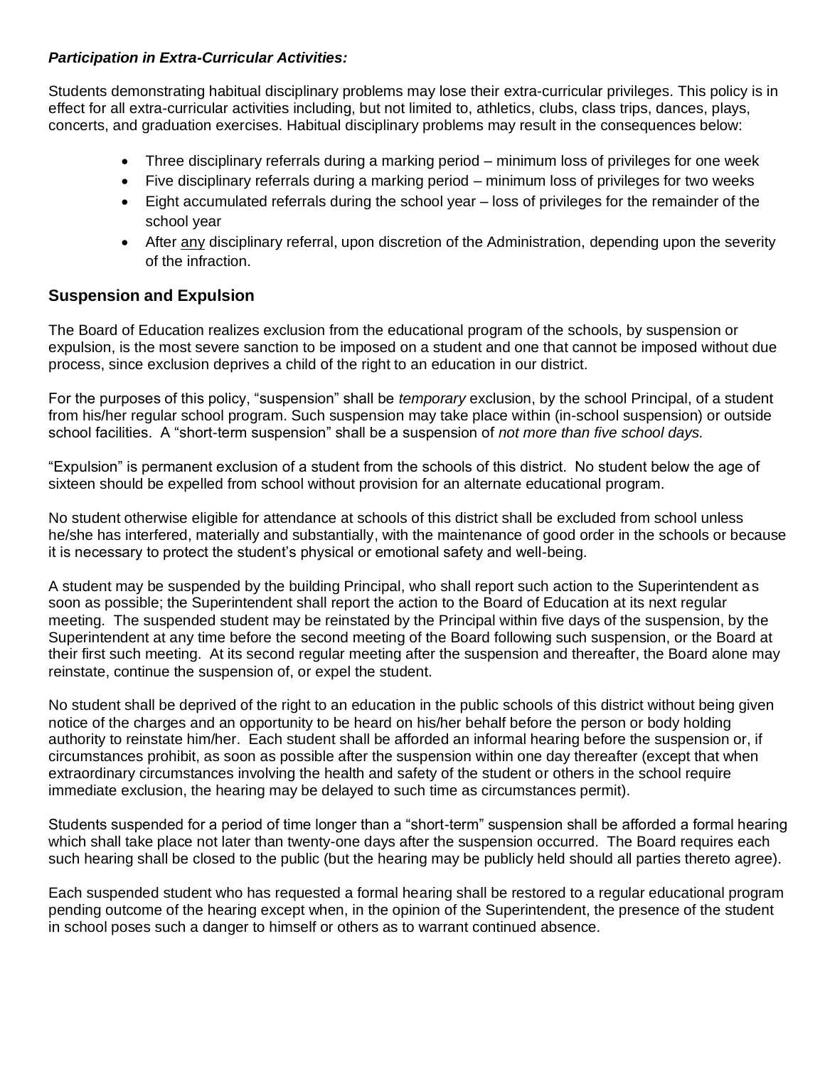***Participation in Extra-Curricular Activities:***

Students demonstrating habitual disciplinary problems may lose their extra-curricular privileges. This policy is in effect for all extra-curricular activities including, but not limited to, athletics, clubs, class trips, dances, plays, concerts, and graduation exercises. Habitual disciplinary problems may result in the consequences below:

- Three disciplinary referrals during a marking period – minimum loss of privileges for one week
- Five disciplinary referrals during a marking period – minimum loss of privileges for two weeks
- Eight accumulated referrals during the school year – loss of privileges for the remainder of the school year
- After <u>any</u> disciplinary referral, upon discretion of the Administration, depending upon the severity of the infraction.

## Suspension and Expulsion

The Board of Education realizes exclusion from the educational program of the schools, by suspension or expulsion, is the most severe sanction to be imposed on a student and one that cannot be imposed without due process, since exclusion deprives a child of the right to an education in our district.

For the purposes of this policy, "suspension" shall be *temporary* exclusion, by the school Principal, of a student from his/her regular school program. Such suspension may take place within (in-school suspension) or outside school facilities. A "short-term suspension" shall be a suspension of *not more than five school days.*

"Expulsion" is permanent exclusion of a student from the schools of this district. No student below the age of sixteen should be expelled from school without provision for an alternate educational program.

No student otherwise eligible for attendance at schools of this district shall be excluded from school unless he/she has interfered, materially and substantially, with the maintenance of good order in the schools or because it is necessary to protect the student's physical or emotional safety and well-being.

A student may be suspended by the building Principal, who shall report such action to the Superintendent as soon as possible; the Superintendent shall report the action to the Board of Education at its next regular meeting. The suspended student may be reinstated by the Principal within five days of the suspension, by the Superintendent at any time before the second meeting of the Board following such suspension, or the Board at their first such meeting. At its second regular meeting after the suspension and thereafter, the Board alone may reinstate, continue the suspension of, or expel the student.

No student shall be deprived of the right to an education in the public schools of this district without being given notice of the charges and an opportunity to be heard on his/her behalf before the person or body holding authority to reinstate him/her. Each student shall be afforded an informal hearing before the suspension or, if circumstances prohibit, as soon as possible after the suspension within one day thereafter (except that when extraordinary circumstances involving the health and safety of the student or others in the school require immediate exclusion, the hearing may be delayed to such time as circumstances permit).

Students suspended for a period of time longer than a "short-term" suspension shall be afforded a formal hearing which shall take place not later than twenty-one days after the suspension occurred. The Board requires each such hearing shall be closed to the public (but the hearing may be publicly held should all parties thereto agree).

Each suspended student who has requested a formal hearing shall be restored to a regular educational program pending outcome of the hearing except when, in the opinion of the Superintendent, the presence of the student in school poses such a danger to himself or others as to warrant continued absence.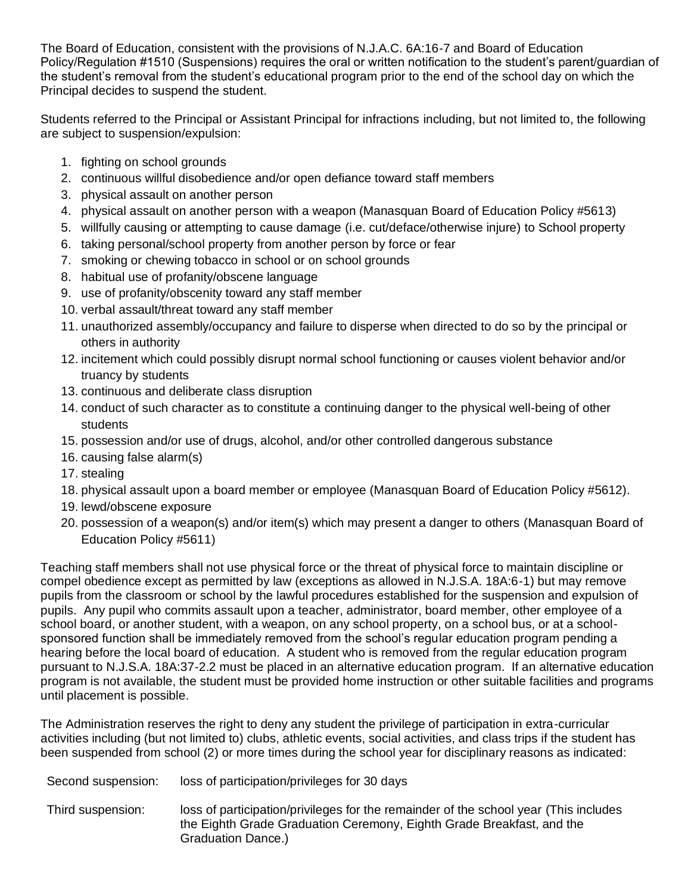The Board of Education, consistent with the provisions of N.J.A.C. 6A:16-7 and Board of Education Policy/Regulation #1510 (Suspensions) requires the oral or written notification to the student's parent/guardian of the student's removal from the student's educational program prior to the end of the school day on which the Principal decides to suspend the student.

Students referred to the Principal or Assistant Principal for infractions including, but not limited to, the following are subject to suspension/expulsion:

1. fighting on school grounds
2. continuous willful disobedience and/or open defiance toward staff members
3. physical assault on another person
4. physical assault on another person with a weapon (Manasquan Board of Education Policy #5613)
5. willfully causing or attempting to cause damage (i.e. cut/deface/otherwise injure) to School property
6. taking personal/school property from another person by force or fear
7. smoking or chewing tobacco in school or on school grounds
8. habitual use of profanity/obscene language
9. use of profanity/obscenity toward any staff member
10. verbal assault/threat toward any staff member
11. unauthorized assembly/occupancy and failure to disperse when directed to do so by the principal or others in authority
12. incitement which could possibly disrupt normal school functioning or causes violent behavior and/or truancy by students
13. continuous and deliberate class disruption
14. conduct of such character as to constitute a continuing danger to the physical well-being of other students
15. possession and/or use of drugs, alcohol, and/or other controlled dangerous substance
16. causing false alarm(s)
17. stealing
18. physical assault upon a board member or employee (Manasquan Board of Education Policy #5612).
19. lewd/obscene exposure
20. possession of a weapon(s) and/or item(s) which may present a danger to others (Manasquan Board of Education Policy #5611)

Teaching staff members shall not use physical force or the threat of physical force to maintain discipline or compel obedience except as permitted by law (exceptions as allowed in N.J.S.A. 18A:6-1) but may remove pupils from the classroom or school by the lawful procedures established for the suspension and expulsion of pupils. Any pupil who commits assault upon a teacher, administrator, board member, other employee of a school board, or another student, with a weapon, on any school property, on a school bus, or at a school-sponsored function shall be immediately removed from the school's regular education program pending a hearing before the local board of education. A student who is removed from the regular education program pursuant to N.J.S.A. 18A:37-2.2 must be placed in an alternative education program. If an alternative education program is not available, the student must be provided home instruction or other suitable facilities and programs until placement is possible.

The Administration reserves the right to deny any student the privilege of participation in extra-curricular activities including (but not limited to) clubs, athletic events, social activities, and class trips if the student has been suspended from school (2) or more times during the school year for disciplinary reasons as indicated:

| | |
|---|---|
| Second suspension: | loss of participation/privileges for 30 days |
| Third suspension: | loss of participation/privileges for the remainder of the school year (This includes the Eighth Grade Graduation Ceremony, Eighth Grade Breakfast, and the Graduation Dance.) |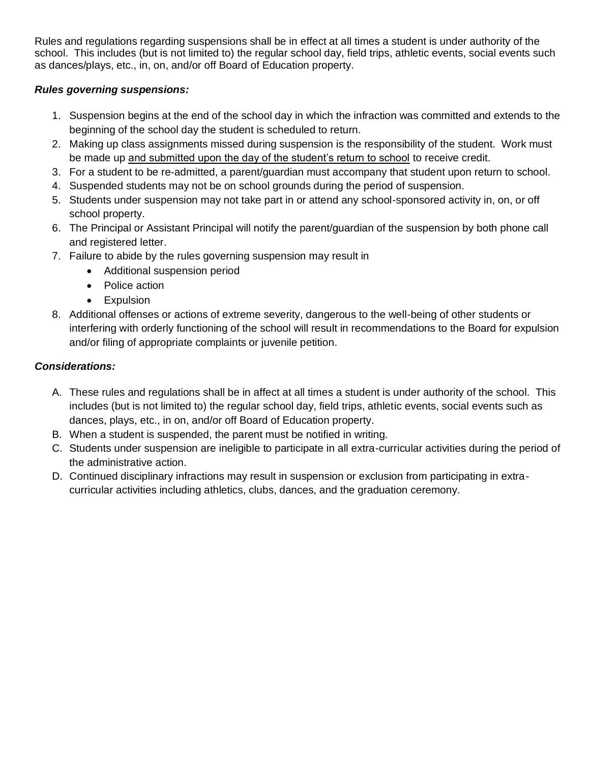Rules and regulations regarding suspensions shall be in effect at all times a student is under authority of the school. This includes (but is not limited to) the regular school day, field trips, athletic events, social events such as dances/plays, etc., in, on, and/or off Board of Education property.

***Rules governing suspensions:***

1. Suspension begins at the end of the school day in which the infraction was committed and extends to the beginning of the school day the student is scheduled to return.
2. Making up class assignments missed during suspension is the responsibility of the student. Work must be made up <u>and submitted upon the day of the student's return to school</u> to receive credit.
3. For a student to be re-admitted, a parent/guardian must accompany that student upon return to school.
4. Suspended students may not be on school grounds during the period of suspension.
5. Students under suspension may not take part in or attend any school-sponsored activity in, on, or off school property.
6. The Principal or Assistant Principal will notify the parent/guardian of the suspension by both phone call and registered letter.
7. Failure to abide by the rules governing suspension may result in
   - Additional suspension period
   - Police action
   - Expulsion
8. Additional offenses or actions of extreme severity, dangerous to the well-being of other students or interfering with orderly functioning of the school will result in recommendations to the Board for expulsion and/or filing of appropriate complaints or juvenile petition.

***Considerations:***

A. These rules and regulations shall be in affect at all times a student is under authority of the school. This includes (but is not limited to) the regular school day, field trips, athletic events, social events such as dances, plays, etc., in on, and/or off Board of Education property.

B. When a student is suspended, the parent must be notified in writing.

C. Students under suspension are ineligible to participate in all extra-curricular activities during the period of the administrative action.

D. Continued disciplinary infractions may result in suspension or exclusion from participating in extra-curricular activities including athletics, clubs, dances, and the graduation ceremony.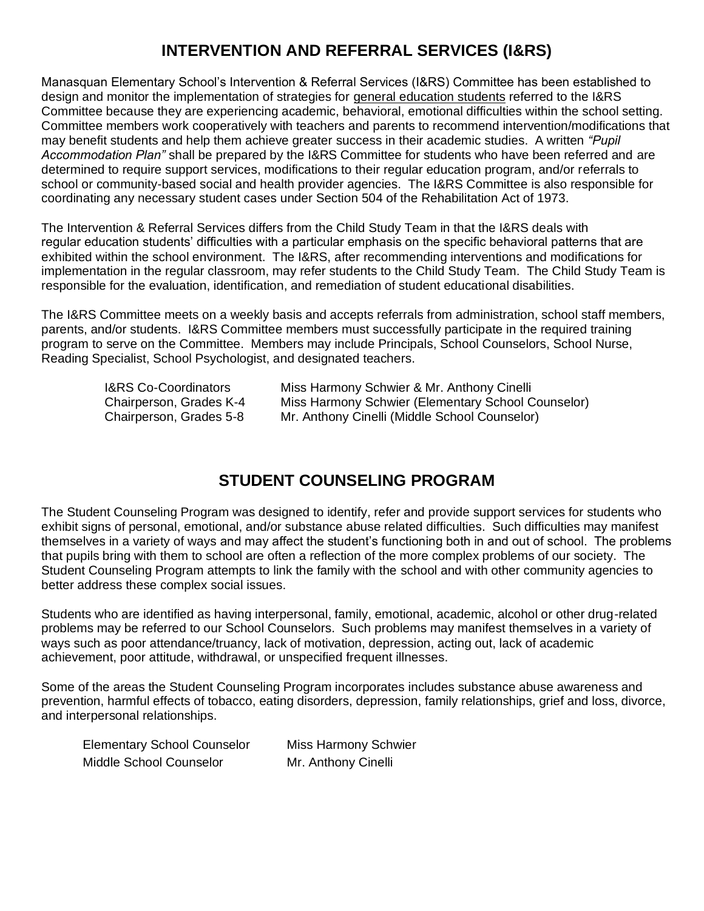## INTERVENTION AND REFERRAL SERVICES (I&RS)

Manasquan Elementary School's Intervention & Referral Services (I&RS) Committee has been established to design and monitor the implementation of strategies for <u>general education students</u> referred to the I&RS Committee because they are experiencing academic, behavioral, emotional difficulties within the school setting. Committee members work cooperatively with teachers and parents to recommend intervention/modifications that may benefit students and help them achieve greater success in their academic studies. A written *"Pupil Accommodation Plan"* shall be prepared by the I&RS Committee for students who have been referred and are determined to require support services, modifications to their regular education program, and/or referrals to school or community-based social and health provider agencies. The I&RS Committee is also responsible for coordinating any necessary student cases under Section 504 of the Rehabilitation Act of 1973.

The Intervention & Referral Services differs from the Child Study Team in that the I&RS deals with regular education students' difficulties with a particular emphasis on the specific behavioral patterns that are exhibited within the school environment. The I&RS, after recommending interventions and modifications for implementation in the regular classroom, may refer students to the Child Study Team. The Child Study Team is responsible for the evaluation, identification, and remediation of student educational disabilities.

The I&RS Committee meets on a weekly basis and accepts referrals from administration, school staff members, parents, and/or students. I&RS Committee members must successfully participate in the required training program to serve on the Committee. Members may include Principals, School Counselors, School Nurse, Reading Specialist, School Psychologist, and designated teachers.

| | |
|---|---|
| I&RS Co-Coordinators | Miss Harmony Schwier & Mr. Anthony Cinelli |
| Chairperson, Grades K-4 | Miss Harmony Schwier (Elementary School Counselor) |
| Chairperson, Grades 5-8 | Mr. Anthony Cinelli (Middle School Counselor) |

## STUDENT COUNSELING PROGRAM

The Student Counseling Program was designed to identify, refer and provide support services for students who exhibit signs of personal, emotional, and/or substance abuse related difficulties. Such difficulties may manifest themselves in a variety of ways and may affect the student's functioning both in and out of school. The problems that pupils bring with them to school are often a reflection of the more complex problems of our society. The Student Counseling Program attempts to link the family with the school and with other community agencies to better address these complex social issues.

Students who are identified as having interpersonal, family, emotional, academic, alcohol or other drug-related problems may be referred to our School Counselors. Such problems may manifest themselves in a variety of ways such as poor attendance/truancy, lack of motivation, depression, acting out, lack of academic achievement, poor attitude, withdrawal, or unspecified frequent illnesses.

Some of the areas the Student Counseling Program incorporates includes substance abuse awareness and prevention, harmful effects of tobacco, eating disorders, depression, family relationships, grief and loss, divorce, and interpersonal relationships.

| | |
|---|---|
| Elementary School Counselor | Miss Harmony Schwier |
| Middle School Counselor | Mr. Anthony Cinelli |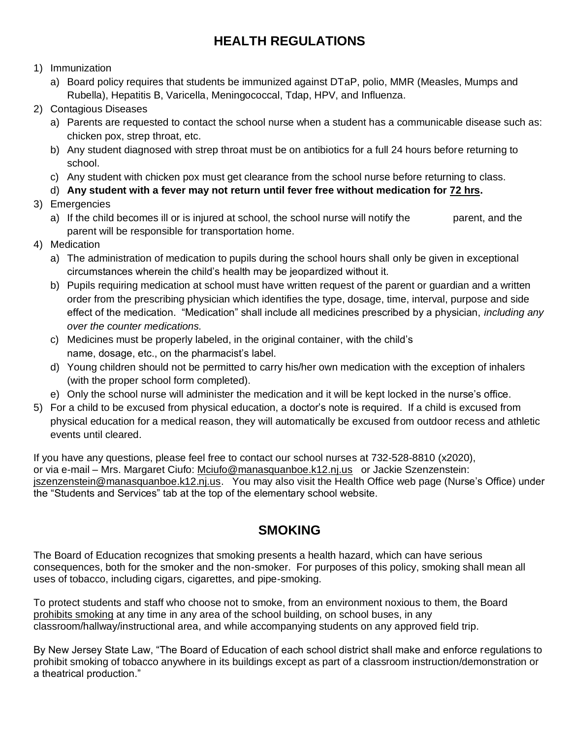## HEALTH REGULATIONS

1) Immunization
   a) Board policy requires that students be immunized against DTaP, polio, MMR (Measles, Mumps and Rubella), Hepatitis B, Varicella, Meningococcal, Tdap, HPV, and Influenza.
2) Contagious Diseases
   a) Parents are requested to contact the school nurse when a student has a communicable disease such as: chicken pox, strep throat, etc.
   b) Any student diagnosed with strep throat must be on antibiotics for a full 24 hours before returning to school.
   c) Any student with chicken pox must get clearance from the school nurse before returning to class.
   d) **Any student with a fever may not return until fever free without medication for 72 hrs.**
3) Emergencies
   a) If the child becomes ill or is injured at school, the school nurse will notify the parent, and the parent will be responsible for transportation home.
4) Medication
   a) The administration of medication to pupils during the school hours shall only be given in exceptional circumstances wherein the child's health may be jeopardized without it.
   b) Pupils requiring medication at school must have written request of the parent or guardian and a written order from the prescribing physician which identifies the type, dosage, time, interval, purpose and side effect of the medication. "Medication" shall include all medicines prescribed by a physician, *including any over the counter medications.*
   c) Medicines must be properly labeled, in the original container, with the child's name, dosage, etc., on the pharmacist's label.
   d) Young children should not be permitted to carry his/her own medication with the exception of inhalers (with the proper school form completed).
   e) Only the school nurse will administer the medication and it will be kept locked in the nurse's office.
5) For a child to be excused from physical education, a doctor's note is required. If a child is excused from physical education for a medical reason, they will automatically be excused from outdoor recess and athletic events until cleared.

If you have any questions, please feel free to contact our school nurses at 732-528-8810 (x2020), or via e-mail – Mrs. Margaret Ciufo: Mciufo@manasquanboe.k12.nj.us or Jackie Szenzenstein: jszenzenstein@manasquanboe.k12.nj.us. You may also visit the Health Office web page (Nurse's Office) under the "Students and Services" tab at the top of the elementary school website.

## SMOKING

The Board of Education recognizes that smoking presents a health hazard, which can have serious consequences, both for the smoker and the non-smoker. For purposes of this policy, smoking shall mean all uses of tobacco, including cigars, cigarettes, and pipe-smoking.

To protect students and staff who choose not to smoke, from an environment noxious to them, the Board prohibits smoking at any time in any area of the school building, on school buses, in any classroom/hallway/instructional area, and while accompanying students on any approved field trip.

By New Jersey State Law, "The Board of Education of each school district shall make and enforce regulations to prohibit smoking of tobacco anywhere in its buildings except as part of a classroom instruction/demonstration or a theatrical production."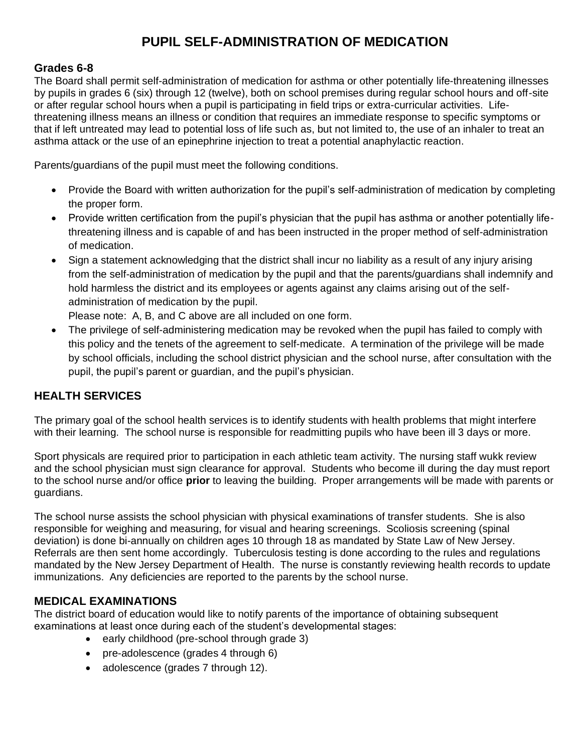# PUPIL SELF-ADMINISTRATION OF MEDICATION

### Grades 6-8

The Board shall permit self-administration of medication for asthma or other potentially life-threatening illnesses by pupils in grades 6 (six) through 12 (twelve), both on school premises during regular school hours and off-site or after regular school hours when a pupil is participating in field trips or extra-curricular activities. Life-threatening illness means an illness or condition that requires an immediate response to specific symptoms or that if left untreated may lead to potential loss of life such as, but not limited to, the use of an inhaler to treat an asthma attack or the use of an epinephrine injection to treat a potential anaphylactic reaction.

Parents/guardians of the pupil must meet the following conditions.

- Provide the Board with written authorization for the pupil's self-administration of medication by completing the proper form.
- Provide written certification from the pupil's physician that the pupil has asthma or another potentially life-threatening illness and is capable of and has been instructed in the proper method of self-administration of medication.
- Sign a statement acknowledging that the district shall incur no liability as a result of any injury arising from the self-administration of medication by the pupil and that the parents/guardians shall indemnify and hold harmless the district and its employees or agents against any claims arising out of the self-administration of medication by the pupil.

  Please note: A, B, and C above are all included on one form.
- The privilege of self-administering medication may be revoked when the pupil has failed to comply with this policy and the tenets of the agreement to self-medicate. A termination of the privilege will be made by school officials, including the school district physician and the school nurse, after consultation with the pupil, the pupil's parent or guardian, and the pupil's physician.

## HEALTH SERVICES

The primary goal of the school health services is to identify students with health problems that might interfere with their learning. The school nurse is responsible for readmitting pupils who have been ill 3 days or more.

Sport physicals are required prior to participation in each athletic team activity. The nursing staff wukk review and the school physician must sign clearance for approval. Students who become ill during the day must report to the school nurse and/or office **prior** to leaving the building. Proper arrangements will be made with parents or guardians.

The school nurse assists the school physician with physical examinations of transfer students. She is also responsible for weighing and measuring, for visual and hearing screenings. Scoliosis screening (spinal deviation) is done bi-annually on children ages 10 through 18 as mandated by State Law of New Jersey. Referrals are then sent home accordingly. Tuberculosis testing is done according to the rules and regulations mandated by the New Jersey Department of Health. The nurse is constantly reviewing health records to update immunizations. Any deficiencies are reported to the parents by the school nurse.

## MEDICAL EXAMINATIONS

The district board of education would like to notify parents of the importance of obtaining subsequent examinations at least once during each of the student's developmental stages:

- early childhood (pre-school through grade 3)
- pre-adolescence (grades 4 through 6)
- adolescence (grades 7 through 12).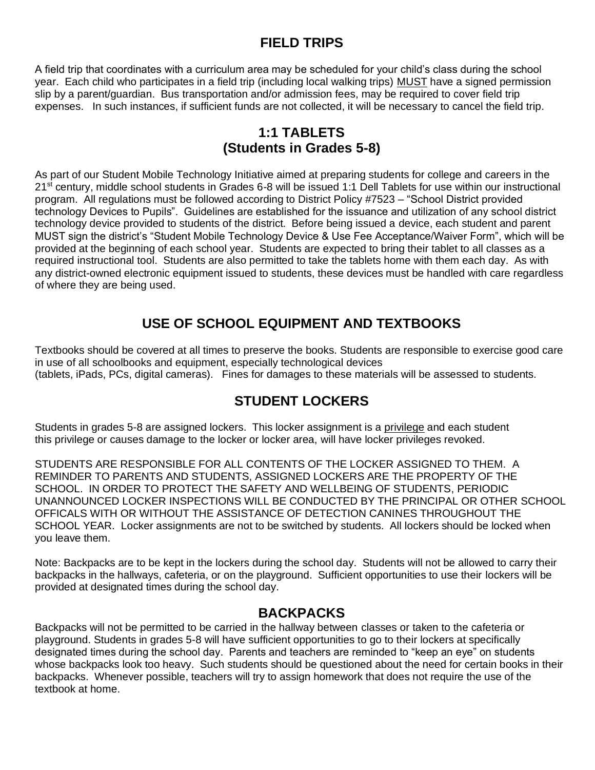## FIELD TRIPS

A field trip that coordinates with a curriculum area may be scheduled for your child's class during the school year. Each child who participates in a field trip (including local walking trips) MUST have a signed permission slip by a parent/guardian. Bus transportation and/or admission fees, may be required to cover field trip expenses. In such instances, if sufficient funds are not collected, it will be necessary to cancel the field trip.

## 1:1 TABLETS (Students in Grades 5-8)

As part of our Student Mobile Technology Initiative aimed at preparing students for college and careers in the 21st century, middle school students in Grades 6-8 will be issued 1:1 Dell Tablets for use within our instructional program. All regulations must be followed according to District Policy #7523 – "School District provided technology Devices to Pupils". Guidelines are established for the issuance and utilization of any school district technology device provided to students of the district. Before being issued a device, each student and parent MUST sign the district's "Student Mobile Technology Device & Use Fee Acceptance/Waiver Form", which will be provided at the beginning of each school year. Students are expected to bring their tablet to all classes as a required instructional tool. Students are also permitted to take the tablets home with them each day. As with any district-owned electronic equipment issued to students, these devices must be handled with care regardless of where they are being used.

## USE OF SCHOOL EQUIPMENT AND TEXTBOOKS

Textbooks should be covered at all times to preserve the books. Students are responsible to exercise good care in use of all schoolbooks and equipment, especially technological devices (tablets, iPads, PCs, digital cameras). Fines for damages to these materials will be assessed to students.

## STUDENT LOCKERS

Students in grades 5-8 are assigned lockers. This locker assignment is a privilege and each student this privilege or causes damage to the locker or locker area, will have locker privileges revoked.

STUDENTS ARE RESPONSIBLE FOR ALL CONTENTS OF THE LOCKER ASSIGNED TO THEM. A REMINDER TO PARENTS AND STUDENTS, ASSIGNED LOCKERS ARE THE PROPERTY OF THE SCHOOL. IN ORDER TO PROTECT THE SAFETY AND WELLBEING OF STUDENTS, PERIODIC UNANNOUNCED LOCKER INSPECTIONS WILL BE CONDUCTED BY THE PRINCIPAL OR OTHER SCHOOL OFFICALS WITH OR WITHOUT THE ASSISTANCE OF DETECTION CANINES THROUGHOUT THE SCHOOL YEAR. Locker assignments are not to be switched by students. All lockers should be locked when you leave them.

Note: Backpacks are to be kept in the lockers during the school day. Students will not be allowed to carry their backpacks in the hallways, cafeteria, or on the playground. Sufficient opportunities to use their lockers will be provided at designated times during the school day.

## BACKPACKS

Backpacks will not be permitted to be carried in the hallway between classes or taken to the cafeteria or playground. Students in grades 5-8 will have sufficient opportunities to go to their lockers at specifically designated times during the school day. Parents and teachers are reminded to "keep an eye" on students whose backpacks look too heavy. Such students should be questioned about the need for certain books in their backpacks. Whenever possible, teachers will try to assign homework that does not require the use of the textbook at home.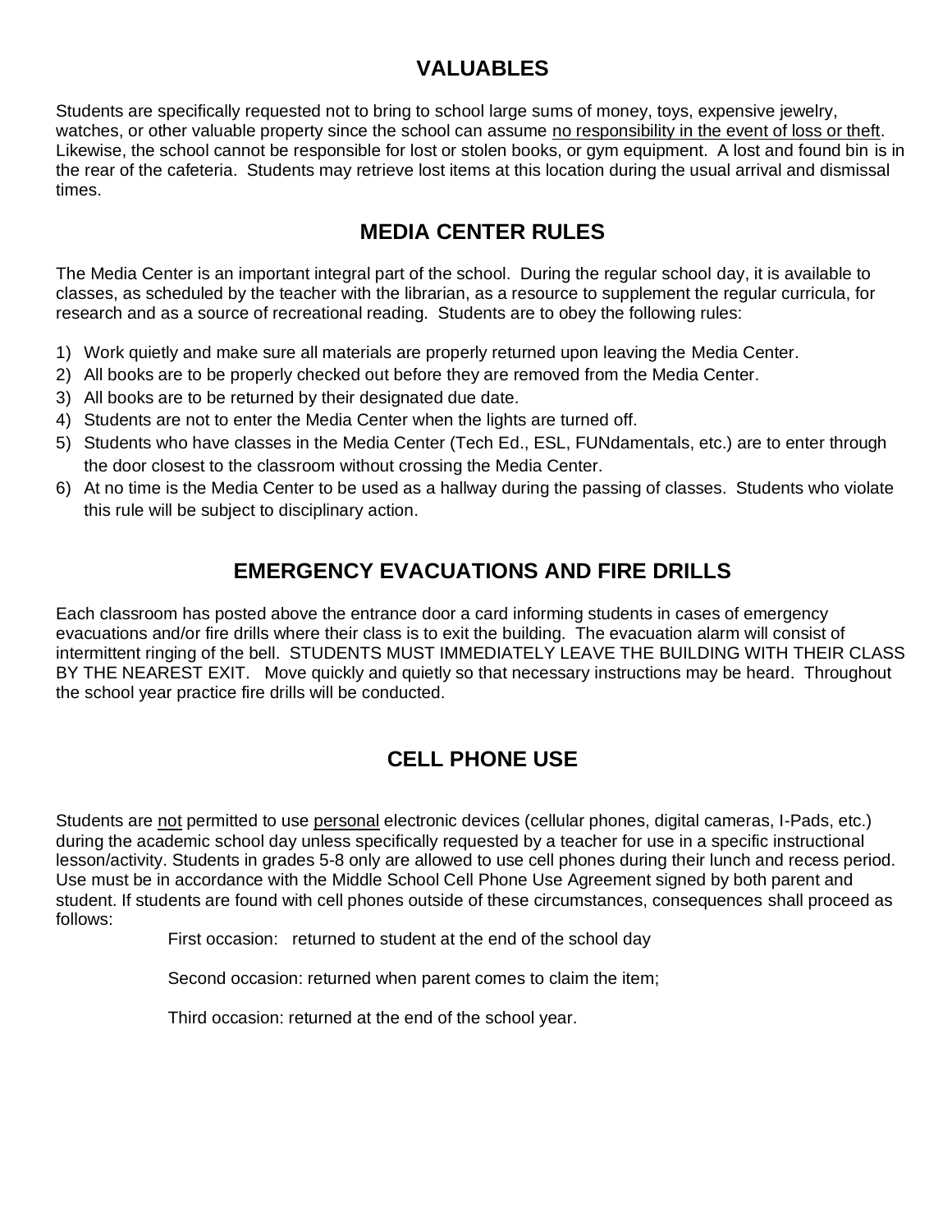## VALUABLES

Students are specifically requested not to bring to school large sums of money, toys, expensive jewelry, watches, or other valuable property since the school can assume no responsibility in the event of loss or theft. Likewise, the school cannot be responsible for lost or stolen books, or gym equipment. A lost and found bin is in the rear of the cafeteria. Students may retrieve lost items at this location during the usual arrival and dismissal times.

## MEDIA CENTER RULES

The Media Center is an important integral part of the school. During the regular school day, it is available to classes, as scheduled by the teacher with the librarian, as a resource to supplement the regular curricula, for research and as a source of recreational reading. Students are to obey the following rules:

1) Work quietly and make sure all materials are properly returned upon leaving the Media Center.
2) All books are to be properly checked out before they are removed from the Media Center.
3) All books are to be returned by their designated due date.
4) Students are not to enter the Media Center when the lights are turned off.
5) Students who have classes in the Media Center (Tech Ed., ESL, FUNdamentals, etc.) are to enter through the door closest to the classroom without crossing the Media Center.
6) At no time is the Media Center to be used as a hallway during the passing of classes. Students who violate this rule will be subject to disciplinary action.

## EMERGENCY EVACUATIONS AND FIRE DRILLS

Each classroom has posted above the entrance door a card informing students in cases of emergency evacuations and/or fire drills where their class is to exit the building. The evacuation alarm will consist of intermittent ringing of the bell. STUDENTS MUST IMMEDIATELY LEAVE THE BUILDING WITH THEIR CLASS BY THE NEAREST EXIT. Move quickly and quietly so that necessary instructions may be heard. Throughout the school year practice fire drills will be conducted.

## CELL PHONE USE

Students are not permitted to use personal electronic devices (cellular phones, digital cameras, I-Pads, etc.) during the academic school day unless specifically requested by a teacher for use in a specific instructional lesson/activity. Students in grades 5-8 only are allowed to use cell phones during their lunch and recess period. Use must be in accordance with the Middle School Cell Phone Use Agreement signed by both parent and student. If students are found with cell phones outside of these circumstances, consequences shall proceed as follows:

First occasion: returned to student at the end of the school day

Second occasion: returned when parent comes to claim the item;

Third occasion: returned at the end of the school year.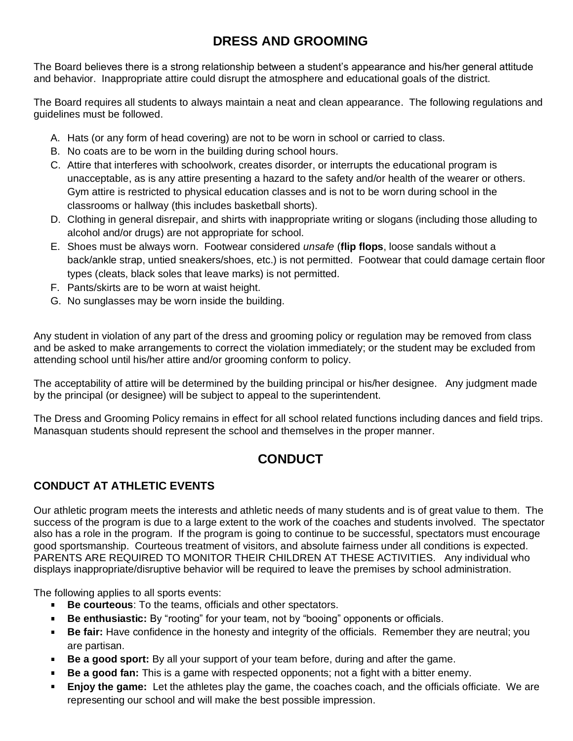## DRESS AND GROOMING

The Board believes there is a strong relationship between a student's appearance and his/her general attitude and behavior. Inappropriate attire could disrupt the atmosphere and educational goals of the district.

The Board requires all students to always maintain a neat and clean appearance. The following regulations and guidelines must be followed.

A. Hats (or any form of head covering) are not to be worn in school or carried to class.
B. No coats are to be worn in the building during school hours.
C. Attire that interferes with schoolwork, creates disorder, or interrupts the educational program is unacceptable, as is any attire presenting a hazard to the safety and/or health of the wearer or others. Gym attire is restricted to physical education classes and is not to be worn during school in the classrooms or hallway (this includes basketball shorts).
D. Clothing in general disrepair, and shirts with inappropriate writing or slogans (including those alluding to alcohol and/or drugs) are not appropriate for school.
E. Shoes must be always worn. Footwear considered *unsafe* (**flip flops**, loose sandals without a back/ankle strap, untied sneakers/shoes, etc.) is not permitted. Footwear that could damage certain floor types (cleats, black soles that leave marks) is not permitted.
F. Pants/skirts are to be worn at waist height.
G. No sunglasses may be worn inside the building.

Any student in violation of any part of the dress and grooming policy or regulation may be removed from class and be asked to make arrangements to correct the violation immediately; or the student may be excluded from attending school until his/her attire and/or grooming conform to policy.

The acceptability of attire will be determined by the building principal or his/her designee. Any judgment made by the principal (or designee) will be subject to appeal to the superintendent.

The Dress and Grooming Policy remains in effect for all school related functions including dances and field trips. Manasquan students should represent the school and themselves in the proper manner.

## CONDUCT

### CONDUCT AT ATHLETIC EVENTS

Our athletic program meets the interests and athletic needs of many students and is of great value to them. The success of the program is due to a large extent to the work of the coaches and students involved. The spectator also has a role in the program. If the program is going to continue to be successful, spectators must encourage good sportsmanship. Courteous treatment of visitors, and absolute fairness under all conditions is expected. PARENTS ARE REQUIRED TO MONITOR THEIR CHILDREN AT THESE ACTIVITIES. Any individual who displays inappropriate/disruptive behavior will be required to leave the premises by school administration.

The following applies to all sports events:

- **Be courteous**: To the teams, officials and other spectators.
- **Be enthusiastic:** By "rooting" for your team, not by "booing" opponents or officials.
- **Be fair:** Have confidence in the honesty and integrity of the officials. Remember they are neutral; you are partisan.
- **Be a good sport:** By all your support of your team before, during and after the game.
- **Be a good fan:** This is a game with respected opponents; not a fight with a bitter enemy.
- **Enjoy the game:** Let the athletes play the game, the coaches coach, and the officials officiate. We are representing our school and will make the best possible impression.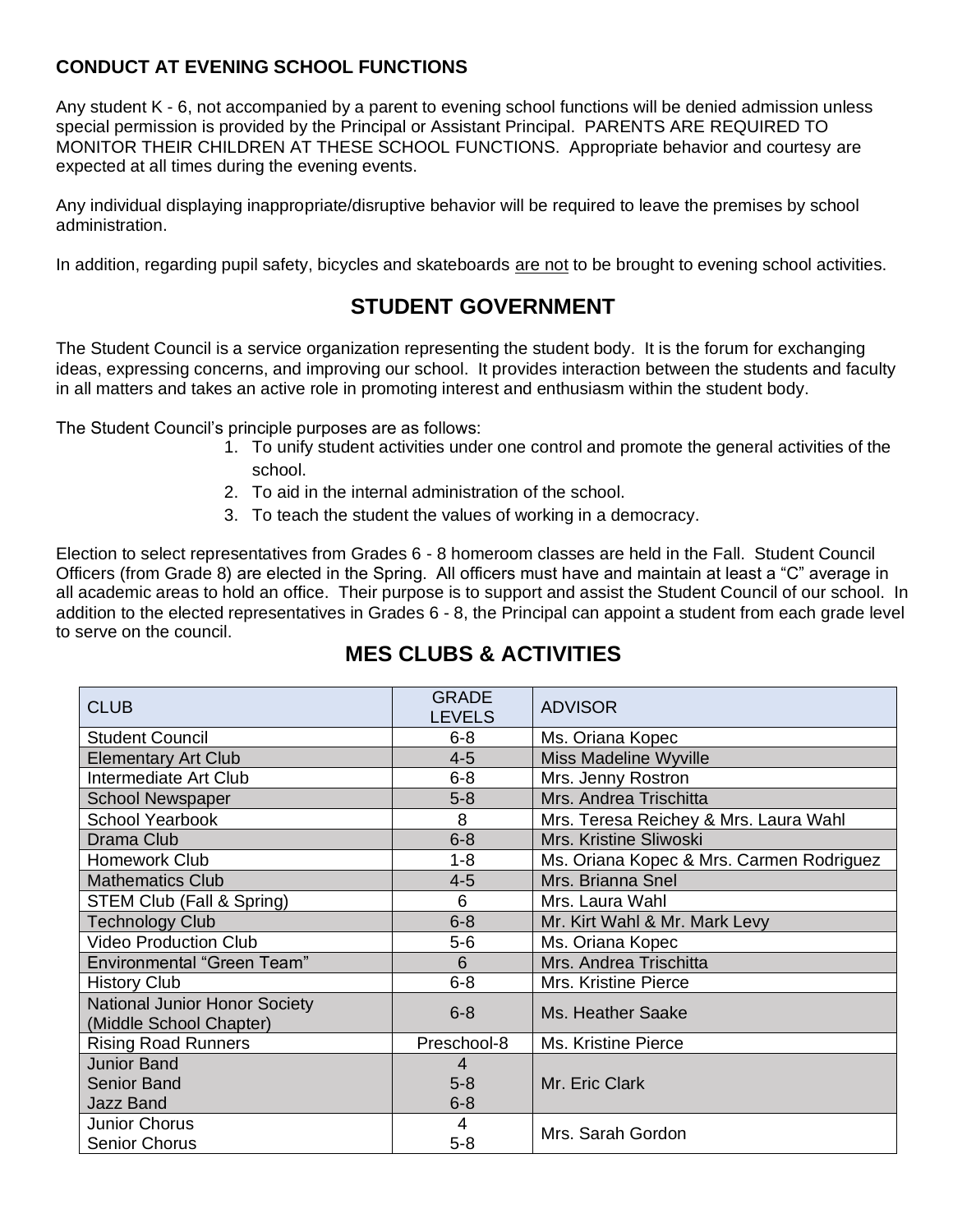**CONDUCT AT EVENING SCHOOL FUNCTIONS**

Any student K - 6, not accompanied by a parent to evening school functions will be denied admission unless special permission is provided by the Principal or Assistant Principal. PARENTS ARE REQUIRED TO MONITOR THEIR CHILDREN AT THESE SCHOOL FUNCTIONS. Appropriate behavior and courtesy are expected at all times during the evening events.

Any individual displaying inappropriate/disruptive behavior will be required to leave the premises by school administration.

In addition, regarding pupil safety, bicycles and skateboards <u>are not</u> to be brought to evening school activities.

## STUDENT GOVERNMENT

The Student Council is a service organization representing the student body. It is the forum for exchanging ideas, expressing concerns, and improving our school. It provides interaction between the students and faculty in all matters and takes an active role in promoting interest and enthusiasm within the student body.

The Student Council's principle purposes are as follows:

1. To unify student activities under one control and promote the general activities of the school.
2. To aid in the internal administration of the school.
3. To teach the student the values of working in a democracy.

Election to select representatives from Grades 6 - 8 homeroom classes are held in the Fall. Student Council Officers (from Grade 8) are elected in the Spring. All officers must have and maintain at least a "C" average in all academic areas to hold an office. Their purpose is to support and assist the Student Council of our school. In addition to the elected representatives in Grades 6 - 8, the Principal can appoint a student from each grade level to serve on the council.

## MES CLUBS & ACTIVITIES

| CLUB | GRADE LEVELS | ADVISOR |
|---|---|---|
| Student Council | 6-8 | Ms. Oriana Kopec |
| Elementary Art Club | 4-5 | Miss Madeline Wyville |
| Intermediate Art Club | 6-8 | Mrs. Jenny Rostron |
| School Newspaper | 5-8 | Mrs. Andrea Trischitta |
| School Yearbook | 8 | Mrs. Teresa Reichey & Mrs. Laura Wahl |
| Drama Club | 6-8 | Mrs. Kristine Sliwoski |
| Homework Club | 1-8 | Ms. Oriana Kopec & Mrs. Carmen Rodriguez |
| Mathematics Club | 4-5 | Mrs. Brianna Snel |
| STEM Club (Fall & Spring) | 6 | Mrs. Laura Wahl |
| Technology Club | 6-8 | Mr. Kirt Wahl & Mr. Mark Levy |
| Video Production Club | 5-6 | Ms. Oriana Kopec |
| Environmental "Green Team" | 6 | Mrs. Andrea Trischitta |
| History Club | 6-8 | Mrs. Kristine Pierce |
| National Junior Honor Society (Middle School Chapter) | 6-8 | Ms. Heather Saake |
| Rising Road Runners | Preschool-8 | Ms. Kristine Pierce |
| Junior Band<br>Senior Band<br>Jazz Band | 4<br>5-8<br>6-8 | Mr. Eric Clark |
| Junior Chorus<br>Senior Chorus | 4<br>5-8 | Mrs. Sarah Gordon |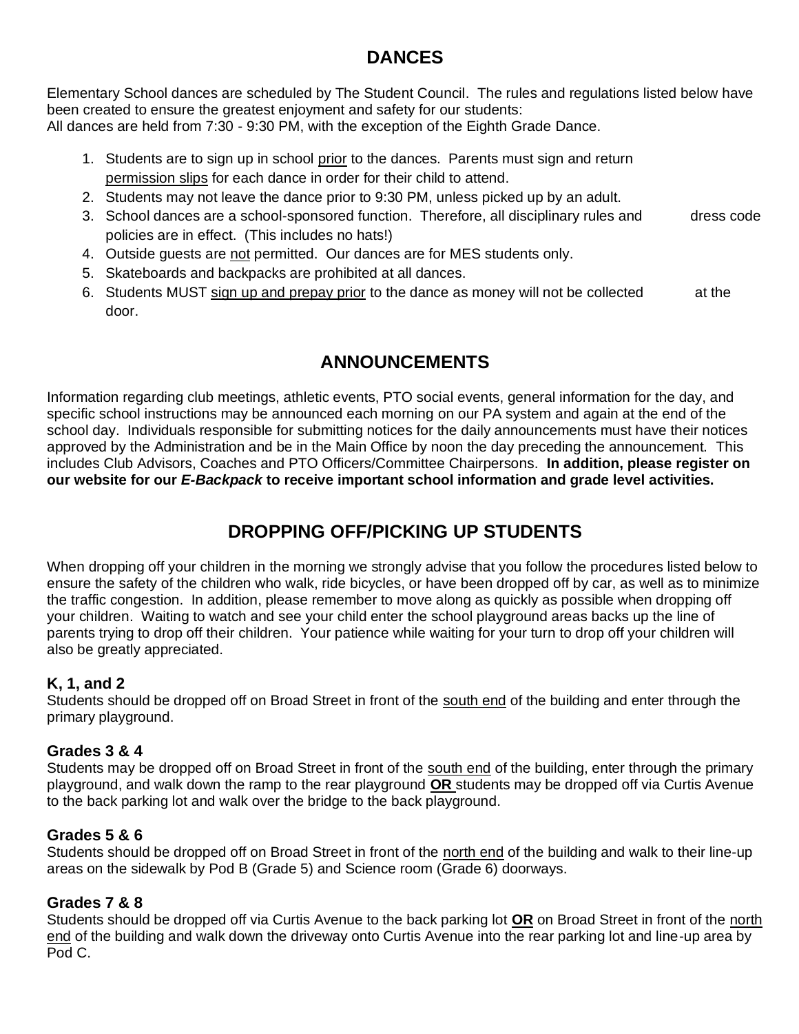## DANCES

Elementary School dances are scheduled by The Student Council. The rules and regulations listed below have been created to ensure the greatest enjoyment and safety for our students:
All dances are held from 7:30 - 9:30 PM, with the exception of the Eighth Grade Dance.

1. Students are to sign up in school prior to the dances. Parents must sign and return permission slips for each dance in order for their child to attend.
2. Students may not leave the dance prior to 9:30 PM, unless picked up by an adult.
3. School dances are a school-sponsored function. Therefore, all disciplinary rules and dress code policies are in effect. (This includes no hats!)
4. Outside guests are not permitted. Our dances are for MES students only.
5. Skateboards and backpacks are prohibited at all dances.
6. Students MUST sign up and prepay prior to the dance as money will not be collected at the door.

## ANNOUNCEMENTS

Information regarding club meetings, athletic events, PTO social events, general information for the day, and specific school instructions may be announced each morning on our PA system and again at the end of the school day. Individuals responsible for submitting notices for the daily announcements must have their notices approved by the Administration and be in the Main Office by noon the day preceding the announcement. This includes Club Advisors, Coaches and PTO Officers/Committee Chairpersons. **In addition, please register on our website for our *E-Backpack* to receive important school information and grade level activities.**

## DROPPING OFF/PICKING UP STUDENTS

When dropping off your children in the morning we strongly advise that you follow the procedures listed below to ensure the safety of the children who walk, ride bicycles, or have been dropped off by car, as well as to minimize the traffic congestion. In addition, please remember to move along as quickly as possible when dropping off your children. Waiting to watch and see your child enter the school playground areas backs up the line of parents trying to drop off their children. Your patience while waiting for your turn to drop off your children will also be greatly appreciated.

### K, 1, and 2

Students should be dropped off on Broad Street in front of the south end of the building and enter through the primary playground.

### Grades 3 & 4

Students may be dropped off on Broad Street in front of the south end of the building, enter through the primary playground, and walk down the ramp to the rear playground **OR** students may be dropped off via Curtis Avenue to the back parking lot and walk over the bridge to the back playground.

### Grades 5 & 6

Students should be dropped off on Broad Street in front of the north end of the building and walk to their line-up areas on the sidewalk by Pod B (Grade 5) and Science room (Grade 6) doorways.

### Grades 7 & 8

Students should be dropped off via Curtis Avenue to the back parking lot **OR** on Broad Street in front of the north end of the building and walk down the driveway onto Curtis Avenue into the rear parking lot and line-up area by Pod C.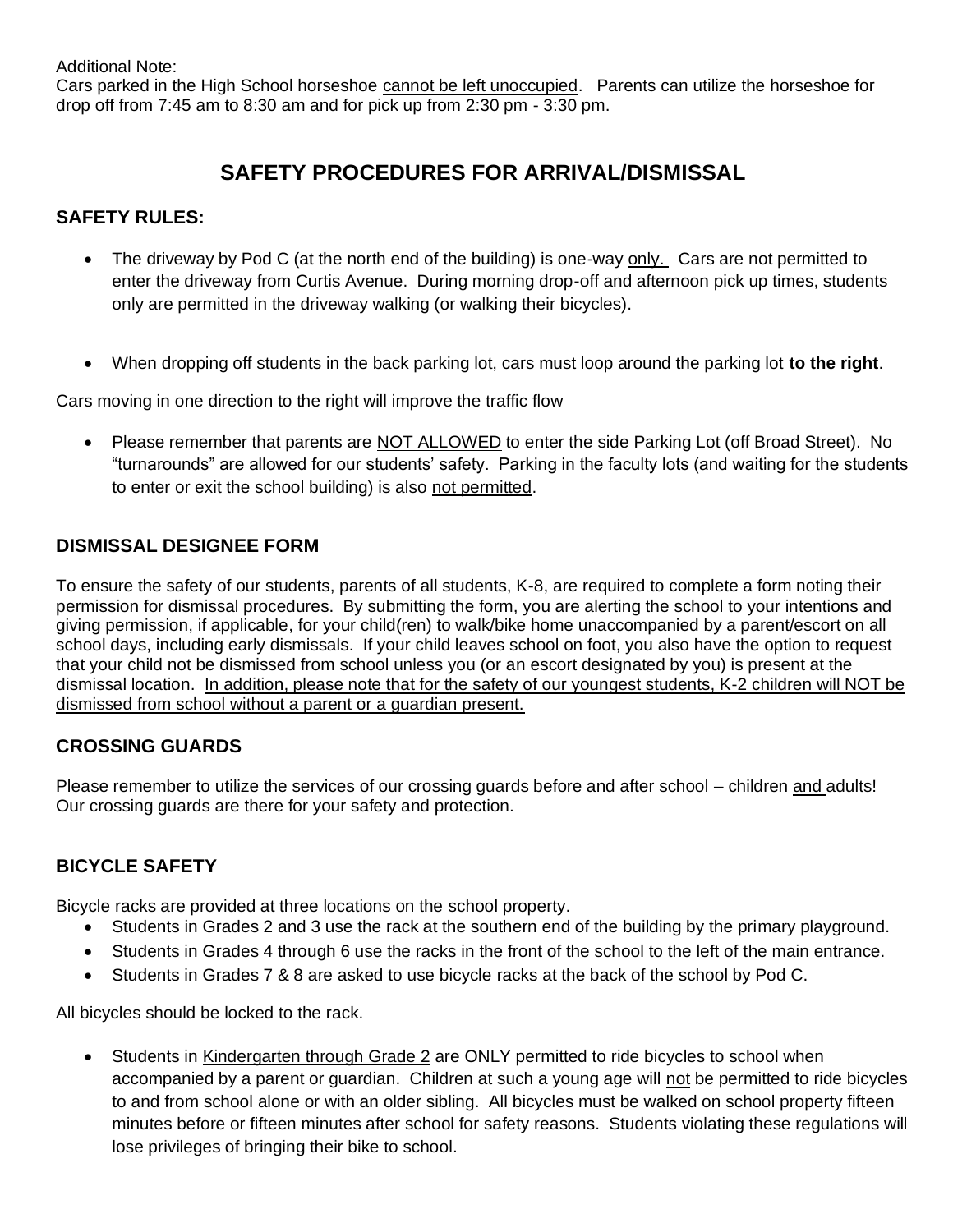Additional Note:
Cars parked in the High School horseshoe cannot be left unoccupied. Parents can utilize the horseshoe for drop off from 7:45 am to 8:30 am and for pick up from 2:30 pm - 3:30 pm.

# SAFETY PROCEDURES FOR ARRIVAL/DISMISSAL

## SAFETY RULES:

- The driveway by Pod C (at the north end of the building) is one-way only. Cars are not permitted to enter the driveway from Curtis Avenue. During morning drop-off and afternoon pick up times, students only are permitted in the driveway walking (or walking their bicycles).

- When dropping off students in the back parking lot, cars must loop around the parking lot **to the right**.

Cars moving in one direction to the right will improve the traffic flow

- Please remember that parents are NOT ALLOWED to enter the side Parking Lot (off Broad Street). No "turnarounds" are allowed for our students' safety. Parking in the faculty lots (and waiting for the students to enter or exit the school building) is also not permitted.

## DISMISSAL DESIGNEE FORM

To ensure the safety of our students, parents of all students, K-8, are required to complete a form noting their permission for dismissal procedures. By submitting the form, you are alerting the school to your intentions and giving permission, if applicable, for your child(ren) to walk/bike home unaccompanied by a parent/escort on all school days, including early dismissals. If your child leaves school on foot, you also have the option to request that your child not be dismissed from school unless you (or an escort designated by you) is present at the dismissal location. In addition, please note that for the safety of our youngest students, K-2 children will NOT be dismissed from school without a parent or a guardian present.

## CROSSING GUARDS

Please remember to utilize the services of our crossing guards before and after school – children and adults! Our crossing guards are there for your safety and protection.

## BICYCLE SAFETY

Bicycle racks are provided at three locations on the school property.

- Students in Grades 2 and 3 use the rack at the southern end of the building by the primary playground.
- Students in Grades 4 through 6 use the racks in the front of the school to the left of the main entrance.
- Students in Grades 7 & 8 are asked to use bicycle racks at the back of the school by Pod C.

All bicycles should be locked to the rack.

- Students in Kindergarten through Grade 2 are ONLY permitted to ride bicycles to school when accompanied by a parent or guardian. Children at such a young age will not be permitted to ride bicycles to and from school alone or with an older sibling. All bicycles must be walked on school property fifteen minutes before or fifteen minutes after school for safety reasons. Students violating these regulations will lose privileges of bringing their bike to school.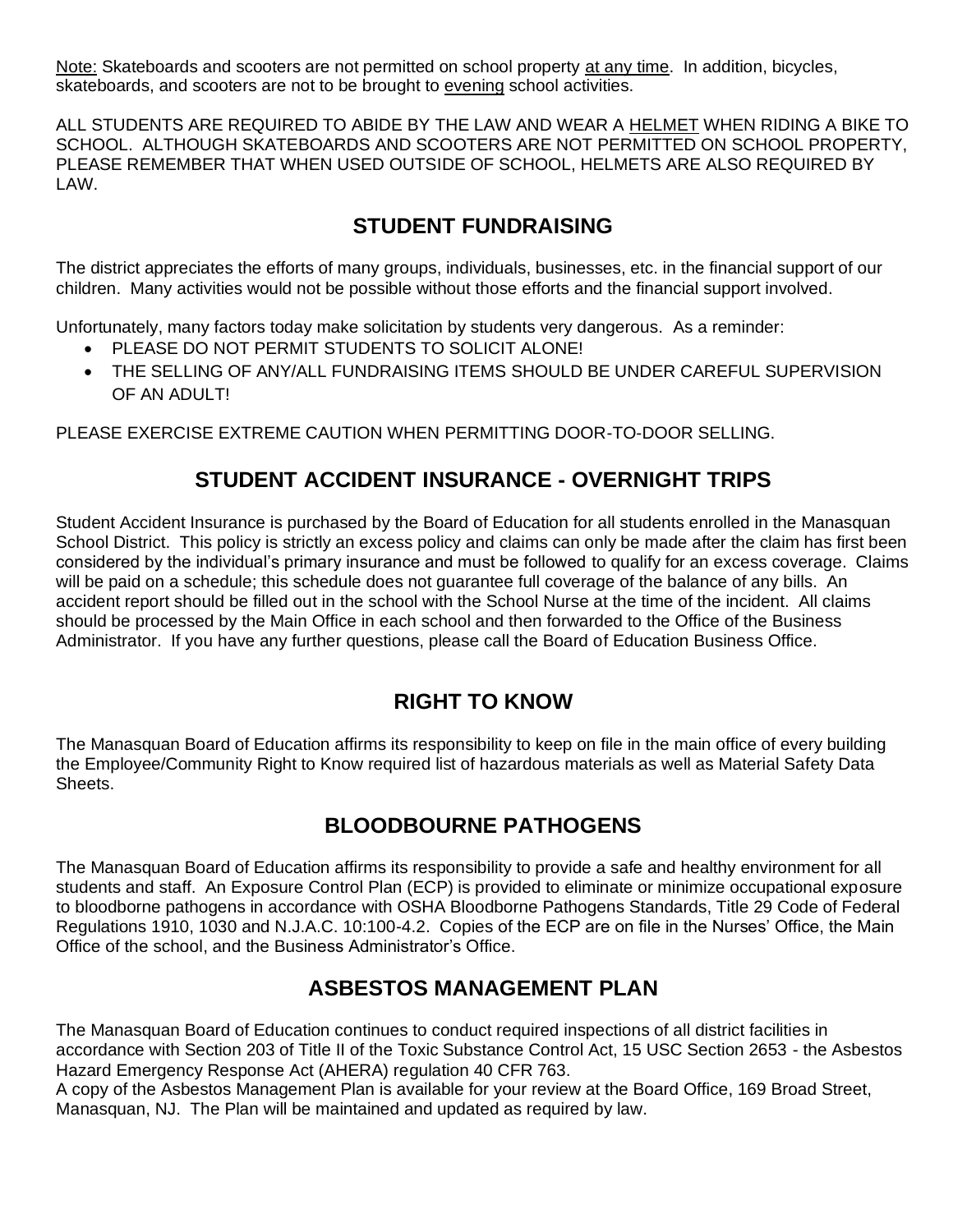Note: Skateboards and scooters are not permitted on school property at any time. In addition, bicycles, skateboards, and scooters are not to be brought to evening school activities.

ALL STUDENTS ARE REQUIRED TO ABIDE BY THE LAW AND WEAR A HELMET WHEN RIDING A BIKE TO SCHOOL. ALTHOUGH SKATEBOARDS AND SCOOTERS ARE NOT PERMITTED ON SCHOOL PROPERTY, PLEASE REMEMBER THAT WHEN USED OUTSIDE OF SCHOOL, HELMETS ARE ALSO REQUIRED BY LAW.

## STUDENT FUNDRAISING

The district appreciates the efforts of many groups, individuals, businesses, etc. in the financial support of our children. Many activities would not be possible without those efforts and the financial support involved.

Unfortunately, many factors today make solicitation by students very dangerous. As a reminder:

- PLEASE DO NOT PERMIT STUDENTS TO SOLICIT ALONE!
- THE SELLING OF ANY/ALL FUNDRAISING ITEMS SHOULD BE UNDER CAREFUL SUPERVISION OF AN ADULT!

PLEASE EXERCISE EXTREME CAUTION WHEN PERMITTING DOOR-TO-DOOR SELLING.

## STUDENT ACCIDENT INSURANCE - OVERNIGHT TRIPS

Student Accident Insurance is purchased by the Board of Education for all students enrolled in the Manasquan School District. This policy is strictly an excess policy and claims can only be made after the claim has first been considered by the individual's primary insurance and must be followed to qualify for an excess coverage. Claims will be paid on a schedule; this schedule does not guarantee full coverage of the balance of any bills. An accident report should be filled out in the school with the School Nurse at the time of the incident. All claims should be processed by the Main Office in each school and then forwarded to the Office of the Business Administrator. If you have any further questions, please call the Board of Education Business Office.

## RIGHT TO KNOW

The Manasquan Board of Education affirms its responsibility to keep on file in the main office of every building the Employee/Community Right to Know required list of hazardous materials as well as Material Safety Data Sheets.

## BLOODBOURNE PATHOGENS

The Manasquan Board of Education affirms its responsibility to provide a safe and healthy environment for all students and staff. An Exposure Control Plan (ECP) is provided to eliminate or minimize occupational exposure to bloodborne pathogens in accordance with OSHA Bloodborne Pathogens Standards, Title 29 Code of Federal Regulations 1910, 1030 and N.J.A.C. 10:100-4.2. Copies of the ECP are on file in the Nurses' Office, the Main Office of the school, and the Business Administrator's Office.

## ASBESTOS MANAGEMENT PLAN

The Manasquan Board of Education continues to conduct required inspections of all district facilities in accordance with Section 203 of Title II of the Toxic Substance Control Act, 15 USC Section 2653 - the Asbestos Hazard Emergency Response Act (AHERA) regulation 40 CFR 763.

A copy of the Asbestos Management Plan is available for your review at the Board Office, 169 Broad Street, Manasquan, NJ. The Plan will be maintained and updated as required by law.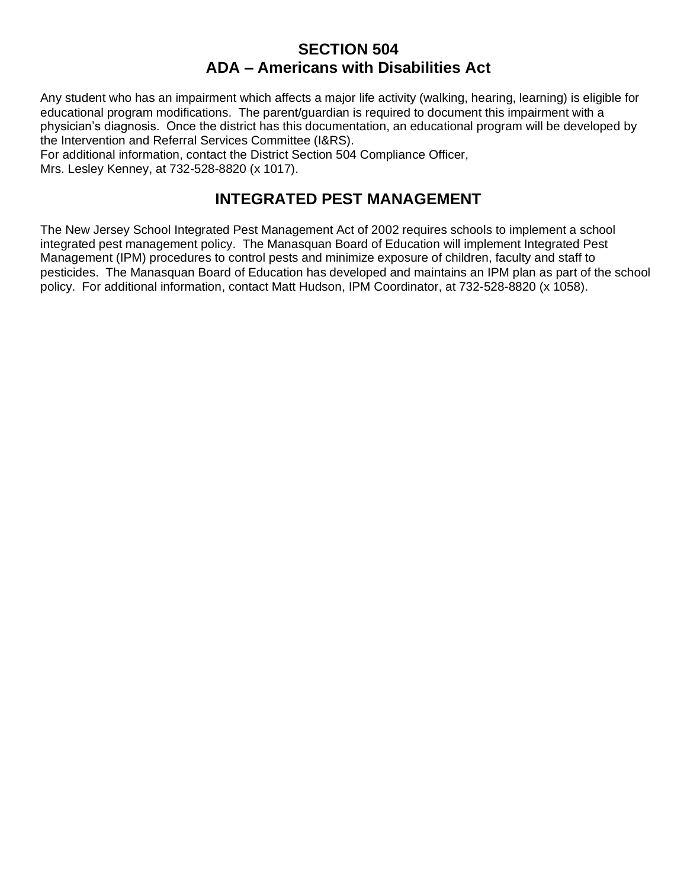## SECTION 504
## ADA – Americans with Disabilities Act

Any student who has an impairment which affects a major life activity (walking, hearing, learning) is eligible for educational program modifications. The parent/guardian is required to document this impairment with a physician's diagnosis. Once the district has this documentation, an educational program will be developed by the Intervention and Referral Services Committee (I&RS).
For additional information, contact the District Section 504 Compliance Officer,
Mrs. Lesley Kenney, at 732-528-8820 (x 1017).

## INTEGRATED PEST MANAGEMENT

The New Jersey School Integrated Pest Management Act of 2002 requires schools to implement a school integrated pest management policy. The Manasquan Board of Education will implement Integrated Pest Management (IPM) procedures to control pests and minimize exposure of children, faculty and staff to pesticides. The Manasquan Board of Education has developed and maintains an IPM plan as part of the school policy. For additional information, contact Matt Hudson, IPM Coordinator, at 732-528-8820 (x 1058).